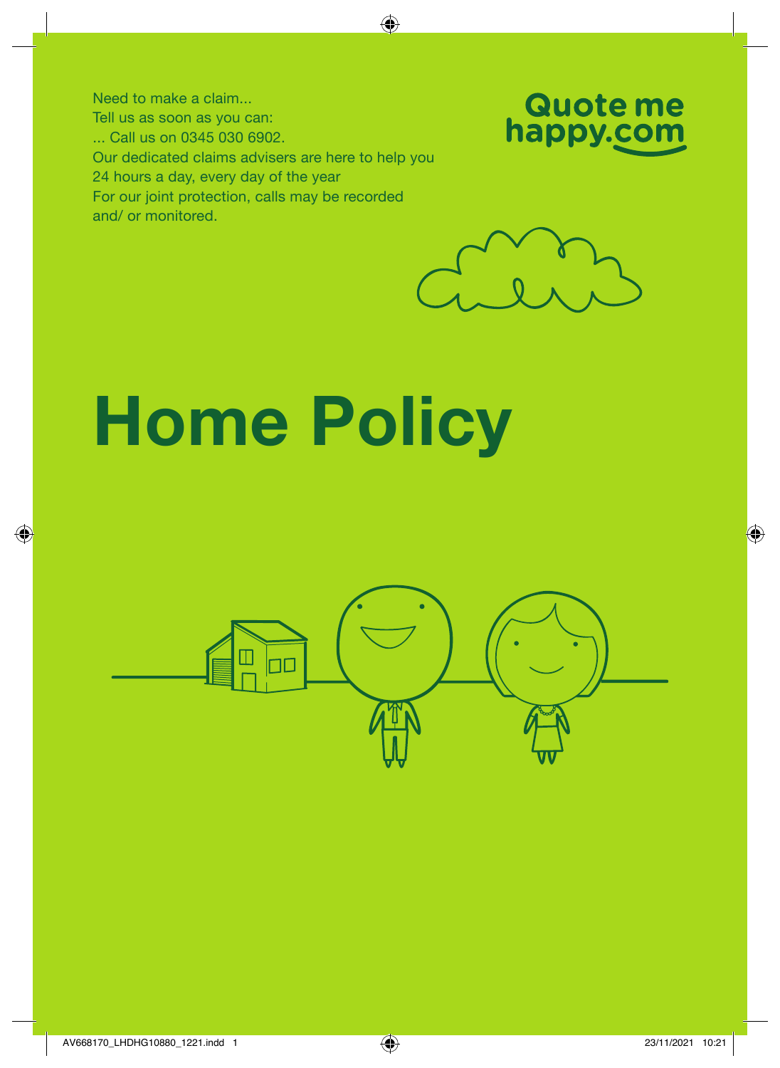Need to make a claim...
Tell us as soon as you can:
... Call us on 0345 030 6902.
Our dedicated claims advisers are here to help you 24 hours a day, every day of the year
For our joint protection, calls may be recorded and/ or monitored.

Quote me happy.com

# Home Policy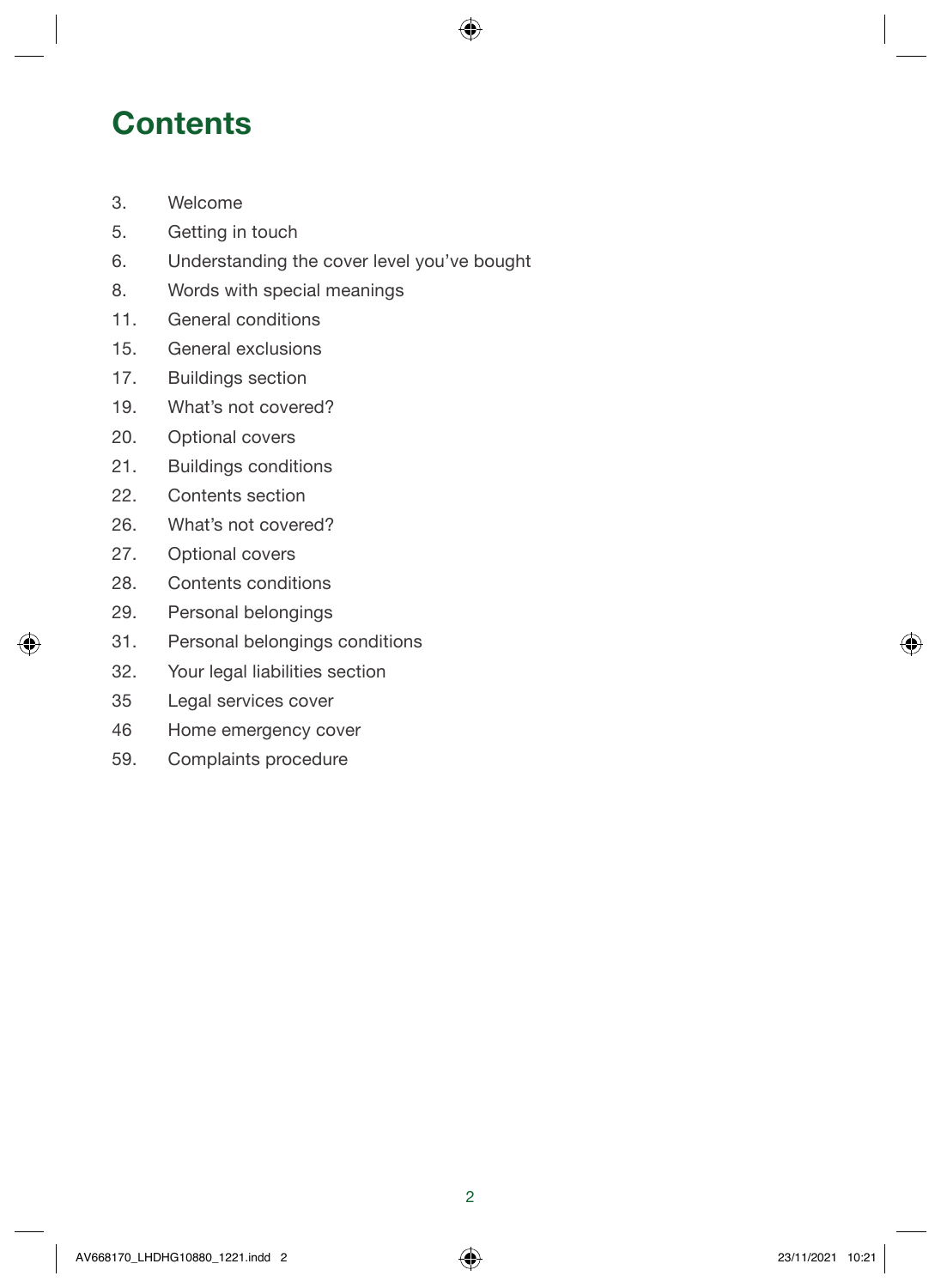# Contents

3. Welcome
5. Getting in touch
6. Understanding the cover level you've bought
8. Words with special meanings
11. General conditions
15. General exclusions
17. Buildings section
19. What's not covered?
20. Optional covers
21. Buildings conditions
22. Contents section
26. What's not covered?
27. Optional covers
28. Contents conditions
29. Personal belongings
31. Personal belongings conditions
32. Your legal liabilities section

35 Legal services cover

46 Home emergency cover

59. Complaints procedure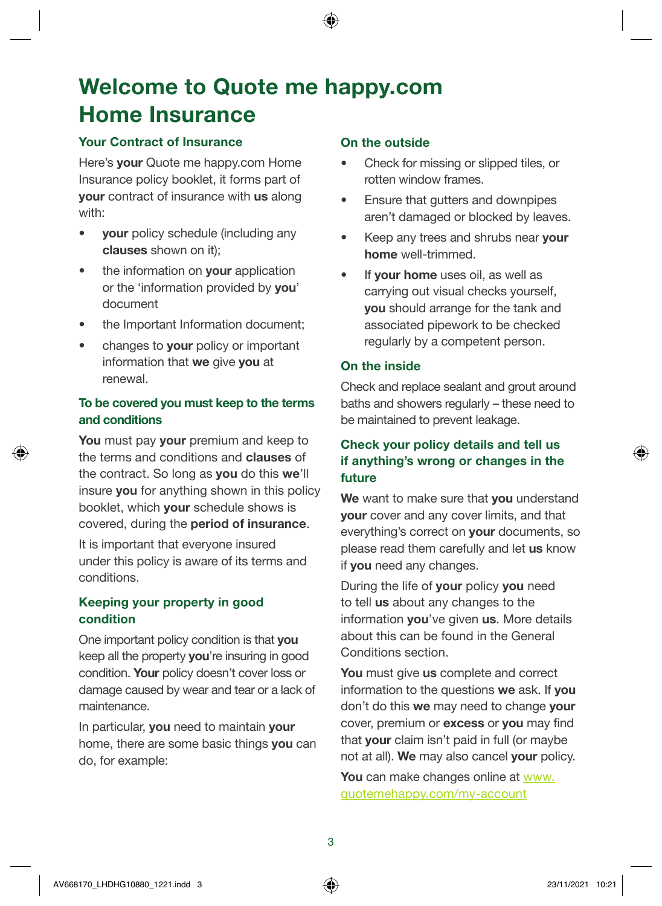# Welcome to Quote me happy.com Home Insurance

## Your Contract of Insurance

Here's **your** Quote me happy.com Home Insurance policy booklet, it forms part of **your** contract of insurance with **us** along with:

- **your** policy schedule (including any **clauses** shown on it);
- the information on **your** application or the 'information provided by **you**' document
- the Important Information document;
- changes to **your** policy or important information that **we** give **you** at renewal.

## To be covered you must keep to the terms and conditions

**You** must pay **your** premium and keep to the terms and conditions and **clauses** of the contract. So long as **you** do this **we**'ll insure **you** for anything shown in this policy booklet, which **your** schedule shows is covered, during the **period of insurance**.

It is important that everyone insured under this policy is aware of its terms and conditions.

## Keeping your property in good condition

One important policy condition is that **you** keep all the property **you**'re insuring in good condition. **Your** policy doesn't cover loss or damage caused by wear and tear or a lack of maintenance.

In particular, **you** need to maintain **your** home, there are some basic things **you** can do, for example:

### On the outside

- Check for missing or slipped tiles, or rotten window frames.
- Ensure that gutters and downpipes aren't damaged or blocked by leaves.
- Keep any trees and shrubs near **your home** well-trimmed.
- If **your home** uses oil, as well as carrying out visual checks yourself, **you** should arrange for the tank and associated pipework to be checked regularly by a competent person.

### On the inside

Check and replace sealant and grout around baths and showers regularly – these need to be maintained to prevent leakage.

## Check your policy details and tell us if anything's wrong or changes in the future

**We** want to make sure that **you** understand **your** cover and any cover limits, and that everything's correct on **your** documents, so please read them carefully and let **us** know if **you** need any changes.

During the life of **your** policy **you** need to tell **us** about any changes to the information **you**'ve given **us**. More details about this can be found in the General Conditions section.

**You** must give **us** complete and correct information to the questions **we** ask. If **you** don't do this **we** may need to change **your** cover, premium or **excess** or **you** may find that **your** claim isn't paid in full (or maybe not at all). **We** may also cancel **your** policy.

**You** can make changes online at www.quotemehappy.com/my-account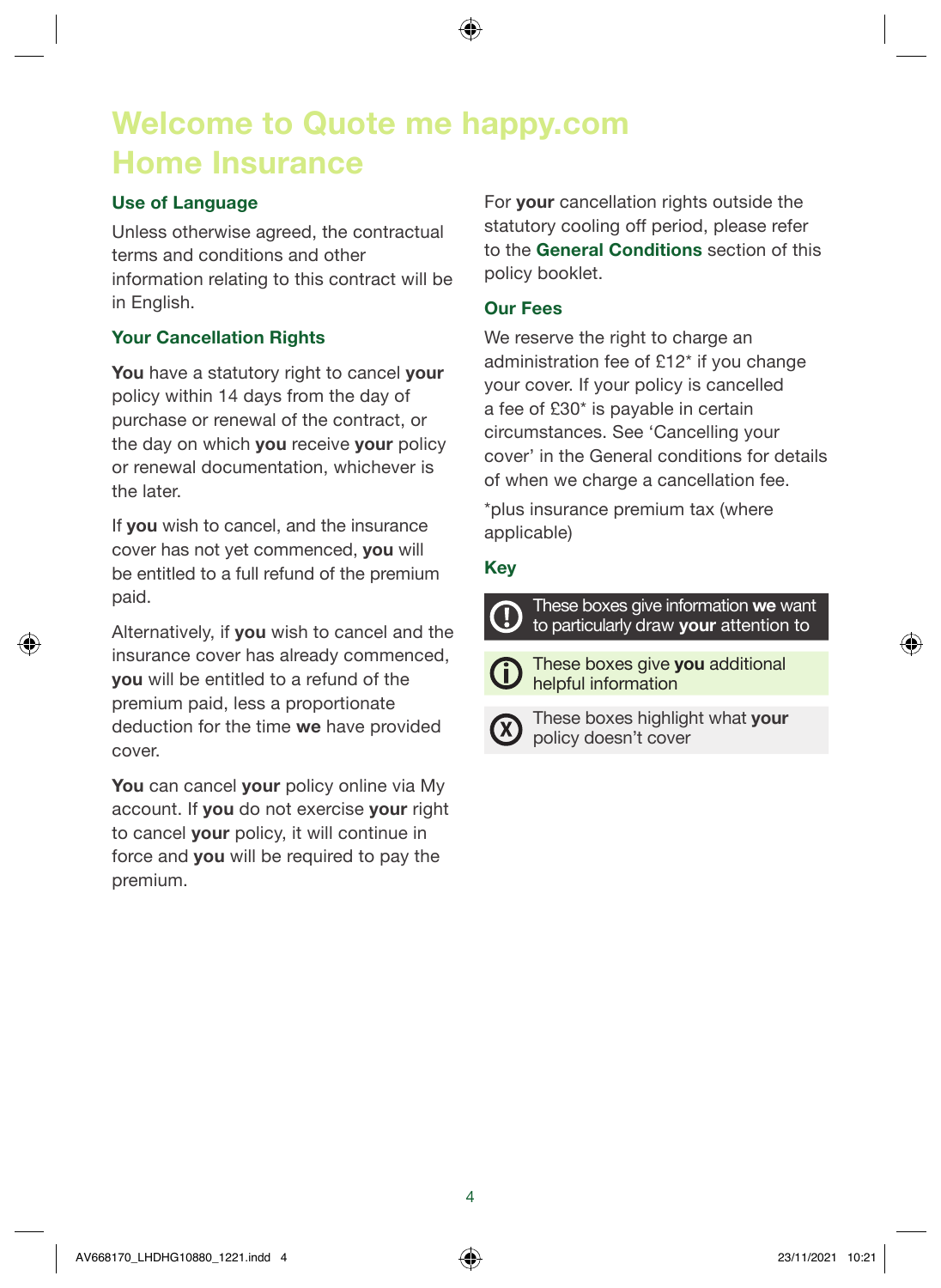# Welcome to Quote me happy.com Home Insurance

## Use of Language

Unless otherwise agreed, the contractual terms and conditions and other information relating to this contract will be in English.

## Your Cancellation Rights

**You** have a statutory right to cancel **your** policy within 14 days from the day of purchase or renewal of the contract, or the day on which **you** receive **your** policy or renewal documentation, whichever is the later.

If **you** wish to cancel, and the insurance cover has not yet commenced, **you** will be entitled to a full refund of the premium paid.

Alternatively, if **you** wish to cancel and the insurance cover has already commenced, **you** will be entitled to a refund of the premium paid, less a proportionate deduction for the time **we** have provided cover.

**You** can cancel **your** policy online via My account. If **you** do not exercise **your** right to cancel **your** policy, it will continue in force and **you** will be required to pay the premium.

For **your** cancellation rights outside the statutory cooling off period, please refer to the **General Conditions** section of this policy booklet.

## Our Fees

We reserve the right to charge an administration fee of £12* if you change your cover. If your policy is cancelled a fee of £30* is payable in certain circumstances. See 'Cancelling your cover' in the General conditions for details of when we charge a cancellation fee.

*plus insurance premium tax (where applicable)

## Key

These boxes give information **we** want to particularly draw **your** attention to

These boxes give **you** additional helpful information

These boxes highlight what **your** policy doesn't cover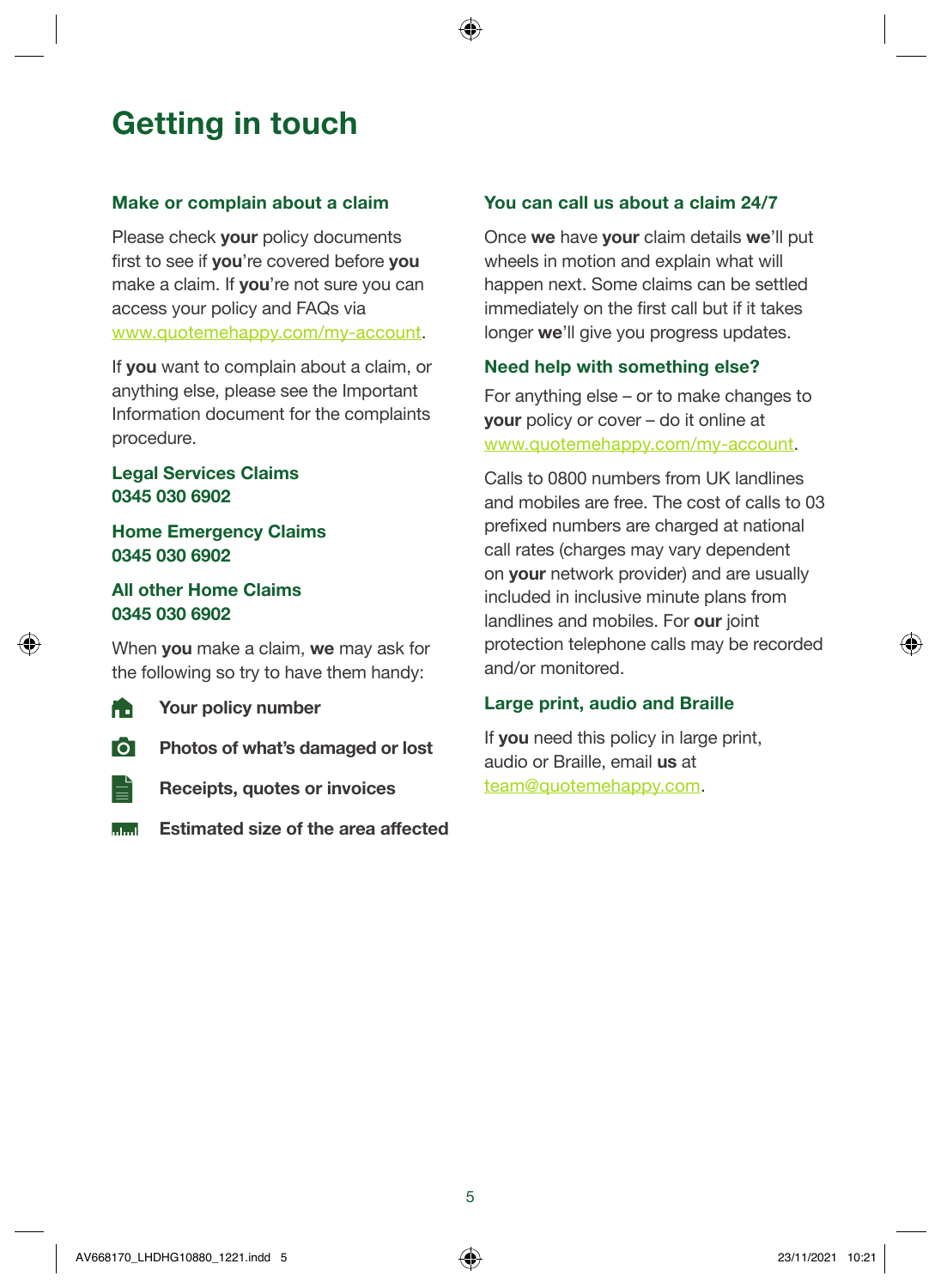# Getting in touch

### Make or complain about a claim

Please check **your** policy documents first to see if **you**'re covered before **you** make a claim. If **you**'re not sure you can access your policy and FAQs via www.quotemehappy.com/my-account.

If **you** want to complain about a claim, or anything else, please see the Important Information document for the complaints procedure.

**Legal Services Claims**
**0345 030 6902**

**Home Emergency Claims**
**0345 030 6902**

**All other Home Claims**
**0345 030 6902**

When **you** make a claim, **we** may ask for the following so try to have them handy:

- **Your policy number**
- **Photos of what's damaged or lost**
- **Receipts, quotes or invoices**
- **Estimated size of the area affected**

### You can call us about a claim 24/7

Once **we** have **your** claim details **we**'ll put wheels in motion and explain what will happen next. Some claims can be settled immediately on the first call but if it takes longer **we**'ll give you progress updates.

### Need help with something else?

For anything else – or to make changes to **your** policy or cover – do it online at www.quotemehappy.com/my-account.

Calls to 0800 numbers from UK landlines and mobiles are free. The cost of calls to 03 prefixed numbers are charged at national call rates (charges may vary dependent on **your** network provider) and are usually included in inclusive minute plans from landlines and mobiles. For **our** joint protection telephone calls may be recorded and/or monitored.

### Large print, audio and Braille

If **you** need this policy in large print, audio or Braille, email **us** at team@quotemehappy.com.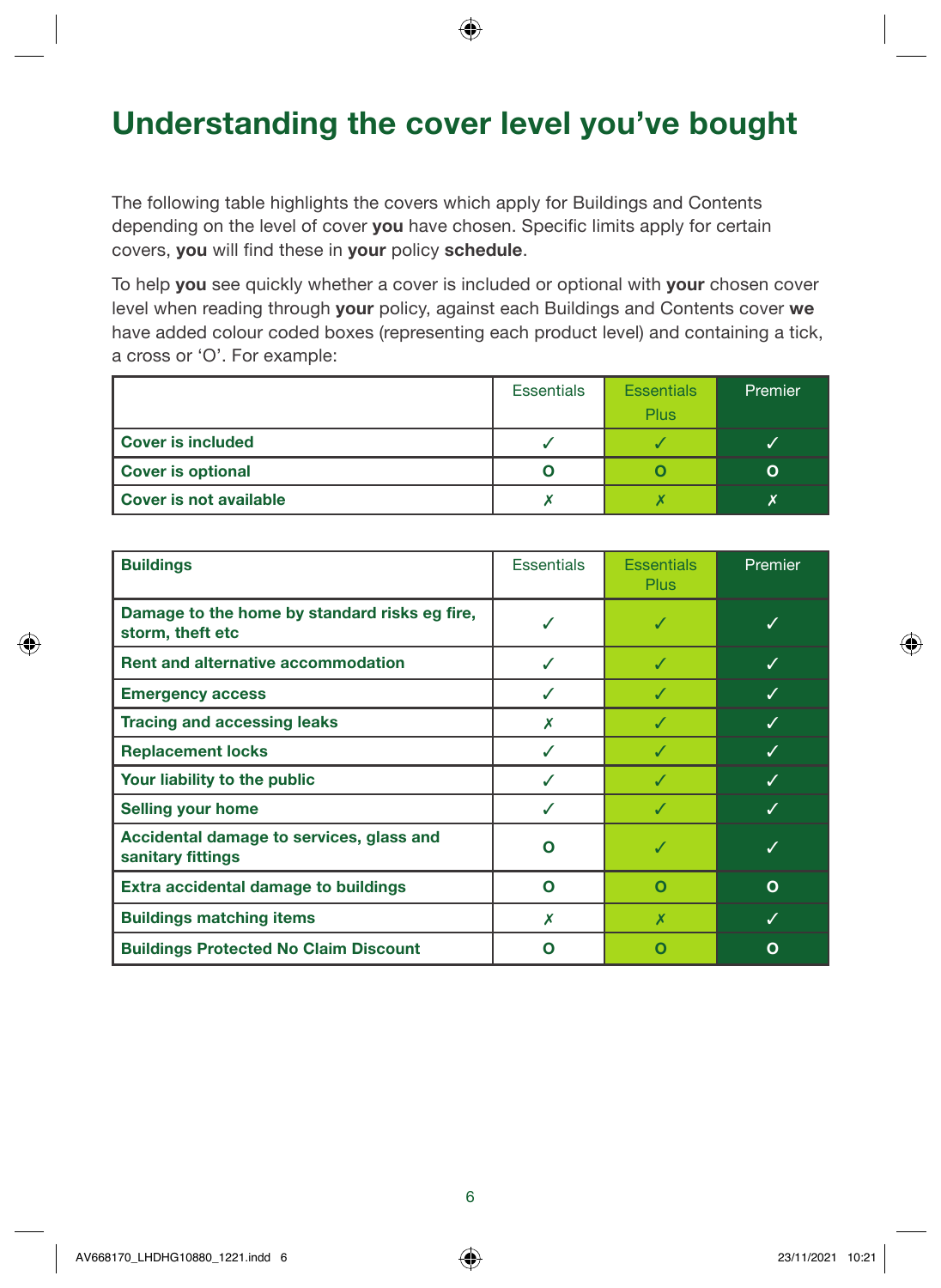# Understanding the cover level you've bought

The following table highlights the covers which apply for Buildings and Contents depending on the level of cover **you** have chosen. Specific limits apply for certain covers, **you** will find these in **your** policy **schedule**.

To help **you** see quickly whether a cover is included or optional with **your** chosen cover level when reading through **your** policy, against each Buildings and Contents cover **we** have added colour coded boxes (representing each product level) and containing a tick, a cross or 'O'. For example:

| | Essentials | Essentials Plus | Premier |
|---|---|---|---|
| **Cover is included** | ✓ | ✓ | ✓ |
| **Cover is optional** | O | O | O |
| **Cover is not available** | ✗ | ✗ | ✗ |

| **Buildings** | Essentials | Essentials Plus | Premier |
|---|---|---|---|
| **Damage to the home by standard risks eg fire, storm, theft etc** | ✓ | ✓ | ✓ |
| **Rent and alternative accommodation** | ✓ | ✓ | ✓ |
| **Emergency access** | ✓ | ✓ | ✓ |
| **Tracing and accessing leaks** | ✗ | ✓ | ✓ |
| **Replacement locks** | ✓ | ✓ | ✓ |
| **Your liability to the public** | ✓ | ✓ | ✓ |
| **Selling your home** | ✓ | ✓ | ✓ |
| **Accidental damage to services, glass and sanitary fittings** | O | ✓ | ✓ |
| **Extra accidental damage to buildings** | O | O | O |
| **Buildings matching items** | ✗ | ✗ | ✓ |
| **Buildings Protected No Claim Discount** | O | O | O |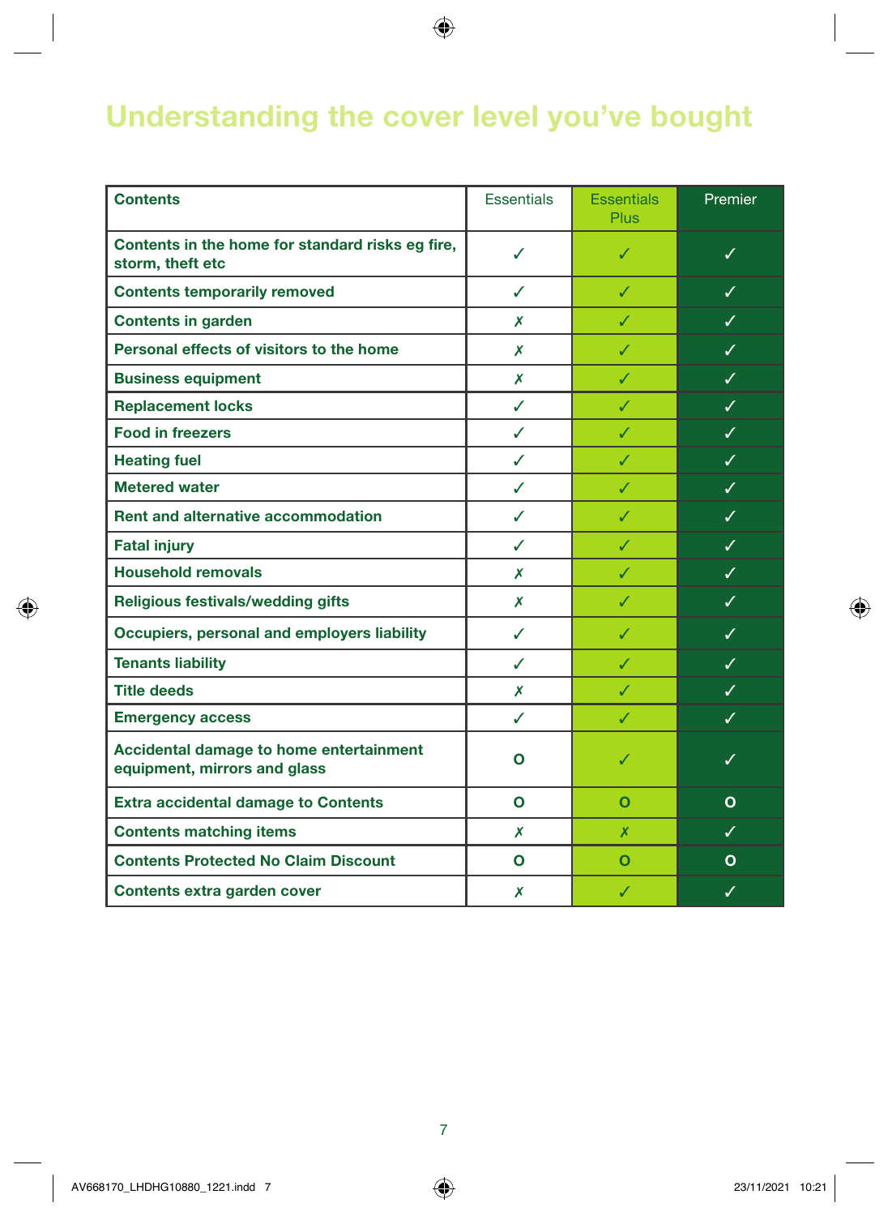# Understanding the cover level you've bought

| Contents | Essentials | Essentials Plus | Premier |
|---|---|---|---|
| Contents in the home for standard risks eg fire, storm, theft etc | ✓ | ✓ | ✓ |
| Contents temporarily removed | ✓ | ✓ | ✓ |
| Contents in garden | ✗ | ✓ | ✓ |
| Personal effects of visitors to the home | ✗ | ✓ | ✓ |
| Business equipment | ✗ | ✓ | ✓ |
| Replacement locks | ✓ | ✓ | ✓ |
| Food in freezers | ✓ | ✓ | ✓ |
| Heating fuel | ✓ | ✓ | ✓ |
| Metered water | ✓ | ✓ | ✓ |
| Rent and alternative accommodation | ✓ | ✓ | ✓ |
| Fatal injury | ✓ | ✓ | ✓ |
| Household removals | ✗ | ✓ | ✓ |
| Religious festivals/wedding gifts | ✗ | ✓ | ✓ |
| Occupiers, personal and employers liability | ✓ | ✓ | ✓ |
| Tenants liability | ✓ | ✓ | ✓ |
| Title deeds | ✗ | ✓ | ✓ |
| Emergency access | ✓ | ✓ | ✓ |
| Accidental damage to home entertainment equipment, mirrors and glass | O | ✓ | ✓ |
| Extra accidental damage to Contents | O | O | O |
| Contents matching items | ✗ | ✗ | ✓ |
| Contents Protected No Claim Discount | O | O | O |
| Contents extra garden cover | ✗ | ✓ | ✓ |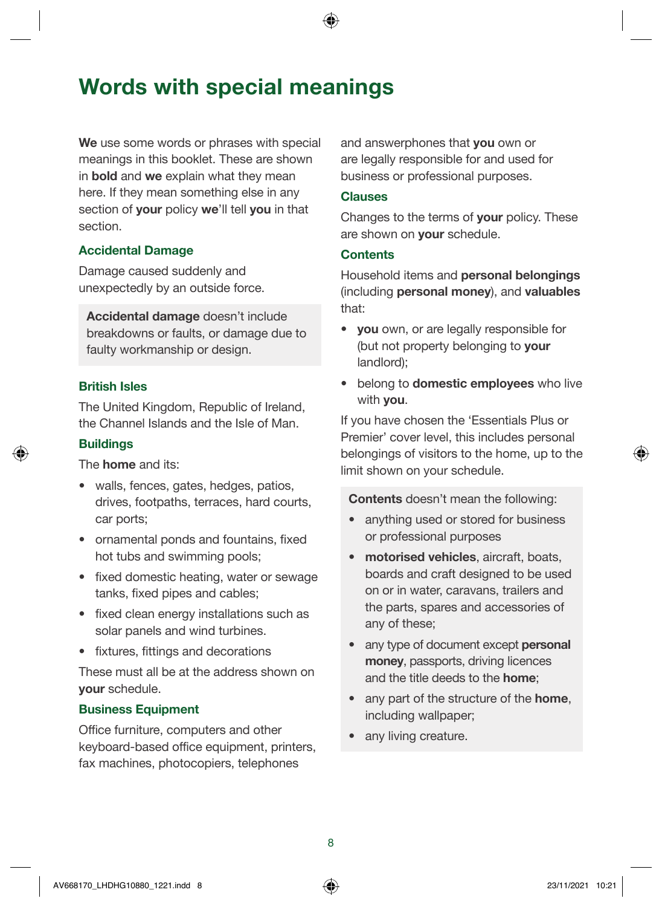# Words with special meanings

**We** use some words or phrases with special meanings in this booklet. These are shown in **bold** and **we** explain what they mean here. If they mean something else in any section of **your** policy **we**'ll tell **you** in that section.

### Accidental Damage

Damage caused suddenly and unexpectedly by an outside force.

> **Accidental damage** doesn't include breakdowns or faults, or damage due to faulty workmanship or design.

### British Isles

The United Kingdom, Republic of Ireland, the Channel Islands and the Isle of Man.

### Buildings

The **home** and its:

- walls, fences, gates, hedges, patios, drives, footpaths, terraces, hard courts, car ports;
- ornamental ponds and fountains, fixed hot tubs and swimming pools;
- fixed domestic heating, water or sewage tanks, fixed pipes and cables;
- fixed clean energy installations such as solar panels and wind turbines.
- fixtures, fittings and decorations

These must all be at the address shown on **your** schedule.

### Business Equipment

Office furniture, computers and other keyboard-based office equipment, printers, fax machines, photocopiers, telephones and answerphones that **you** own or are legally responsible for and used for business or professional purposes.

### Clauses

Changes to the terms of **your** policy. These are shown on **your** schedule.

### Contents

Household items and **personal belongings** (including **personal money**), and **valuables** that:

- **you** own, or are legally responsible for (but not property belonging to **your** landlord);
- belong to **domestic employees** who live with **you**.

If you have chosen the 'Essentials Plus or Premier' cover level, this includes personal belongings of visitors to the home, up to the limit shown on your schedule.

> **Contents** doesn't mean the following:
>
> - anything used or stored for business or professional purposes
> - **motorised vehicles**, aircraft, boats, boards and craft designed to be used on or in water, caravans, trailers and the parts, spares and accessories of any of these;
> - any type of document except **personal money**, passports, driving licences and the title deeds to the **home**;
> - any part of the structure of the **home**, including wallpaper;
> - any living creature.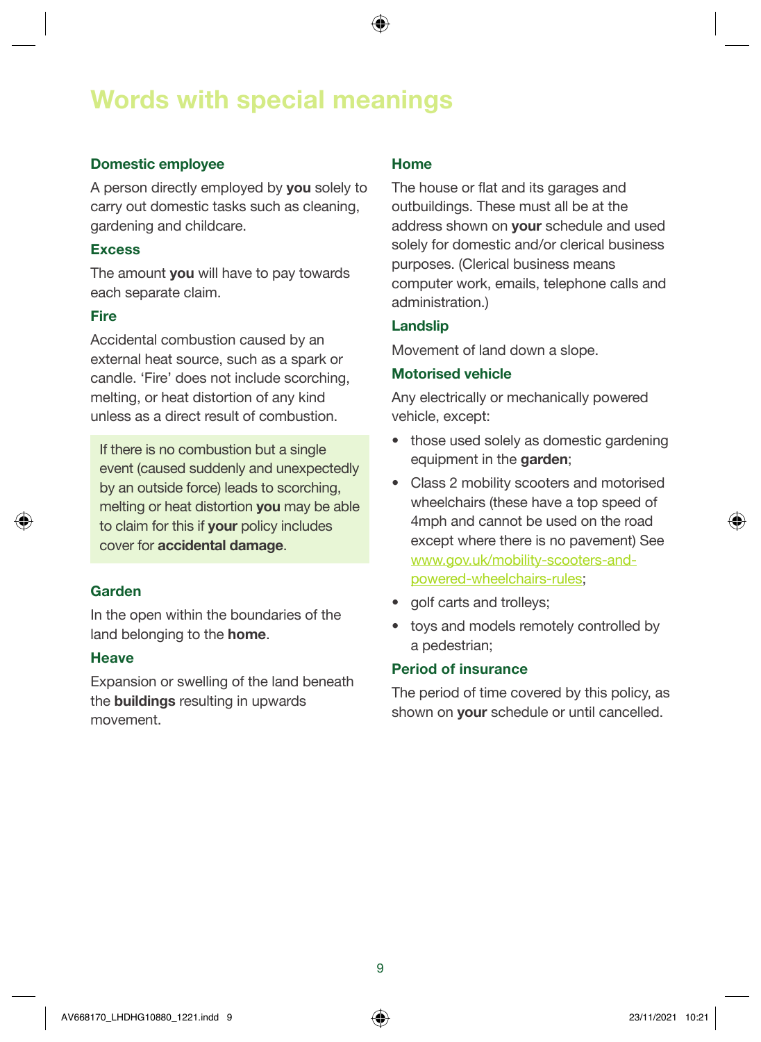# Words with special meanings

### Domestic employee

A person directly employed by **you** solely to carry out domestic tasks such as cleaning, gardening and childcare.

### Excess

The amount **you** will have to pay towards each separate claim.

### Fire

Accidental combustion caused by an external heat source, such as a spark or candle. 'Fire' does not include scorching, melting, or heat distortion of any kind unless as a direct result of combustion.

If there is no combustion but a single event (caused suddenly and unexpectedly by an outside force) leads to scorching, melting or heat distortion **you** may be able to claim for this if **your** policy includes cover for **accidental damage**.

### Garden

In the open within the boundaries of the land belonging to the **home**.

### Heave

Expansion or swelling of the land beneath the **buildings** resulting in upwards movement.

### Home

The house or flat and its garages and outbuildings. These must all be at the address shown on **your** schedule and used solely for domestic and/or clerical business purposes. (Clerical business means computer work, emails, telephone calls and administration.)

### Landslip

Movement of land down a slope.

### Motorised vehicle

Any electrically or mechanically powered vehicle, except:

- those used solely as domestic gardening equipment in the **garden**;
- Class 2 mobility scooters and motorised wheelchairs (these have a top speed of 4mph and cannot be used on the road except where there is no pavement) See www.gov.uk/mobility-scooters-and-powered-wheelchairs-rules;
- golf carts and trolleys;
- toys and models remotely controlled by a pedestrian;

### Period of insurance

The period of time covered by this policy, as shown on **your** schedule or until cancelled.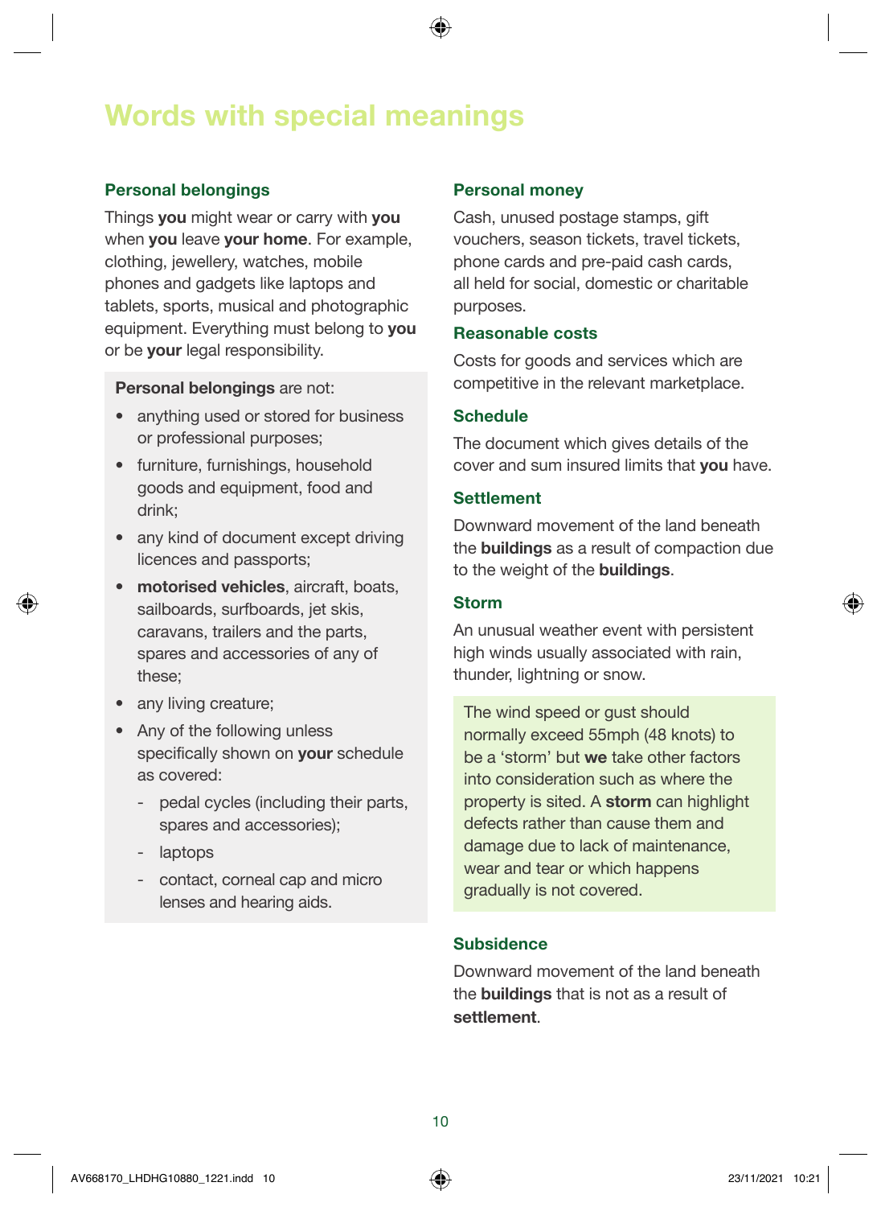# Words with special meanings

### Personal belongings

Things **you** might wear or carry with **you** when **you** leave **your home**. For example, clothing, jewellery, watches, mobile phones and gadgets like laptops and tablets, sports, musical and photographic equipment. Everything must belong to **you** or be **your** legal responsibility.

**Personal belongings** are not:

- anything used or stored for business or professional purposes;
- furniture, furnishings, household goods and equipment, food and drink;
- any kind of document except driving licences and passports;
- **motorised vehicles**, aircraft, boats, sailboards, surfboards, jet skis, caravans, trailers and the parts, spares and accessories of any of these;
- any living creature;
- Any of the following unless specifically shown on **your** schedule as covered:
  - pedal cycles (including their parts, spares and accessories);
  - laptops
  - contact, corneal cap and micro lenses and hearing aids.

### Personal money

Cash, unused postage stamps, gift vouchers, season tickets, travel tickets, phone cards and pre-paid cash cards, all held for social, domestic or charitable purposes.

### Reasonable costs

Costs for goods and services which are competitive in the relevant marketplace.

### Schedule

The document which gives details of the cover and sum insured limits that **you** have.

### Settlement

Downward movement of the land beneath the **buildings** as a result of compaction due to the weight of the **buildings**.

### Storm

An unusual weather event with persistent high winds usually associated with rain, thunder, lightning or snow.

The wind speed or gust should normally exceed 55mph (48 knots) to be a 'storm' but **we** take other factors into consideration such as where the property is sited. A **storm** can highlight defects rather than cause them and damage due to lack of maintenance, wear and tear or which happens gradually is not covered.

### Subsidence

Downward movement of the land beneath the **buildings** that is not as a result of **settlement**.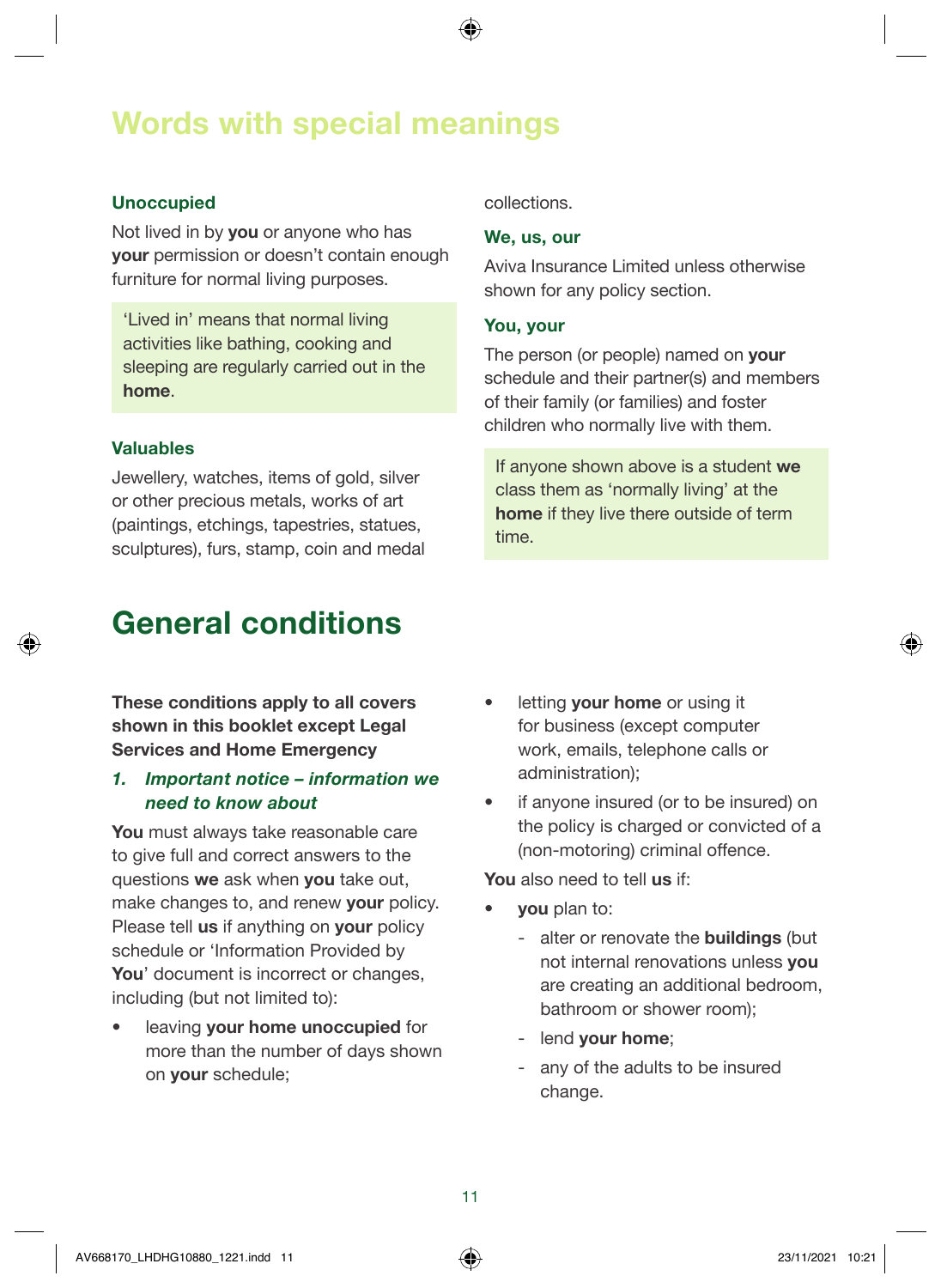# Words with special meanings

### Unoccupied

Not lived in by **you** or anyone who has **your** permission or doesn't contain enough furniture for normal living purposes.

'Lived in' means that normal living activities like bathing, cooking and sleeping are regularly carried out in the **home**.

### Valuables

Jewellery, watches, items of gold, silver or other precious metals, works of art (paintings, etchings, tapestries, statues, sculptures), furs, stamp, coin and medal collections.

### We, us, our

Aviva Insurance Limited unless otherwise shown for any policy section.

### You, your

The person (or people) named on **your** schedule and their partner(s) and members of their family (or families) and foster children who normally live with them.

If anyone shown above is a student **we** class them as 'normally living' at the **home** if they live there outside of term time.

# General conditions

**These conditions apply to all covers shown in this booklet except Legal Services and Home Emergency**

### *1. Important notice – information we need to know about*

**You** must always take reasonable care to give full and correct answers to the questions **we** ask when **you** take out, make changes to, and renew **your** policy. Please tell **us** if anything on **your** policy schedule or 'Information Provided by **You**' document is incorrect or changes, including (but not limited to):

- leaving **your home unoccupied** for more than the number of days shown on **your** schedule;
- letting **your home** or using it for business (except computer work, emails, telephone calls or administration);
- if anyone insured (or to be insured) on the policy is charged or convicted of a (non-motoring) criminal offence.

**You** also need to tell **us** if:

- **you** plan to:
  - alter or renovate the **buildings** (but not internal renovations unless **you** are creating an additional bedroom, bathroom or shower room);
  - lend **your home**;
  - any of the adults to be insured change.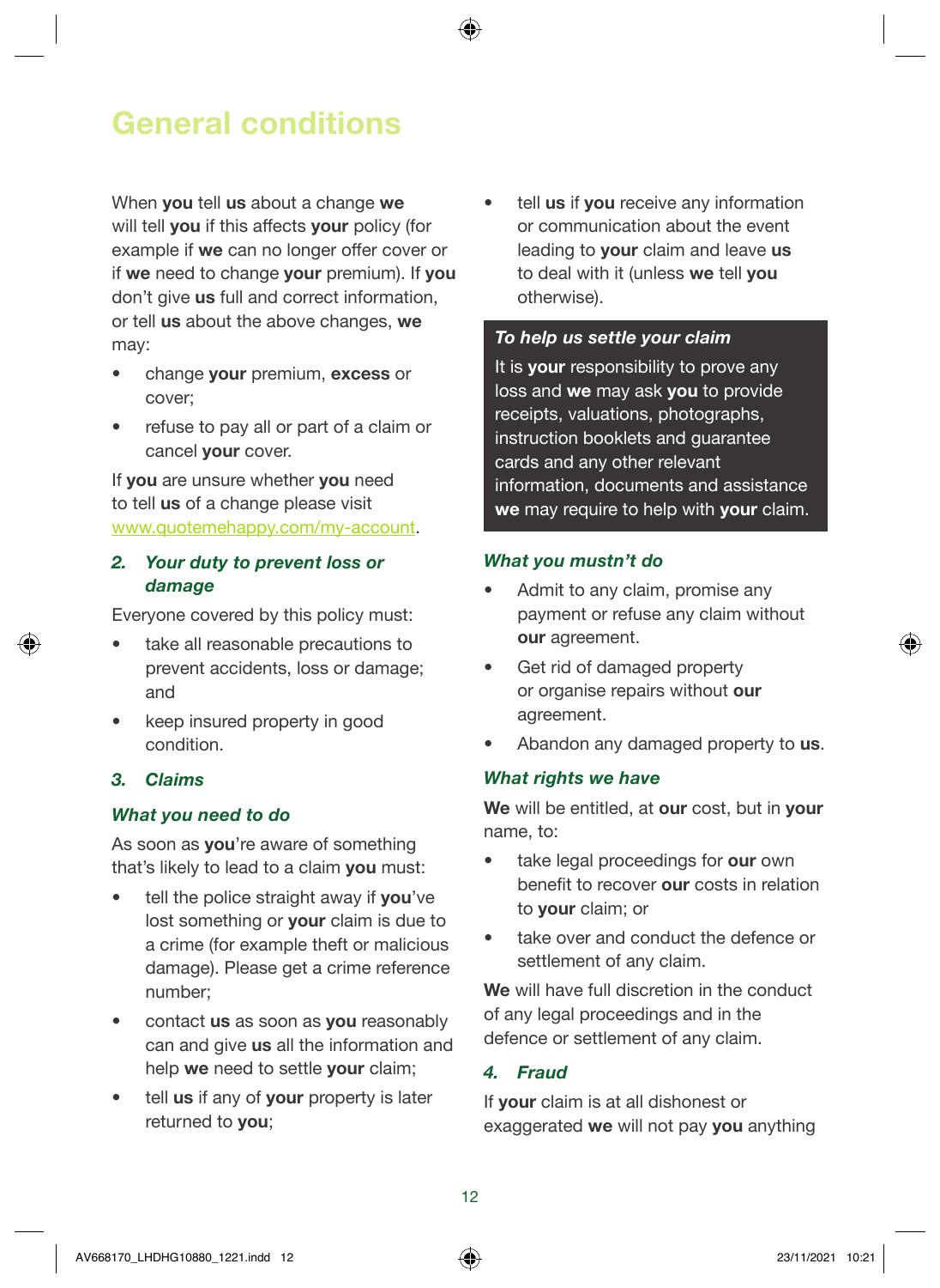# General conditions

When **you** tell **us** about a change **we** will tell **you** if this affects **your** policy (for example if **we** can no longer offer cover or if **we** need to change **your** premium). If **you** don't give **us** full and correct information, or tell **us** about the above changes, **we** may:

- change **your** premium, **excess** or cover;
- refuse to pay all or part of a claim or cancel **your** cover.

If **you** are unsure whether **you** need to tell **us** of a change please visit www.quotemehappy.com/my-account.

## 2. *Your duty to prevent loss or damage*

Everyone covered by this policy must:

- take all reasonable precautions to prevent accidents, loss or damage; and
- keep insured property in good condition.

## 3. *Claims*

### *What you need to do*

As soon as **you**'re aware of something that's likely to lead to a claim **you** must:

- tell the police straight away if **you**'ve lost something or **your** claim is due to a crime (for example theft or malicious damage). Please get a crime reference number;
- contact **us** as soon as **you** reasonably can and give **us** all the information and help **we** need to settle **your** claim;
- tell **us** if any of **your** property is later returned to **you**;
- tell **us** if **you** receive any information or communication about the event leading to **your** claim and leave **us** to deal with it (unless **we** tell **you** otherwise).

***To help us settle your claim***

It is **your** responsibility to prove any loss and **we** may ask **you** to provide receipts, valuations, photographs, instruction booklets and guarantee cards and any other relevant information, documents and assistance **we** may require to help with **your** claim.

### *What you mustn't do*

- Admit to any claim, promise any payment or refuse any claim without **our** agreement.
- Get rid of damaged property or organise repairs without **our** agreement.
- Abandon any damaged property to **us**.

### *What rights we have*

**We** will be entitled, at **our** cost, but in **your** name, to:

- take legal proceedings for **our** own benefit to recover **our** costs in relation to **your** claim; or
- take over and conduct the defence or settlement of any claim.

**We** will have full discretion in the conduct of any legal proceedings and in the defence or settlement of any claim.

## 4. *Fraud*

If **your** claim is at all dishonest or exaggerated **we** will not pay **you** anything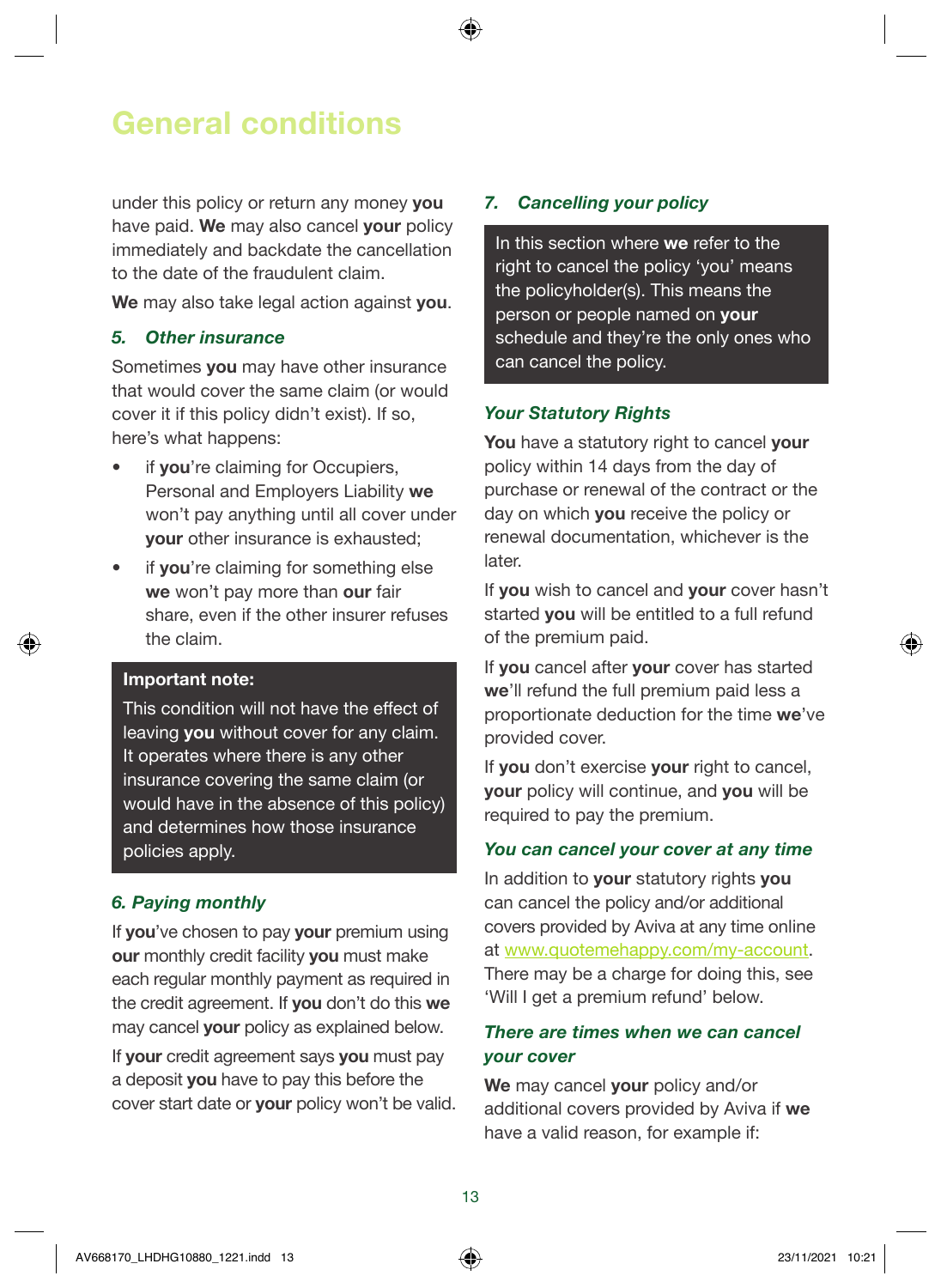# General conditions

under this policy or return any money **you** have paid. **We** may also cancel **your** policy immediately and backdate the cancellation to the date of the fraudulent claim.

**We** may also take legal action against **you**.

### *5. Other insurance*

Sometimes **you** may have other insurance that would cover the same claim (or would cover it if this policy didn't exist). If so, here's what happens:

- if **you**'re claiming for Occupiers, Personal and Employers Liability **we** won't pay anything until all cover under **your** other insurance is exhausted;
- if **you**'re claiming for something else **we** won't pay more than **our** fair share, even if the other insurer refuses the claim.

**Important note:**

This condition will not have the effect of leaving **you** without cover for any claim. It operates where there is any other insurance covering the same claim (or would have in the absence of this policy) and determines how those insurance policies apply.

### *6. Paying monthly*

If **you**'ve chosen to pay **your** premium using **our** monthly credit facility **you** must make each regular monthly payment as required in the credit agreement. If **you** don't do this **we** may cancel **your** policy as explained below.

If **your** credit agreement says **you** must pay a deposit **you** have to pay this before the cover start date or **your** policy won't be valid.

### *7. Cancelling your policy*

In this section where **we** refer to the right to cancel the policy 'you' means the policyholder(s). This means the person or people named on **your** schedule and they're the only ones who can cancel the policy.

#### *Your Statutory Rights*

**You** have a statutory right to cancel **your** policy within 14 days from the day of purchase or renewal of the contract or the day on which **you** receive the policy or renewal documentation, whichever is the later.

If **you** wish to cancel and **your** cover hasn't started **you** will be entitled to a full refund of the premium paid.

If **you** cancel after **your** cover has started **we**'ll refund the full premium paid less a proportionate deduction for the time **we**'ve provided cover.

If **you** don't exercise **your** right to cancel, **your** policy will continue, and **you** will be required to pay the premium.

#### *You can cancel your cover at any time*

In addition to **your** statutory rights **you** can cancel the policy and/or additional covers provided by Aviva at any time online at www.quotemehappy.com/my-account. There may be a charge for doing this, see 'Will I get a premium refund' below.

#### *There are times when we can cancel your cover*

**We** may cancel **your** policy and/or additional covers provided by Aviva if **we** have a valid reason, for example if: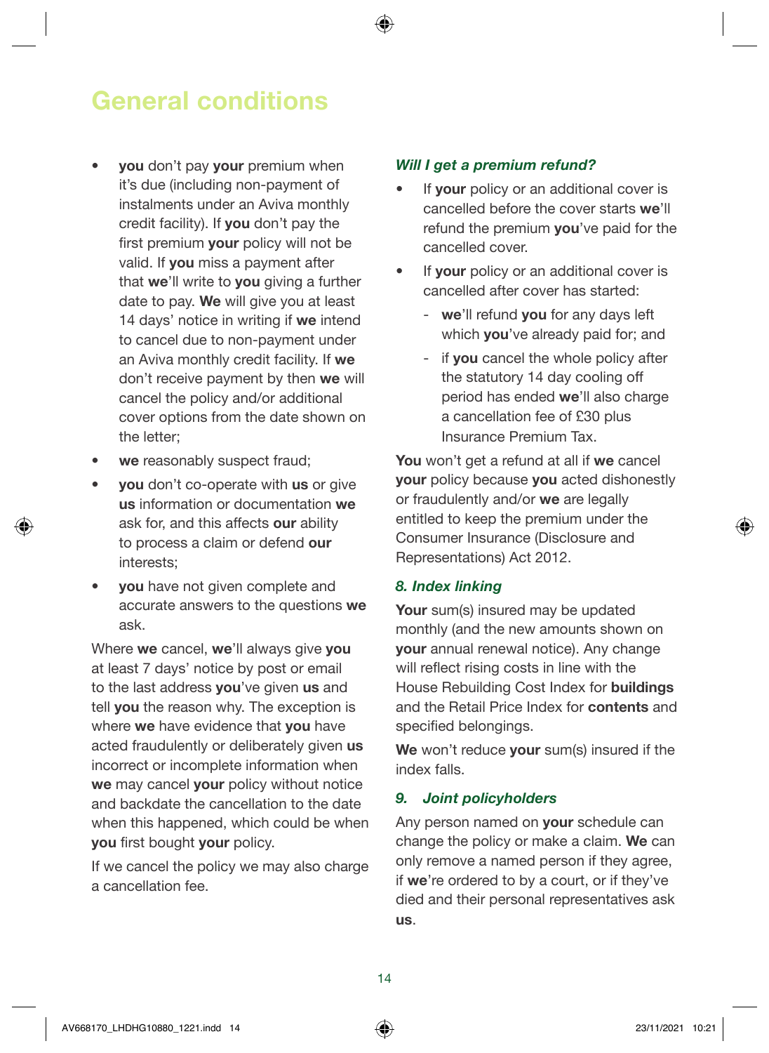# General conditions

- **you** don't pay **your** premium when it's due (including non-payment of instalments under an Aviva monthly credit facility). If **you** don't pay the first premium **your** policy will not be valid. If **you** miss a payment after that **we**'ll write to **you** giving a further date to pay. **We** will give you at least 14 days' notice in writing if **we** intend to cancel due to non-payment under an Aviva monthly credit facility. If **we** don't receive payment by then **we** will cancel the policy and/or additional cover options from the date shown on the letter;
- **we** reasonably suspect fraud;
- **you** don't co-operate with **us** or give **us** information or documentation **we** ask for, and this affects **our** ability to process a claim or defend **our** interests;
- **you** have not given complete and accurate answers to the questions **we** ask.

Where **we** cancel, **we**'ll always give **you** at least 7 days' notice by post or email to the last address **you**'ve given **us** and tell **you** the reason why. The exception is where **we** have evidence that **you** have acted fraudulently or deliberately given **us** incorrect or incomplete information when **we** may cancel **your** policy without notice and backdate the cancellation to the date when this happened, which could be when **you** first bought **your** policy.

If we cancel the policy we may also charge a cancellation fee.

### *Will I get a premium refund?*

- If **your** policy or an additional cover is cancelled before the cover starts **we**'ll refund the premium **you**'ve paid for the cancelled cover.
- If **your** policy or an additional cover is cancelled after cover has started:
  - **we**'ll refund **you** for any days left which **you**'ve already paid for; and
  - if **you** cancel the whole policy after the statutory 14 day cooling off period has ended **we**'ll also charge a cancellation fee of £30 plus Insurance Premium Tax.

**You** won't get a refund at all if **we** cancel **your** policy because **you** acted dishonestly or fraudulently and/or **we** are legally entitled to keep the premium under the Consumer Insurance (Disclosure and Representations) Act 2012.

### *8. Index linking*

**Your** sum(s) insured may be updated monthly (and the new amounts shown on **your** annual renewal notice). Any change will reflect rising costs in line with the House Rebuilding Cost Index for **buildings** and the Retail Price Index for **contents** and specified belongings.

**We** won't reduce **your** sum(s) insured if the index falls.

### *9. Joint policyholders*

Any person named on **your** schedule can change the policy or make a claim. **We** can only remove a named person if they agree, if **we**'re ordered to by a court, or if they've died and their personal representatives ask **us**.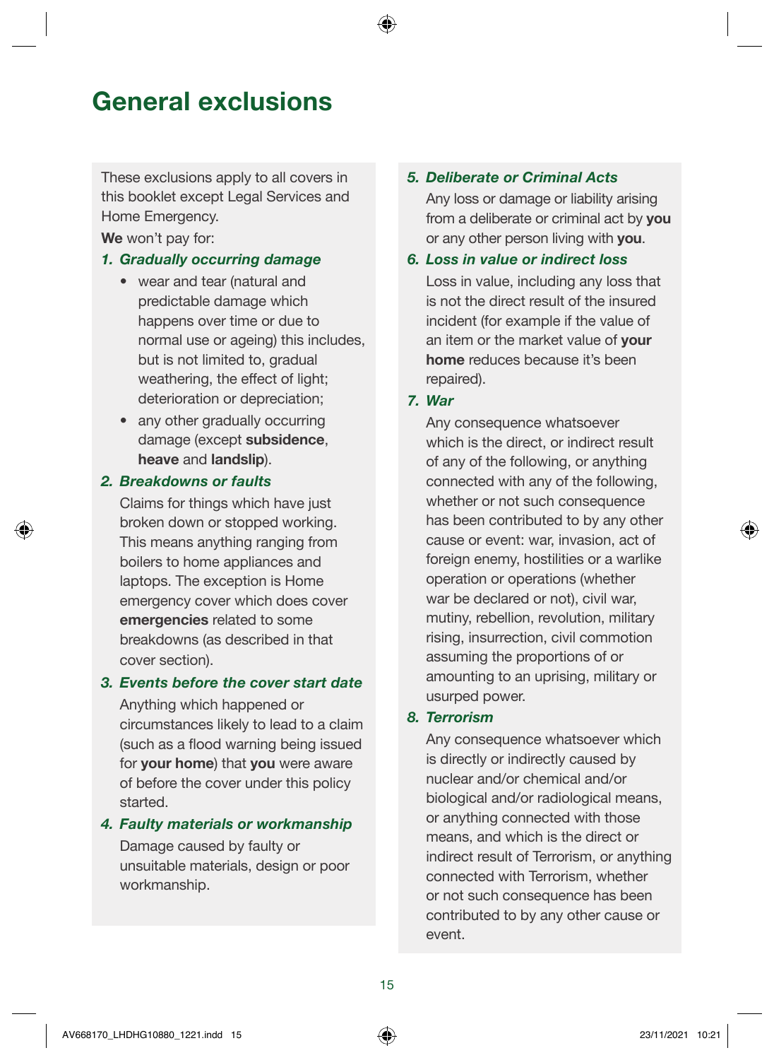# General exclusions

These exclusions apply to all covers in this booklet except Legal Services and Home Emergency.

**We** won't pay for:

### *1. Gradually occurring damage*

- wear and tear (natural and predictable damage which happens over time or due to normal use or ageing) this includes, but is not limited to, gradual weathering, the effect of light; deterioration or depreciation;
- any other gradually occurring damage (except **subsidence**, **heave** and **landslip**).

### *2. Breakdowns or faults*

Claims for things which have just broken down or stopped working. This means anything ranging from boilers to home appliances and laptops. The exception is Home emergency cover which does cover **emergencies** related to some breakdowns (as described in that cover section).

### *3. Events before the cover start date*

Anything which happened or circumstances likely to lead to a claim (such as a flood warning being issued for **your home**) that **you** were aware of before the cover under this policy started.

### *4. Faulty materials or workmanship*

Damage caused by faulty or unsuitable materials, design or poor workmanship.

### *5. Deliberate or Criminal Acts*

Any loss or damage or liability arising from a deliberate or criminal act by **you** or any other person living with **you**.

### *6. Loss in value or indirect loss*

Loss in value, including any loss that is not the direct result of the insured incident (for example if the value of an item or the market value of **your home** reduces because it's been repaired).

### *7. War*

Any consequence whatsoever which is the direct, or indirect result of any of the following, or anything connected with any of the following, whether or not such consequence has been contributed to by any other cause or event: war, invasion, act of foreign enemy, hostilities or a warlike operation or operations (whether war be declared or not), civil war, mutiny, rebellion, revolution, military rising, insurrection, civil commotion assuming the proportions of or amounting to an uprising, military or usurped power.

### *8. Terrorism*

Any consequence whatsoever which is directly or indirectly caused by nuclear and/or chemical and/or biological and/or radiological means, or anything connected with those means, and which is the direct or indirect result of Terrorism, or anything connected with Terrorism, whether or not such consequence has been contributed to by any other cause or event.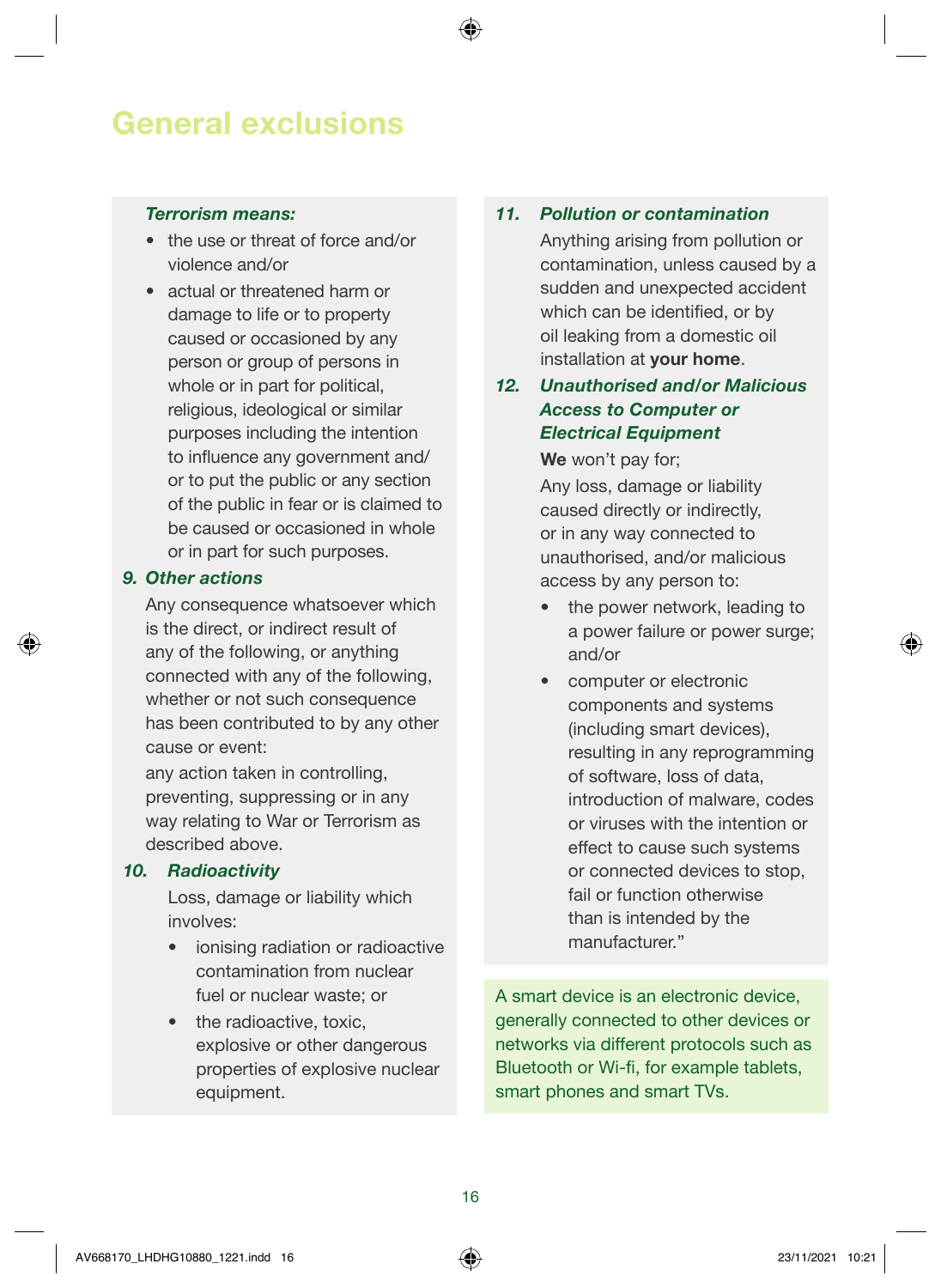# General exclusions

***Terrorism means:***

- the use or threat of force and/or violence and/or
- actual or threatened harm or damage to life or to property caused or occasioned by any person or group of persons in whole or in part for political, religious, ideological or similar purposes including the intention to influence any government and/or to put the public or any section of the public in fear or is claimed to be caused or occasioned in whole or in part for such purposes.

### *9. Other actions*

Any consequence whatsoever which is the direct, or indirect result of any of the following, or anything connected with any of the following, whether or not such consequence has been contributed to by any other cause or event:

any action taken in controlling, preventing, suppressing or in any way relating to War or Terrorism as described above.

### *10. Radioactivity*

Loss, damage or liability which involves:

- ionising radiation or radioactive contamination from nuclear fuel or nuclear waste; or
- the radioactive, toxic, explosive or other dangerous properties of explosive nuclear equipment.

### *11. Pollution or contamination*

Anything arising from pollution or contamination, unless caused by a sudden and unexpected accident which can be identified, or by oil leaking from a domestic oil installation at **your home**.

### *12. Unauthorised and/or Malicious Access to Computer or Electrical Equipment*

**We** won't pay for;

Any loss, damage or liability caused directly or indirectly, or in any way connected to unauthorised, and/or malicious access by any person to:

- the power network, leading to a power failure or power surge; and/or
- computer or electronic components and systems (including smart devices), resulting in any reprogramming of software, loss of data, introduction of malware, codes or viruses with the intention or effect to cause such systems or connected devices to stop, fail or function otherwise than is intended by the manufacturer."

A smart device is an electronic device, generally connected to other devices or networks via different protocols such as Bluetooth or Wi-fi, for example tablets, smart phones and smart TVs.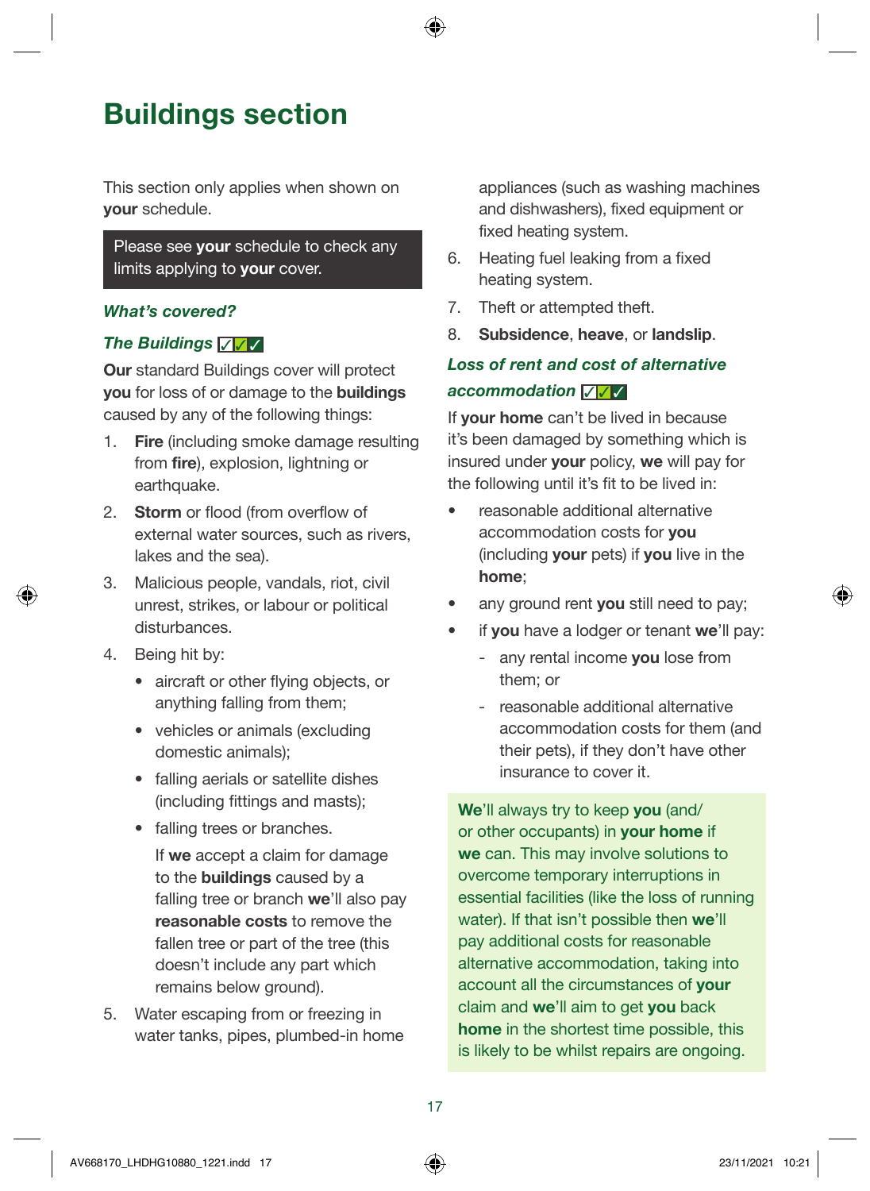# Buildings section

This section only applies when shown on **your** schedule.

Please see **your** schedule to check any limits applying to **your** cover.

### *What's covered?*

### *The Buildings* ✓✓✓

**Our** standard Buildings cover will protect **you** for loss of or damage to the **buildings** caused by any of the following things:

1. **Fire** (including smoke damage resulting from **fire**), explosion, lightning or earthquake.
2. **Storm** or flood (from overflow of external water sources, such as rivers, lakes and the sea).
3. Malicious people, vandals, riot, civil unrest, strikes, or labour or political disturbances.
4. Being hit by:
   - aircraft or other flying objects, or anything falling from them;
   - vehicles or animals (excluding domestic animals);
   - falling aerials or satellite dishes (including fittings and masts);
   - falling trees or branches.

     If **we** accept a claim for damage to the **buildings** caused by a falling tree or branch **we**'ll also pay **reasonable costs** to remove the fallen tree or part of the tree (this doesn't include any part which remains below ground).
5. Water escaping from or freezing in water tanks, pipes, plumbed-in home appliances (such as washing machines and dishwashers), fixed equipment or fixed heating system.
6. Heating fuel leaking from a fixed heating system.
7. Theft or attempted theft.
8. **Subsidence**, **heave**, or **landslip**.

### *Loss of rent and cost of alternative accommodation* ✓✓✓

If **your home** can't be lived in because it's been damaged by something which is insured under **your** policy, **we** will pay for the following until it's fit to be lived in:

- reasonable additional alternative accommodation costs for **you** (including **your** pets) if **you** live in the **home**;
- any ground rent **you** still need to pay;
- if **you** have a lodger or tenant **we**'ll pay:
  - any rental income **you** lose from them; or
  - reasonable additional alternative accommodation costs for them (and their pets), if they don't have other insurance to cover it.

**We**'ll always try to keep **you** (and/or other occupants) in **your home** if **we** can. This may involve solutions to overcome temporary interruptions in essential facilities (like the loss of running water). If that isn't possible then **we**'ll pay additional costs for reasonable alternative accommodation, taking into account all the circumstances of **your** claim and **we**'ll aim to get **you** back **home** in the shortest time possible, this is likely to be whilst repairs are ongoing.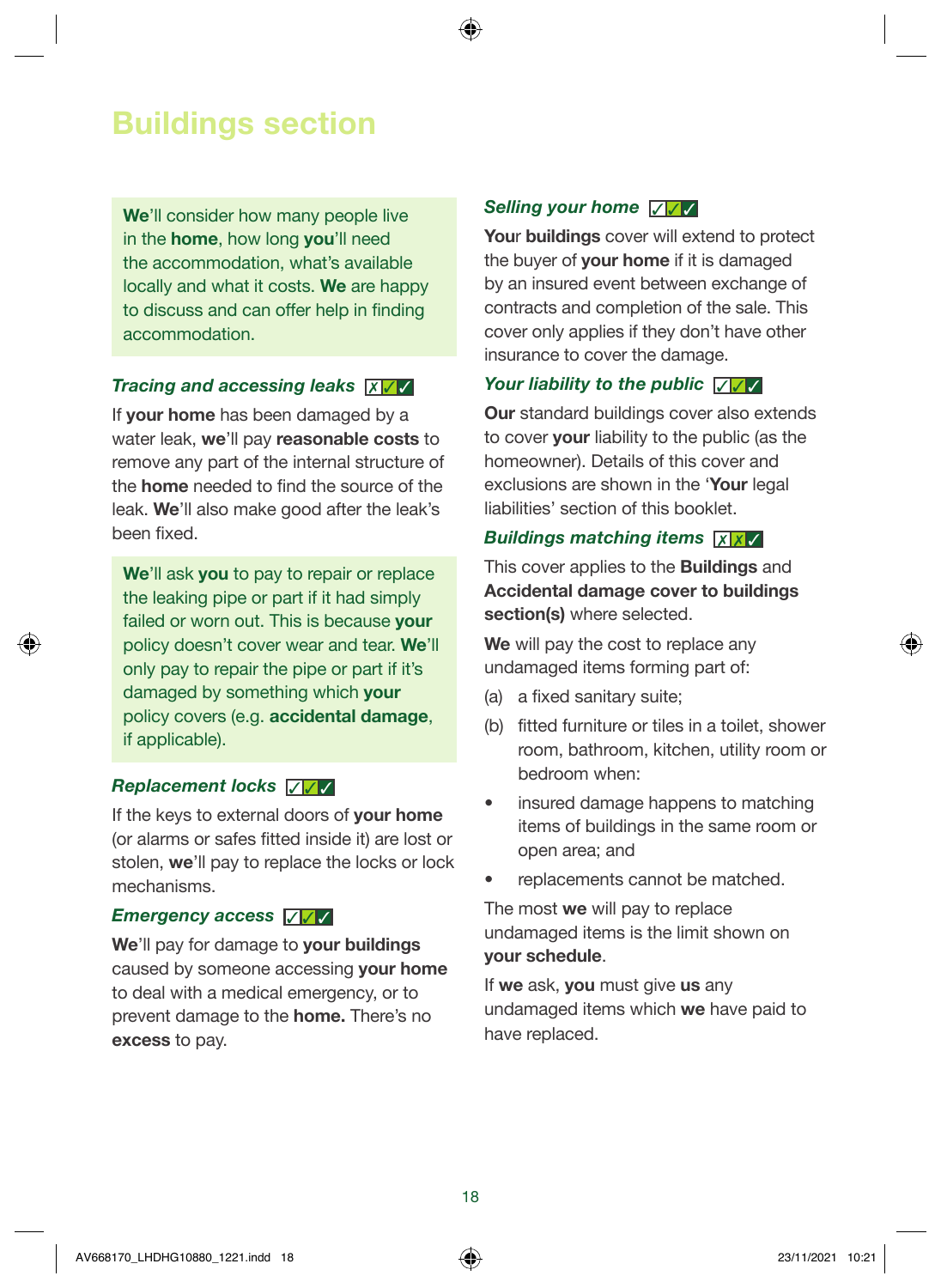# Buildings section

**We**'ll consider how many people live in the **home**, how long **you**'ll need the accommodation, what's available locally and what it costs. **We** are happy to discuss and can offer help in finding accommodation.

### *Tracing and accessing leaks* ✗✓✓

If **your home** has been damaged by a water leak, **we**'ll pay **reasonable costs** to remove any part of the internal structure of the **home** needed to find the source of the leak. **We**'ll also make good after the leak's been fixed.

**We**'ll ask **you** to pay to repair or replace the leaking pipe or part if it had simply failed or worn out. This is because **your** policy doesn't cover wear and tear. **We**'ll only pay to repair the pipe or part if it's damaged by something which **your** policy covers (e.g. **accidental damage**, if applicable).

### *Replacement locks* ✓✓✓

If the keys to external doors of **your home** (or alarms or safes fitted inside it) are lost or stolen, **we**'ll pay to replace the locks or lock mechanisms.

### *Emergency access* ✓✓✓

**We**'ll pay for damage to **your buildings** caused by someone accessing **your home** to deal with a medical emergency, or to prevent damage to the **home.** There's no **excess** to pay.

### *Selling your home* ✓✓✓

**Your buildings** cover will extend to protect the buyer of **your home** if it is damaged by an insured event between exchange of contracts and completion of the sale. This cover only applies if they don't have other insurance to cover the damage.

### *Your liability to the public* ✓✓✓

**Our** standard buildings cover also extends to cover **your** liability to the public (as the homeowner). Details of this cover and exclusions are shown in the '**Your** legal liabilities' section of this booklet.

### *Buildings matching items* ✗✗✓

This cover applies to the **Buildings** and **Accidental damage cover to buildings section(s)** where selected.

**We** will pay the cost to replace any undamaged items forming part of:

(a) a fixed sanitary suite;

(b) fitted furniture or tiles in a toilet, shower room, bathroom, kitchen, utility room or bedroom when:

- insured damage happens to matching items of buildings in the same room or open area; and
- replacements cannot be matched.

The most **we** will pay to replace undamaged items is the limit shown on **your schedule**.

If **we** ask, **you** must give **us** any undamaged items which **we** have paid to have replaced.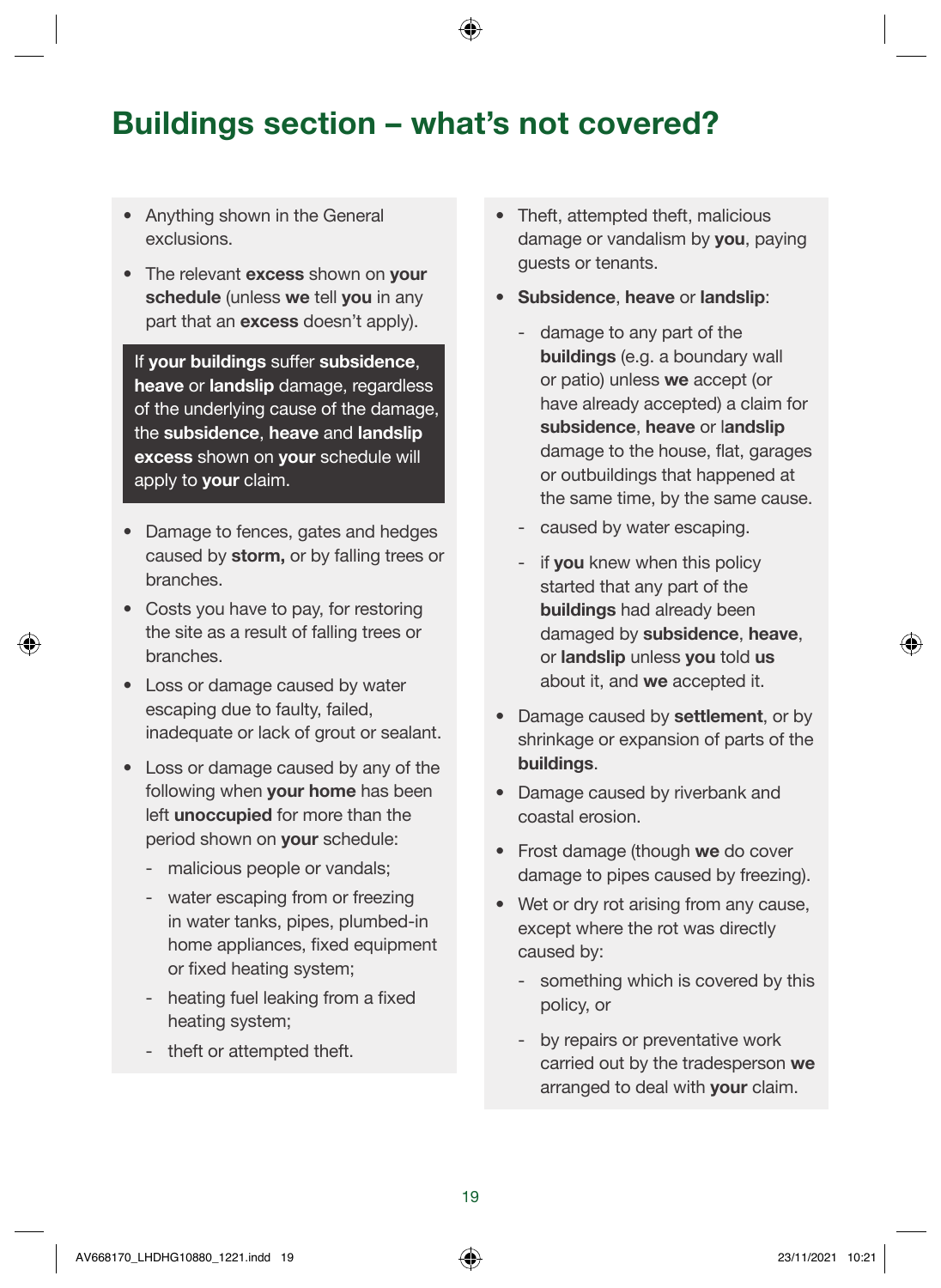# Buildings section – what's not covered?

- Anything shown in the General exclusions.
- The relevant **excess** shown on **your schedule** (unless **we** tell **you** in any part that an **excess** doesn't apply).

> If **your buildings** suffer **subsidence**, **heave** or **landslip** damage, regardless of the underlying cause of the damage, the **subsidence**, **heave** and **landslip excess** shown on **your** schedule will apply to **your** claim.

- Damage to fences, gates and hedges caused by **storm,** or by falling trees or branches.
- Costs you have to pay, for restoring the site as a result of falling trees or branches.
- Loss or damage caused by water escaping due to faulty, failed, inadequate or lack of grout or sealant.
- Loss or damage caused by any of the following when **your home** has been left **unoccupied** for more than the period shown on **your** schedule:
  - malicious people or vandals;
  - water escaping from or freezing in water tanks, pipes, plumbed-in home appliances, fixed equipment or fixed heating system;
  - heating fuel leaking from a fixed heating system;
  - theft or attempted theft.
- Theft, attempted theft, malicious damage or vandalism by **you**, paying guests or tenants.
- **Subsidence**, **heave** or **landslip**:
  - damage to any part of the **buildings** (e.g. a boundary wall or patio) unless **we** accept (or have already accepted) a claim for **subsidence**, **heave** or **landslip** damage to the house, flat, garages or outbuildings that happened at the same time, by the same cause.
  - caused by water escaping.
  - if **you** knew when this policy started that any part of the **buildings** had already been damaged by **subsidence**, **heave**, or **landslip** unless **you** told **us** about it, and **we** accepted it.
- Damage caused by **settlement**, or by shrinkage or expansion of parts of the **buildings**.
- Damage caused by riverbank and coastal erosion.
- Frost damage (though **we** do cover damage to pipes caused by freezing).
- Wet or dry rot arising from any cause, except where the rot was directly caused by:
  - something which is covered by this policy, or
  - by repairs or preventative work carried out by the tradesperson **we** arranged to deal with **your** claim.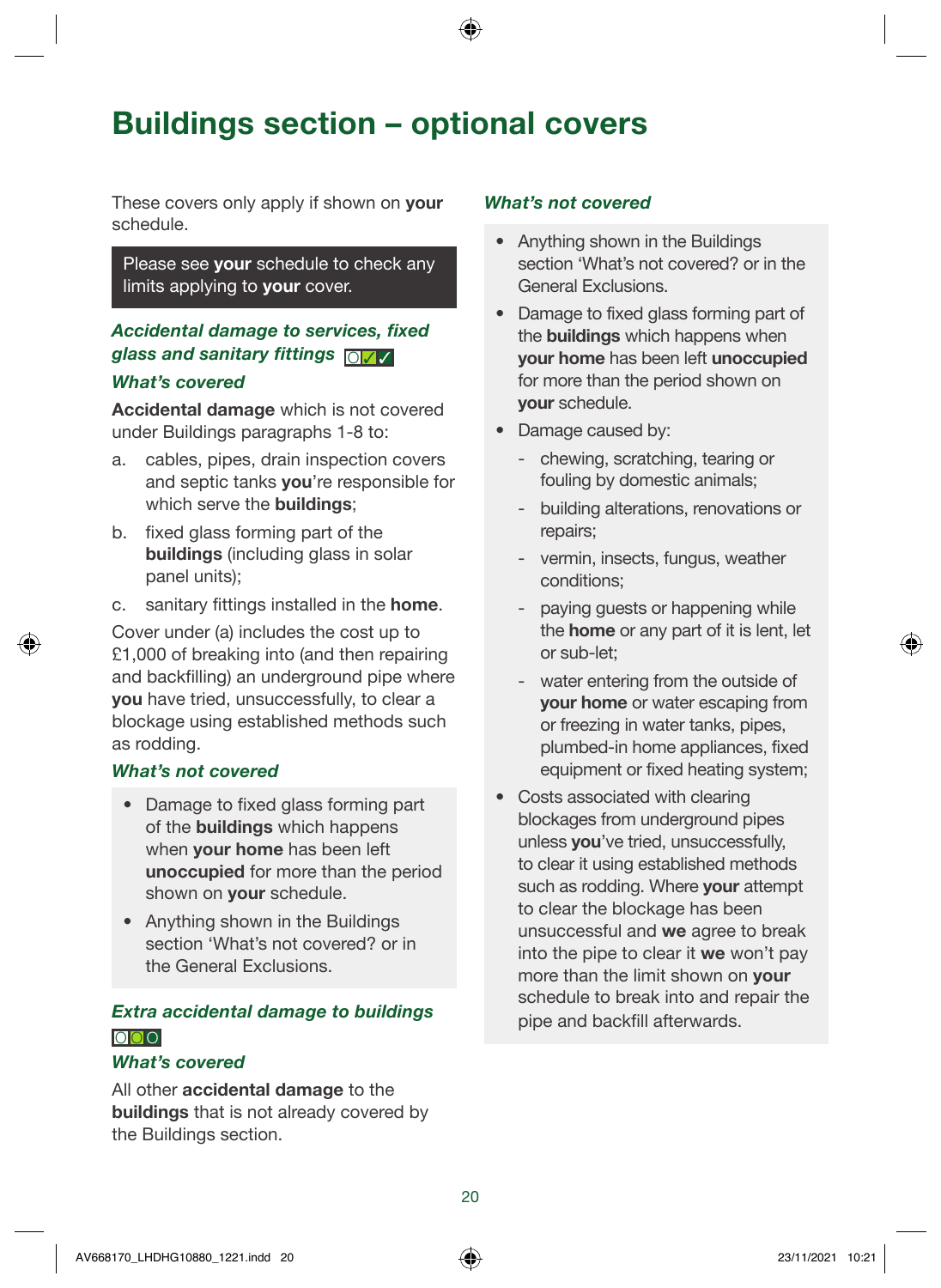# Buildings section – optional covers

These covers only apply if shown on **your** schedule.

Please see **your** schedule to check any limits applying to **your** cover.

### *Accidental damage to services, fixed glass and sanitary fittings*

#### *What's covered*

**Accidental damage** which is not covered under Buildings paragraphs 1-8 to:

a. cables, pipes, drain inspection covers and septic tanks **you**'re responsible for which serve the **buildings**;

b. fixed glass forming part of the **buildings** (including glass in solar panel units);

c. sanitary fittings installed in the **home**.

Cover under (a) includes the cost up to £1,000 of breaking into (and then repairing and backfilling) an underground pipe where **you** have tried, unsuccessfully, to clear a blockage using established methods such as rodding.

#### *What's not covered*

- Damage to fixed glass forming part of the **buildings** which happens when **your home** has been left **unoccupied** for more than the period shown on **your** schedule.
- Anything shown in the Buildings section 'What's not covered? or in the General Exclusions.

### *Extra accidental damage to buildings*

#### *What's covered*

All other **accidental damage** to the **buildings** that is not already covered by the Buildings section.

#### *What's not covered*

- Anything shown in the Buildings section 'What's not covered? or in the General Exclusions.
- Damage to fixed glass forming part of the **buildings** which happens when **your home** has been left **unoccupied** for more than the period shown on **your** schedule.
- Damage caused by:
  - chewing, scratching, tearing or fouling by domestic animals;
  - building alterations, renovations or repairs;
  - vermin, insects, fungus, weather conditions;
  - paying guests or happening while the **home** or any part of it is lent, let or sub-let;
  - water entering from the outside of **your home** or water escaping from or freezing in water tanks, pipes, plumbed-in home appliances, fixed equipment or fixed heating system;
- Costs associated with clearing blockages from underground pipes unless **you**'ve tried, unsuccessfully, to clear it using established methods such as rodding. Where **your** attempt to clear the blockage has been unsuccessful and **we** agree to break into the pipe to clear it **we** won't pay more than the limit shown on **your** schedule to break into and repair the pipe and backfill afterwards.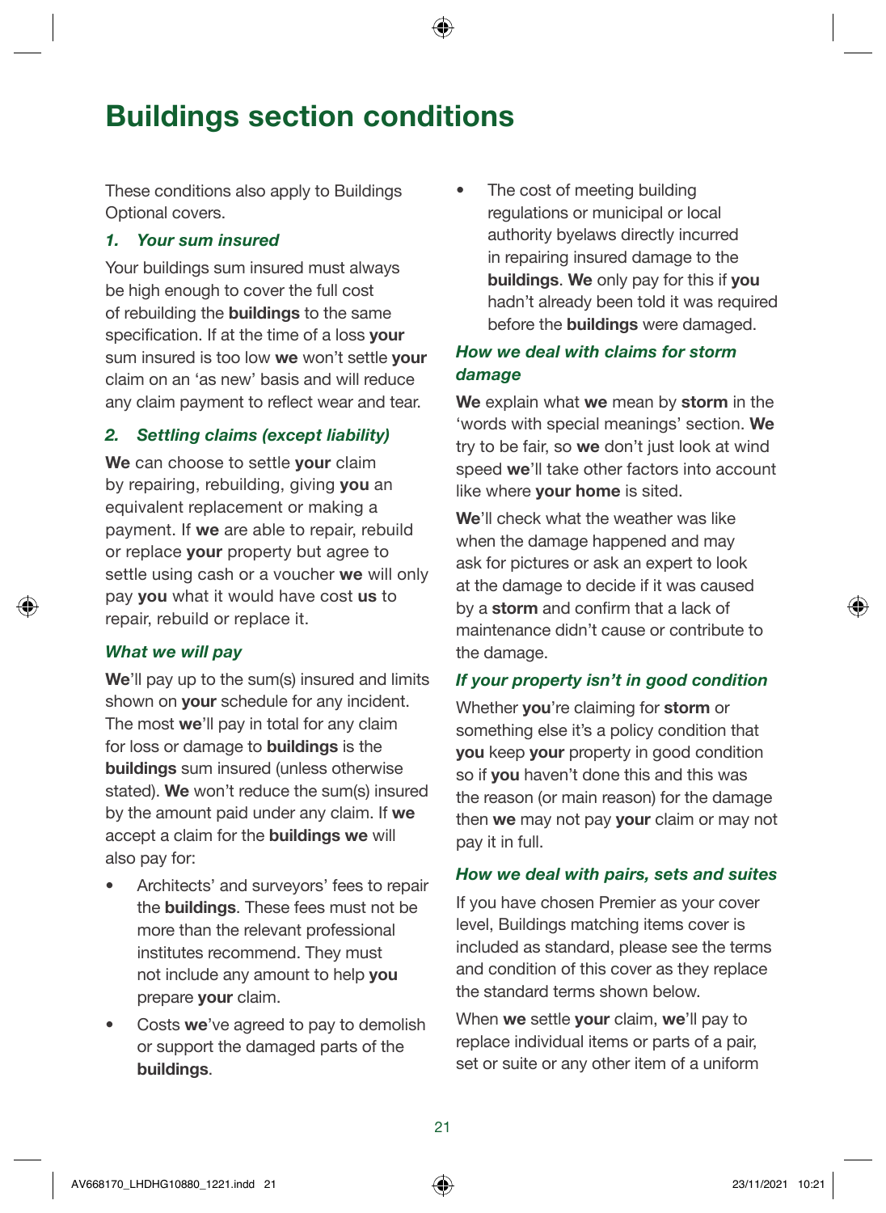# Buildings section conditions

These conditions also apply to Buildings Optional covers.

### *1. Your sum insured*

Your buildings sum insured must always be high enough to cover the full cost of rebuilding the **buildings** to the same specification. If at the time of a loss **your** sum insured is too low **we** won't settle **your** claim on an 'as new' basis and will reduce any claim payment to reflect wear and tear.

### *2. Settling claims (except liability)*

**We** can choose to settle **your** claim by repairing, rebuilding, giving **you** an equivalent replacement or making a payment. If **we** are able to repair, rebuild or replace **your** property but agree to settle using cash or a voucher **we** will only pay **you** what it would have cost **us** to repair, rebuild or replace it.

### *What we will pay*

**We**'ll pay up to the sum(s) insured and limits shown on **your** schedule for any incident. The most **we**'ll pay in total for any claim for loss or damage to **buildings** is the **buildings** sum insured (unless otherwise stated). **We** won't reduce the sum(s) insured by the amount paid under any claim. If **we** accept a claim for the **buildings we** will also pay for:

- Architects' and surveyors' fees to repair the **buildings**. These fees must not be more than the relevant professional institutes recommend. They must not include any amount to help **you** prepare **your** claim.
- Costs **we**'ve agreed to pay to demolish or support the damaged parts of the **buildings**.
- The cost of meeting building regulations or municipal or local authority byelaws directly incurred in repairing insured damage to the **buildings**. **We** only pay for this if **you** hadn't already been told it was required before the **buildings** were damaged.

### *How we deal with claims for storm damage*

**We** explain what **we** mean by **storm** in the 'words with special meanings' section. **We** try to be fair, so **we** don't just look at wind speed **we**'ll take other factors into account like where **your home** is sited.

**We**'ll check what the weather was like when the damage happened and may ask for pictures or ask an expert to look at the damage to decide if it was caused by a **storm** and confirm that a lack of maintenance didn't cause or contribute to the damage.

### *If your property isn't in good condition*

Whether **you**'re claiming for **storm** or something else it's a policy condition that **you** keep **your** property in good condition so if **you** haven't done this and this was the reason (or main reason) for the damage then **we** may not pay **your** claim or may not pay it in full.

### *How we deal with pairs, sets and suites*

If you have chosen Premier as your cover level, Buildings matching items cover is included as standard, please see the terms and condition of this cover as they replace the standard terms shown below.

When **we** settle **your** claim, **we**'ll pay to replace individual items or parts of a pair, set or suite or any other item of a uniform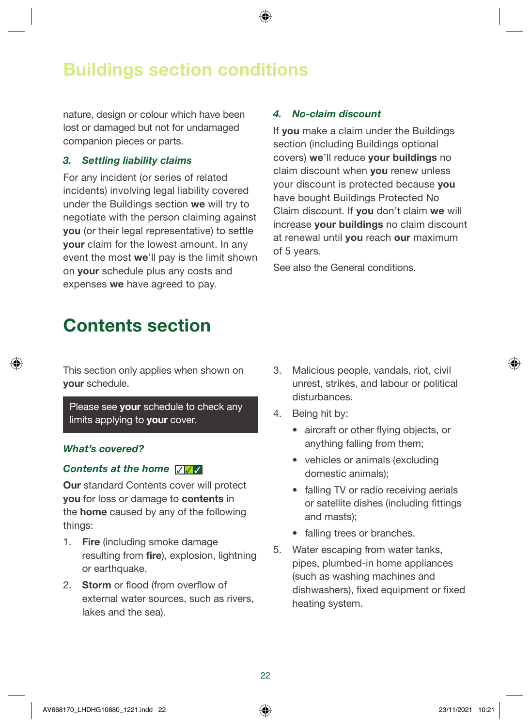# Buildings section conditions

nature, design or colour which have been lost or damaged but not for undamaged companion pieces or parts.

### *3. Settling liability claims*

For any incident (or series of related incidents) involving legal liability covered under the Buildings section **we** will try to negotiate with the person claiming against **you** (or their legal representative) to settle **your** claim for the lowest amount. In any event the most **we**'ll pay is the limit shown on **your** schedule plus any costs and expenses **we** have agreed to pay.

### *4. No-claim discount*

If **you** make a claim under the Buildings section (including Buildings optional covers) **we**'ll reduce **your buildings** no claim discount when **you** renew unless your discount is protected because **you** have bought Buildings Protected No Claim discount. If **you** don't claim **we** will increase **your buildings** no claim discount at renewal until **you** reach **our** maximum of 5 years.

See also the General conditions.

# Contents section

This section only applies when shown on **your** schedule.

> Please see **your** schedule to check any limits applying to **your** cover.

### *What's covered?*

### *Contents at the home* ✓✓✓

**Our** standard Contents cover will protect **you** for loss or damage to **contents** in the **home** caused by any of the following things:

1. **Fire** (including smoke damage resulting from **fire**), explosion, lightning or earthquake.
2. **Storm** or flood (from overflow of external water sources, such as rivers, lakes and the sea).
3. Malicious people, vandals, riot, civil unrest, strikes, and labour or political disturbances.
4. Being hit by:
   - aircraft or other flying objects, or anything falling from them;
   - vehicles or animals (excluding domestic animals);
   - falling TV or radio receiving aerials or satellite dishes (including fittings and masts);
   - falling trees or branches.
5. Water escaping from water tanks, pipes, plumbed-in home appliances (such as washing machines and dishwashers), fixed equipment or fixed heating system.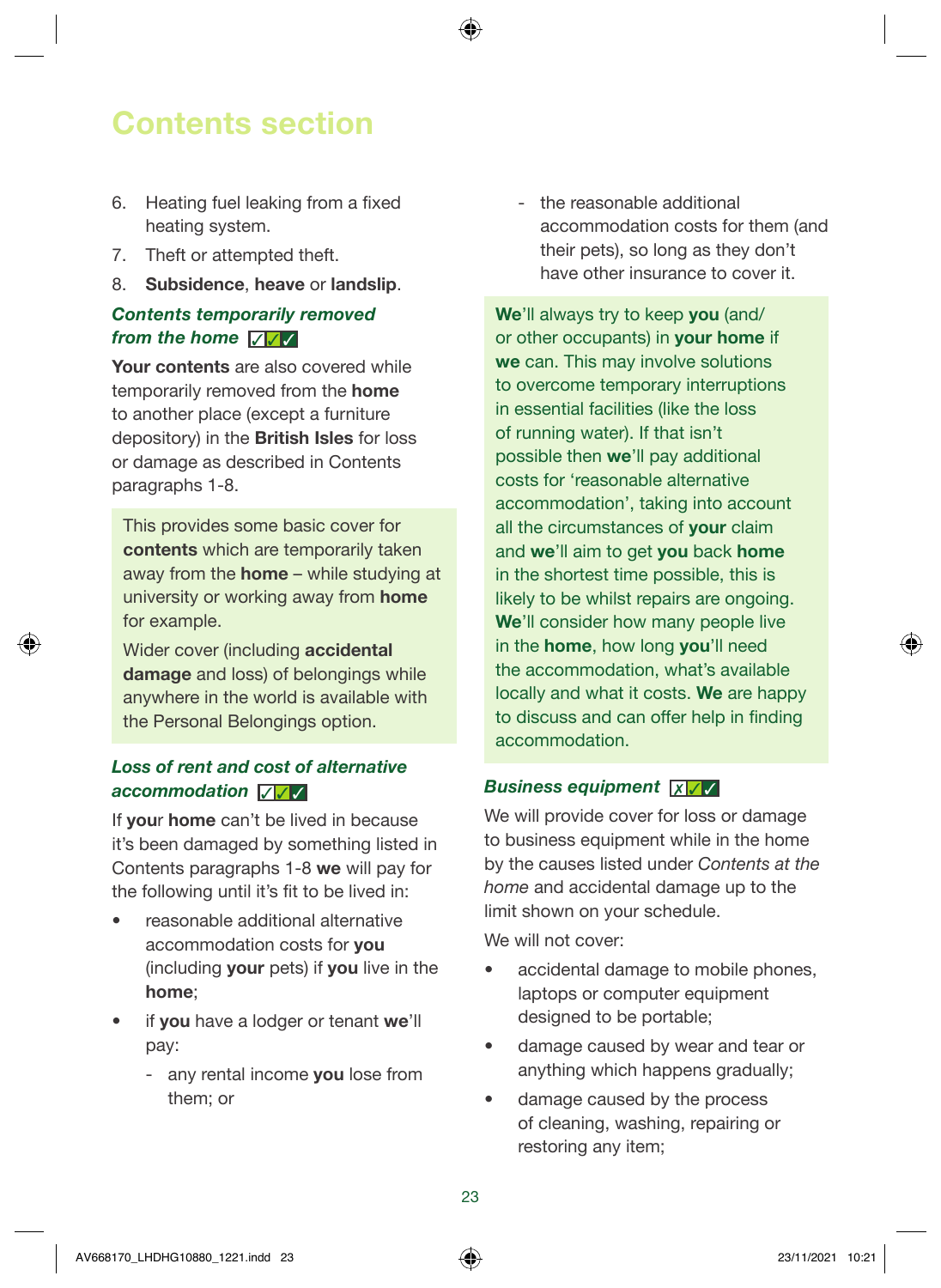# Contents section

6. Heating fuel leaking from a fixed heating system.
7. Theft or attempted theft.
8. **Subsidence**, **heave** or **landslip**.

### *Contents temporarily removed from the home* ✓✓✓

**Your contents** are also covered while temporarily removed from the **home** to another place (except a furniture depository) in the **British Isles** for loss or damage as described in Contents paragraphs 1-8.

This provides some basic cover for **contents** which are temporarily taken away from the **home** – while studying at university or working away from **home** for example.

Wider cover (including **accidental damage** and loss) of belongings while anywhere in the world is available with the Personal Belongings option.

### *Loss of rent and cost of alternative accommodation* ✓✓✓

If **your home** can't be lived in because it's been damaged by something listed in Contents paragraphs 1-8 **we** will pay for the following until it's fit to be lived in:

- reasonable additional alternative accommodation costs for **you** (including **your** pets) if **you** live in the **home**;
- if **you** have a lodger or tenant **we**'ll pay:
  - any rental income **you** lose from them; or
  - the reasonable additional accommodation costs for them (and their pets), so long as they don't have other insurance to cover it.

**We**'ll always try to keep **you** (and/or other occupants) in **your home** if **we** can. This may involve solutions to overcome temporary interruptions in essential facilities (like the loss of running water). If that isn't possible then **we**'ll pay additional costs for 'reasonable alternative accommodation', taking into account all the circumstances of **your** claim and **we**'ll aim to get **you** back **home** in the shortest time possible, this is likely to be whilst repairs are ongoing. **We**'ll consider how many people live in the **home**, how long **you**'ll need the accommodation, what's available locally and what it costs. **We** are happy to discuss and can offer help in finding accommodation.

### *Business equipment* ✗✓✓

We will provide cover for loss or damage to business equipment while in the home by the causes listed under *Contents at the home* and accidental damage up to the limit shown on your schedule.

We will not cover:

- accidental damage to mobile phones, laptops or computer equipment designed to be portable;
- damage caused by wear and tear or anything which happens gradually;
- damage caused by the process of cleaning, washing, repairing or restoring any item;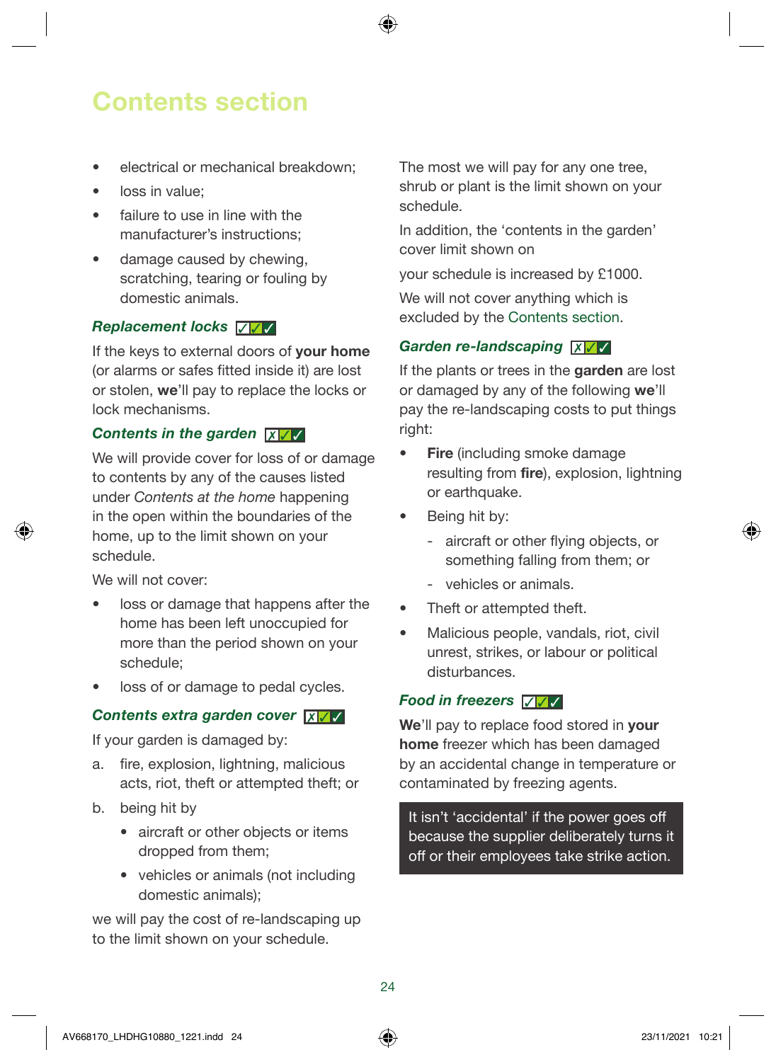# Contents section

- electrical or mechanical breakdown;
- loss in value;
- failure to use in line with the manufacturer's instructions;
- damage caused by chewing, scratching, tearing or fouling by domestic animals.

### *Replacement locks* ✓✓✓

If the keys to external doors of **your home** (or alarms or safes fitted inside it) are lost or stolen, **we**'ll pay to replace the locks or lock mechanisms.

### *Contents in the garden* ✗✓✓

We will provide cover for loss of or damage to contents by any of the causes listed under *Contents at the home* happening in the open within the boundaries of the home, up to the limit shown on your schedule.

We will not cover:

- loss or damage that happens after the home has been left unoccupied for more than the period shown on your schedule;
- loss of or damage to pedal cycles.

### *Contents extra garden cover* ✗✓✓

If your garden is damaged by:

a. fire, explosion, lightning, malicious acts, riot, theft or attempted theft; or

b. being hit by
   - aircraft or other objects or items dropped from them;
   - vehicles or animals (not including domestic animals);

we will pay the cost of re-landscaping up to the limit shown on your schedule.

The most we will pay for any one tree, shrub or plant is the limit shown on your schedule.

In addition, the 'contents in the garden' cover limit shown on

your schedule is increased by £1000.

We will not cover anything which is excluded by the Contents section.

### *Garden re-landscaping* ✗✓✓

If the plants or trees in the **garden** are lost or damaged by any of the following **we**'ll pay the re-landscaping costs to put things right:

- **Fire** (including smoke damage resulting from **fire**), explosion, lightning or earthquake.
- Being hit by:
  - aircraft or other flying objects, or something falling from them; or
  - vehicles or animals.
- Theft or attempted theft.
- Malicious people, vandals, riot, civil unrest, strikes, or labour or political disturbances.

### *Food in freezers* ✓✓✓

**We**'ll pay to replace food stored in **your home** freezer which has been damaged by an accidental change in temperature or contaminated by freezing agents.

> It isn't 'accidental' if the power goes off because the supplier deliberately turns it off or their employees take strike action.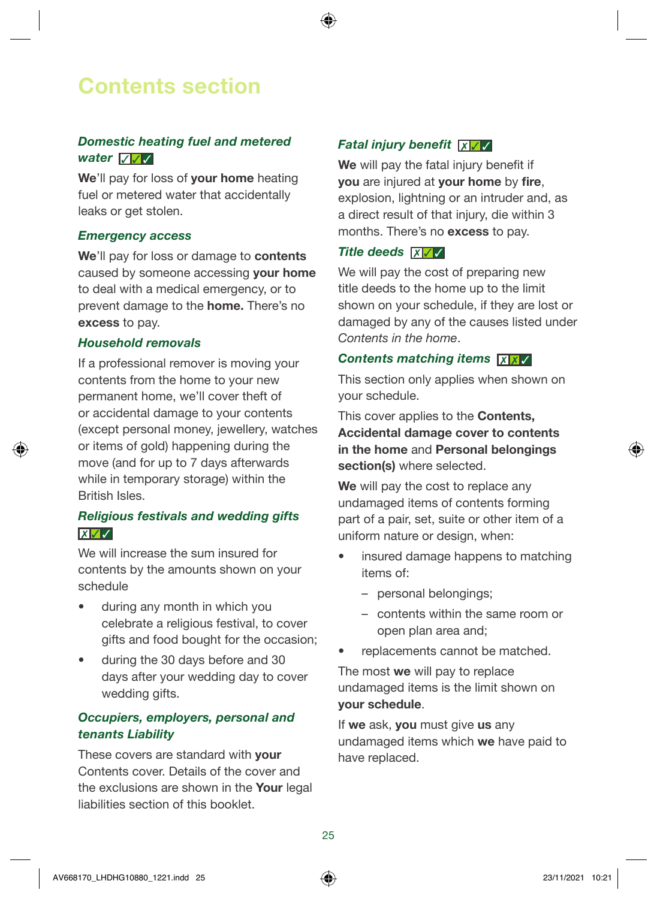# Contents section

### *Domestic heating fuel and metered water* ✓✓✓

**We**'ll pay for loss of **your home** heating fuel or metered water that accidentally leaks or get stolen.

### *Emergency access*

**We**'ll pay for loss or damage to **contents** caused by someone accessing **your home** to deal with a medical emergency, or to prevent damage to the **home.** There's no **excess** to pay.

### *Household removals*

If a professional remover is moving your contents from the home to your new permanent home, we'll cover theft of or accidental damage to your contents (except personal money, jewellery, watches or items of gold) happening during the move (and for up to 7 days afterwards while in temporary storage) within the British Isles.

### *Religious festivals and wedding gifts* ✗✓✓

We will increase the sum insured for contents by the amounts shown on your schedule

- during any month in which you celebrate a religious festival, to cover gifts and food bought for the occasion;
- during the 30 days before and 30 days after your wedding day to cover wedding gifts.

### *Occupiers, employers, personal and tenants Liability*

These covers are standard with **your** Contents cover. Details of the cover and the exclusions are shown in the **Your** legal liabilities section of this booklet.

### *Fatal injury benefit* ✗✓✓

**We** will pay the fatal injury benefit if **you** are injured at **your home** by **fire**, explosion, lightning or an intruder and, as a direct result of that injury, die within 3 months. There's no **excess** to pay.

### *Title deeds* ✗✓✓

We will pay the cost of preparing new title deeds to the home up to the limit shown on your schedule, if they are lost or damaged by any of the causes listed under *Contents in the home*.

### *Contents matching items* ✗✗✓

This section only applies when shown on your schedule.

This cover applies to the **Contents, Accidental damage cover to contents in the home** and **Personal belongings section(s)** where selected.

**We** will pay the cost to replace any undamaged items of contents forming part of a pair, set, suite or other item of a uniform nature or design, when:

- insured damage happens to matching items of:
  - personal belongings;
  - contents within the same room or open plan area and;
- replacements cannot be matched.

The most **we** will pay to replace undamaged items is the limit shown on **your schedule**.

If **we** ask, **you** must give **us** any undamaged items which **we** have paid to have replaced.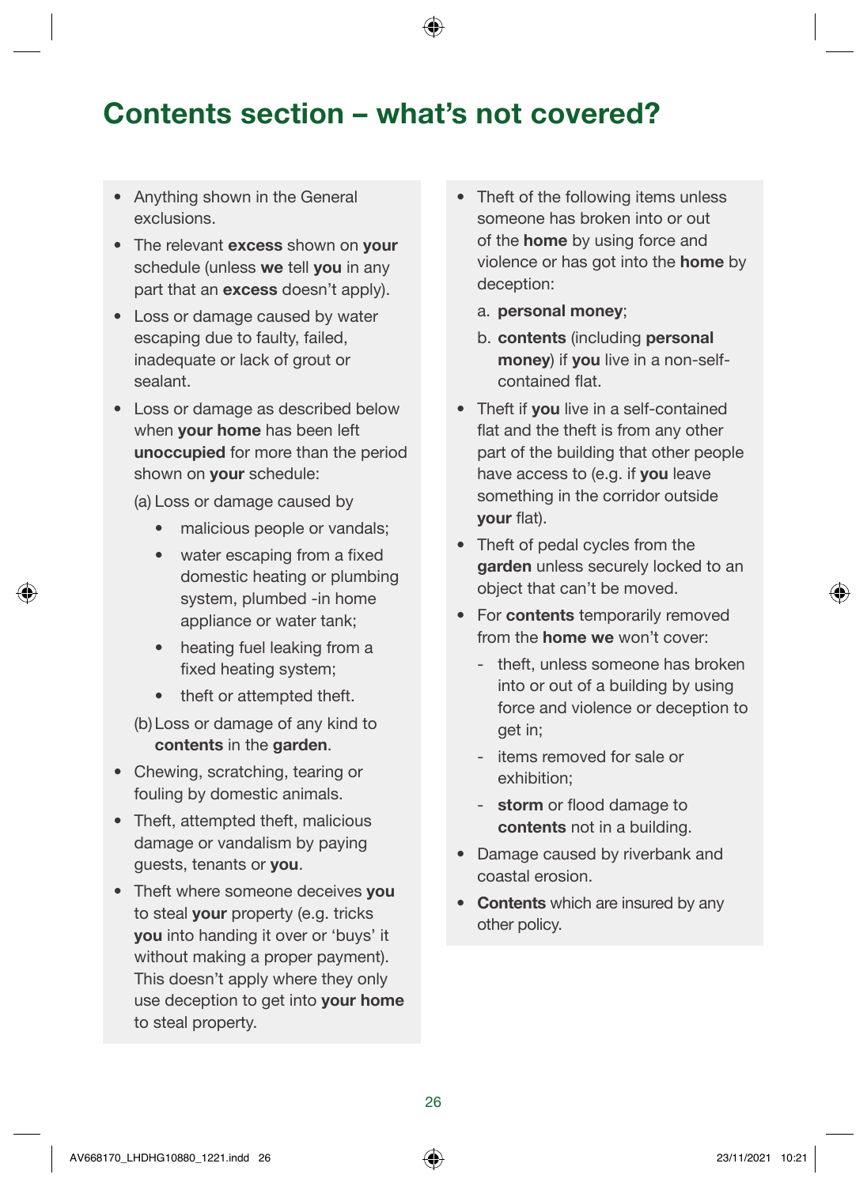## Contents section – what's not covered?

- Anything shown in the General exclusions.
- The relevant **excess** shown on **your** schedule (unless **we** tell **you** in any part that an **excess** doesn't apply).
- Loss or damage caused by water escaping due to faulty, failed, inadequate or lack of grout or sealant.
- Loss or damage as described below when **your home** has been left **unoccupied** for more than the period shown on **your** schedule:

  (a) Loss or damage caused by
    - malicious people or vandals;
    - water escaping from a fixed domestic heating or plumbing system, plumbed -in home appliance or water tank;
    - heating fuel leaking from a fixed heating system;
    - theft or attempted theft.

  (b) Loss or damage of any kind to **contents** in the **garden**.
- Chewing, scratching, tearing or fouling by domestic animals.
- Theft, attempted theft, malicious damage or vandalism by paying guests, tenants or **you**.
- Theft where someone deceives **you** to steal **your** property (e.g. tricks **you** into handing it over or 'buys' it without making a proper payment). This doesn't apply where they only use deception to get into **your home** to steal property.
- Theft of the following items unless someone has broken into or out of the **home** by using force and violence or has got into the **home** by deception:

  a. **personal money**;

  b. **contents** (including **personal money**) if **you** live in a non-self-contained flat.
- Theft if **you** live in a self-contained flat and the theft is from any other part of the building that other people have access to (e.g. if **you** leave something in the corridor outside **your** flat).
- Theft of pedal cycles from the **garden** unless securely locked to an object that can't be moved.
- For **contents** temporarily removed from the **home we** won't cover:
  - theft, unless someone has broken into or out of a building by using force and violence or deception to get in;
  - items removed for sale or exhibition;
  - **storm** or flood damage to **contents** not in a building.
- Damage caused by riverbank and coastal erosion.
- **Contents** which are insured by any other policy.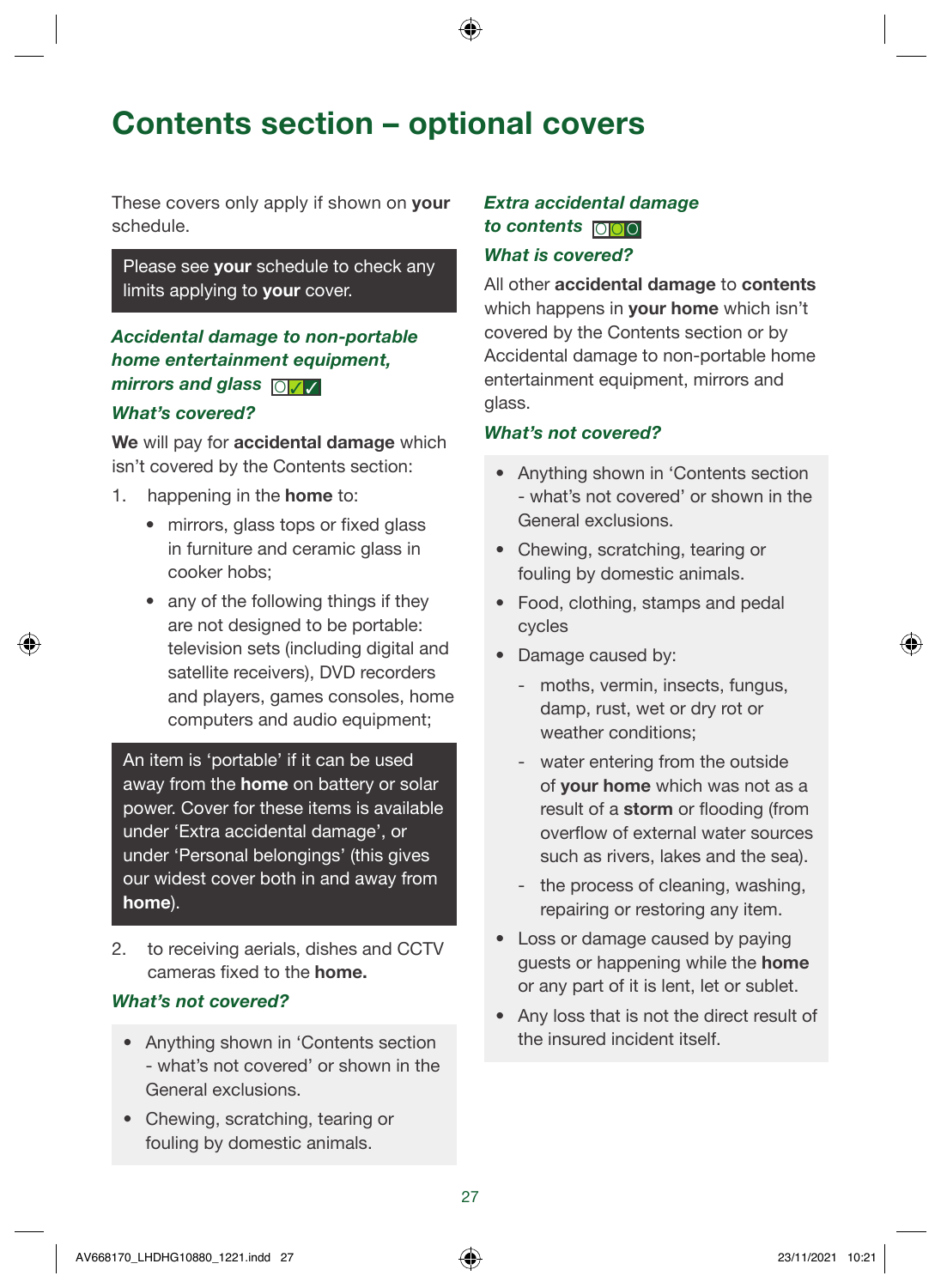# Contents section – optional covers

These covers only apply if shown on **your** schedule.

> Please see **your** schedule to check any limits applying to **your** cover.

### *Accidental damage to non-portable home entertainment equipment, mirrors and glass*

### *What's covered?*

**We** will pay for **accidental damage** which isn't covered by the Contents section:

1. happening in the **home** to:
   - mirrors, glass tops or fixed glass in furniture and ceramic glass in cooker hobs;
   - any of the following things if they are not designed to be portable: television sets (including digital and satellite receivers), DVD recorders and players, games consoles, home computers and audio equipment;

> An item is 'portable' if it can be used away from the **home** on battery or solar power. Cover for these items is available under 'Extra accidental damage', or under 'Personal belongings' (this gives our widest cover both in and away from **home**).

2. to receiving aerials, dishes and CCTV cameras fixed to the **home.**

### *What's not covered?*

- Anything shown in 'Contents section - what's not covered' or shown in the General exclusions.
- Chewing, scratching, tearing or fouling by domestic animals.

### *Extra accidental damage to contents*

### *What is covered?*

All other **accidental damage** to **contents** which happens in **your home** which isn't covered by the Contents section or by Accidental damage to non-portable home entertainment equipment, mirrors and glass.

### *What's not covered?*

- Anything shown in 'Contents section - what's not covered' or shown in the General exclusions.
- Chewing, scratching, tearing or fouling by domestic animals.
- Food, clothing, stamps and pedal cycles
- Damage caused by:
  - moths, vermin, insects, fungus, damp, rust, wet or dry rot or weather conditions;
  - water entering from the outside of **your home** which was not as a result of a **storm** or flooding (from overflow of external water sources such as rivers, lakes and the sea).
  - the process of cleaning, washing, repairing or restoring any item.
- Loss or damage caused by paying guests or happening while the **home** or any part of it is lent, let or sublet.
- Any loss that is not the direct result of the insured incident itself.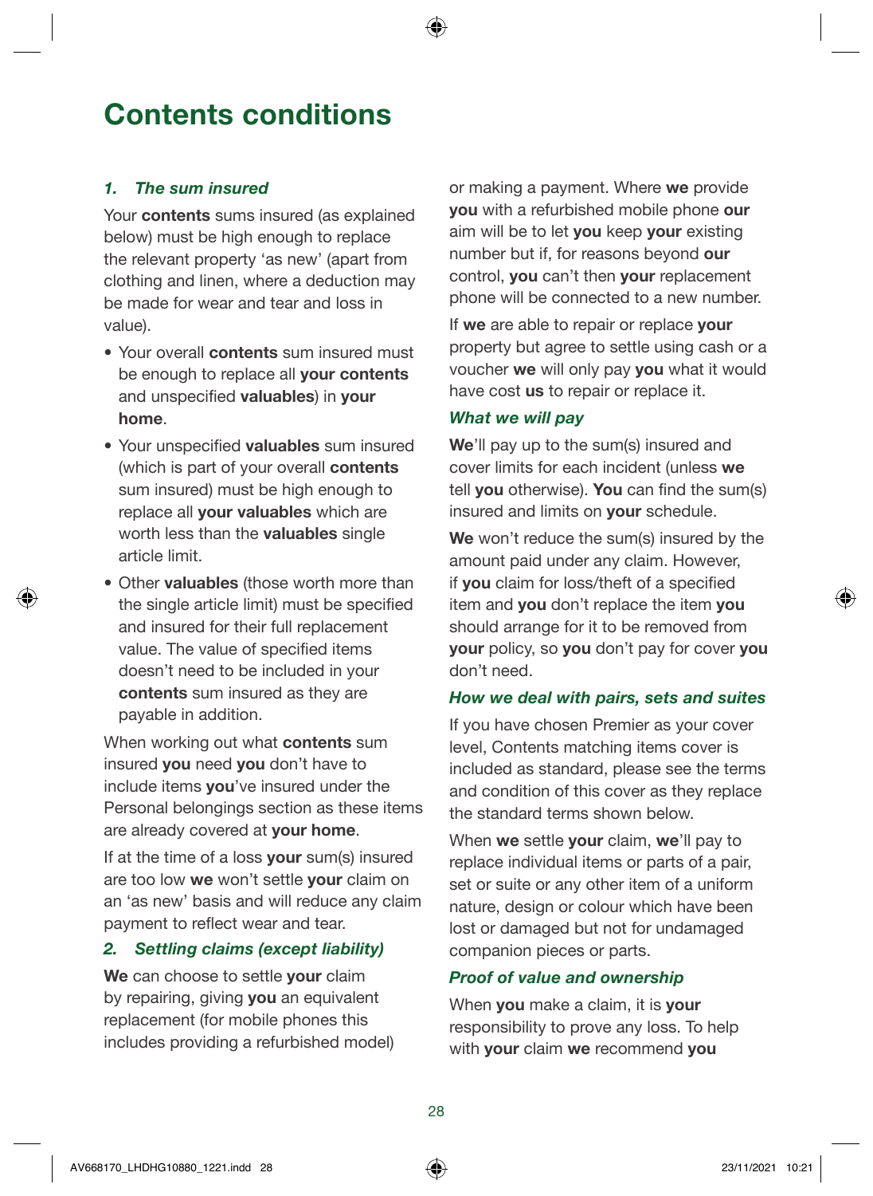# Contents conditions

### *1. The sum insured*

Your **contents** sums insured (as explained below) must be high enough to replace the relevant property 'as new' (apart from clothing and linen, where a deduction may be made for wear and tear and loss in value).

- Your overall **contents** sum insured must be enough to replace all **your contents** and unspecified **valuables**) in **your home**.
- Your unspecified **valuables** sum insured (which is part of your overall **contents** sum insured) must be high enough to replace all **your valuables** which are worth less than the **valuables** single article limit.
- Other **valuables** (those worth more than the single article limit) must be specified and insured for their full replacement value. The value of specified items doesn't need to be included in your **contents** sum insured as they are payable in addition.

When working out what **contents** sum insured **you** need **you** don't have to include items **you**'ve insured under the Personal belongings section as these items are already covered at **your home**.

If at the time of a loss **your** sum(s) insured are too low **we** won't settle **your** claim on an 'as new' basis and will reduce any claim payment to reflect wear and tear.

### *2. Settling claims (except liability)*

**We** can choose to settle **your** claim by repairing, giving **you** an equivalent replacement (for mobile phones this includes providing a refurbished model) or making a payment. Where **we** provide **you** with a refurbished mobile phone **our** aim will be to let **you** keep **your** existing number but if, for reasons beyond **our** control, **you** can't then **your** replacement phone will be connected to a new number.

If **we** are able to repair or replace **your** property but agree to settle using cash or a voucher **we** will only pay **you** what it would have cost **us** to repair or replace it.

#### *What we will pay*

**We**'ll pay up to the sum(s) insured and cover limits for each incident (unless **we** tell **you** otherwise). **You** can find the sum(s) insured and limits on **your** schedule.

**We** won't reduce the sum(s) insured by the amount paid under any claim. However, if **you** claim for loss/theft of a specified item and **you** don't replace the item **you** should arrange for it to be removed from **your** policy, so **you** don't pay for cover **you** don't need.

#### *How we deal with pairs, sets and suites*

If you have chosen Premier as your cover level, Contents matching items cover is included as standard, please see the terms and condition of this cover as they replace the standard terms shown below.

When **we** settle **your** claim, **we**'ll pay to replace individual items or parts of a pair, set or suite or any other item of a uniform nature, design or colour which have been lost or damaged but not for undamaged companion pieces or parts.

#### *Proof of value and ownership*

When **you** make a claim, it is **your** responsibility to prove any loss. To help with **your** claim **we** recommend **you**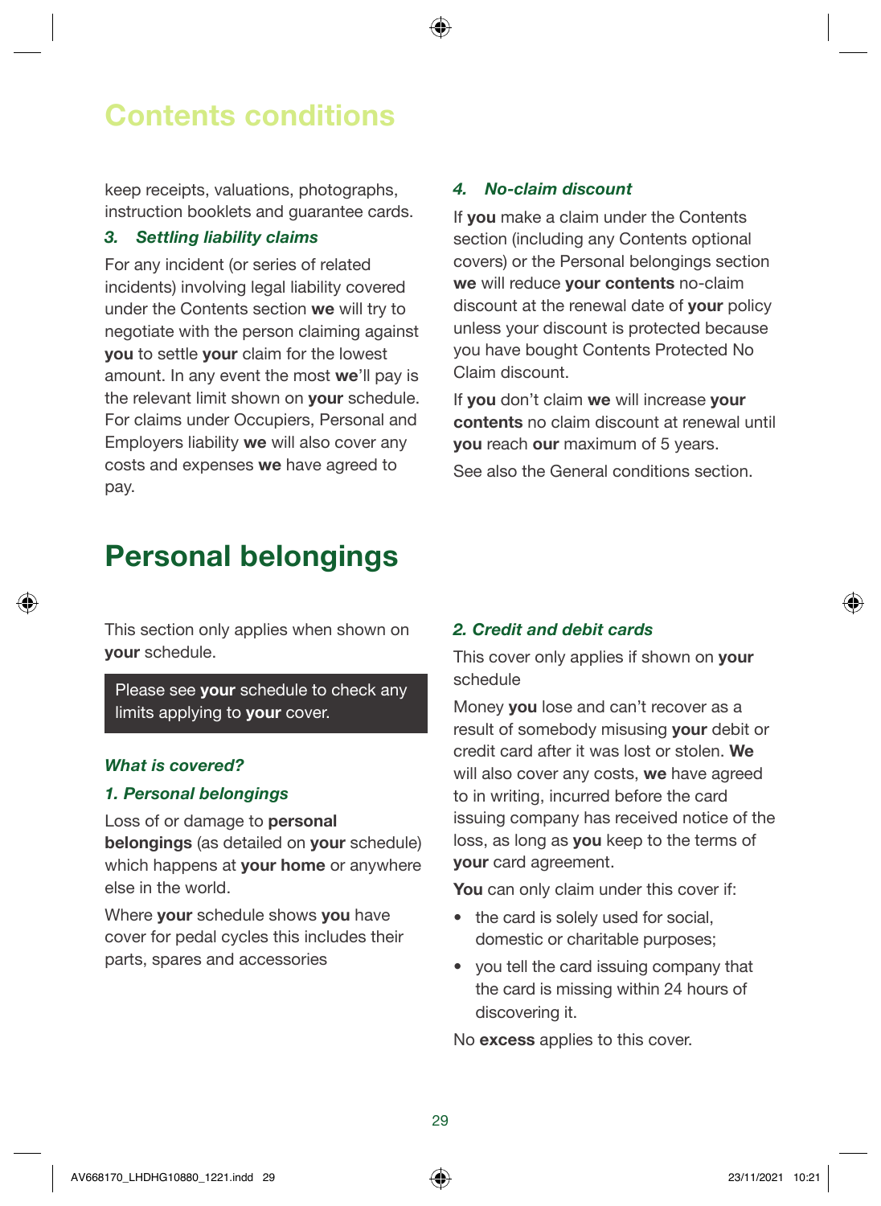# Contents conditions

keep receipts, valuations, photographs, instruction booklets and guarantee cards.

### *3. Settling liability claims*

For any incident (or series of related incidents) involving legal liability covered under the Contents section **we** will try to negotiate with the person claiming against **you** to settle **your** claim for the lowest amount. In any event the most **we**'ll pay is the relevant limit shown on **your** schedule. For claims under Occupiers, Personal and Employers liability **we** will also cover any costs and expenses **we** have agreed to pay.

### *4. No-claim discount*

If **you** make a claim under the Contents section (including any Contents optional covers) or the Personal belongings section **we** will reduce **your contents** no-claim discount at the renewal date of **your** policy unless your discount is protected because you have bought Contents Protected No Claim discount.

If **you** don't claim **we** will increase **your contents** no claim discount at renewal until **you** reach **our** maximum of 5 years.

See also the General conditions section.

# Personal belongings

This section only applies when shown on **your** schedule.

Please see **your** schedule to check any limits applying to **your** cover.

### *What is covered?*

### *1. Personal belongings*

Loss of or damage to **personal belongings** (as detailed on **your** schedule) which happens at **your home** or anywhere else in the world.

Where **your** schedule shows **you** have cover for pedal cycles this includes their parts, spares and accessories

### *2. Credit and debit cards*

This cover only applies if shown on **your** schedule

Money **you** lose and can't recover as a result of somebody misusing **your** debit or credit card after it was lost or stolen. **We** will also cover any costs, **we** have agreed to in writing, incurred before the card issuing company has received notice of the loss, as long as **you** keep to the terms of **your** card agreement.

**You** can only claim under this cover if:

- the card is solely used for social, domestic or charitable purposes;
- you tell the card issuing company that the card is missing within 24 hours of discovering it.

No **excess** applies to this cover.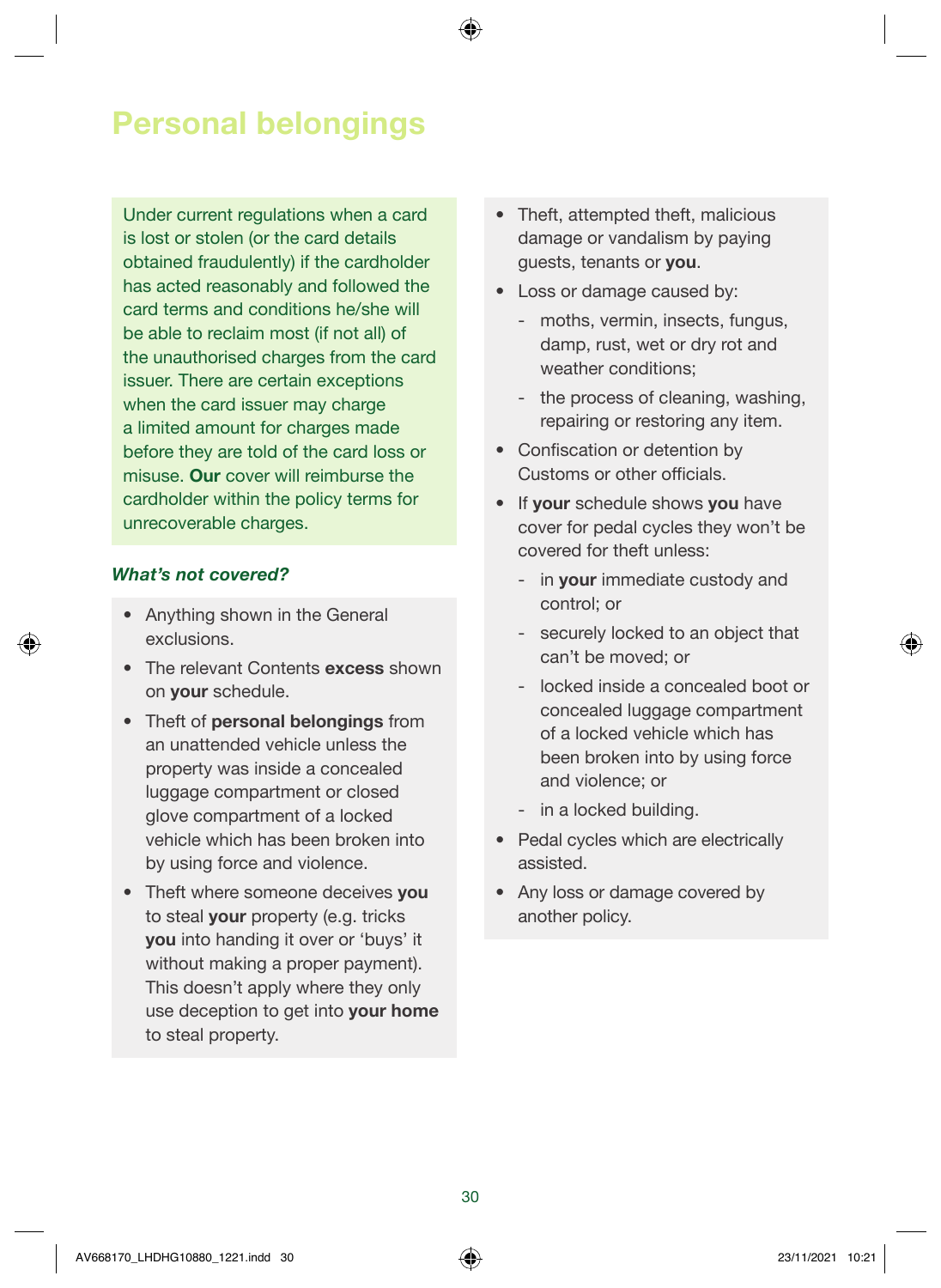# Personal belongings

Under current regulations when a card is lost or stolen (or the card details obtained fraudulently) if the cardholder has acted reasonably and followed the card terms and conditions he/she will be able to reclaim most (if not all) of the unauthorised charges from the card issuer. There are certain exceptions when the card issuer may charge a limited amount for charges made before they are told of the card loss or misuse. **Our** cover will reimburse the cardholder within the policy terms for unrecoverable charges.

### *What's not covered?*

- Anything shown in the General exclusions.
- The relevant Contents **excess** shown on **your** schedule.
- Theft of **personal belongings** from an unattended vehicle unless the property was inside a concealed luggage compartment or closed glove compartment of a locked vehicle which has been broken into by using force and violence.
- Theft where someone deceives **you** to steal **your** property (e.g. tricks **you** into handing it over or 'buys' it without making a proper payment). This doesn't apply where they only use deception to get into **your home** to steal property.
- Theft, attempted theft, malicious damage or vandalism by paying guests, tenants or **you**.
- Loss or damage caused by:
  - moths, vermin, insects, fungus, damp, rust, wet or dry rot and weather conditions;
  - the process of cleaning, washing, repairing or restoring any item.
- Confiscation or detention by Customs or other officials.
- If **your** schedule shows **you** have cover for pedal cycles they won't be covered for theft unless:
  - in **your** immediate custody and control; or
  - securely locked to an object that can't be moved; or
  - locked inside a concealed boot or concealed luggage compartment of a locked vehicle which has been broken into by using force and violence; or
  - in a locked building.
- Pedal cycles which are electrically assisted.
- Any loss or damage covered by another policy.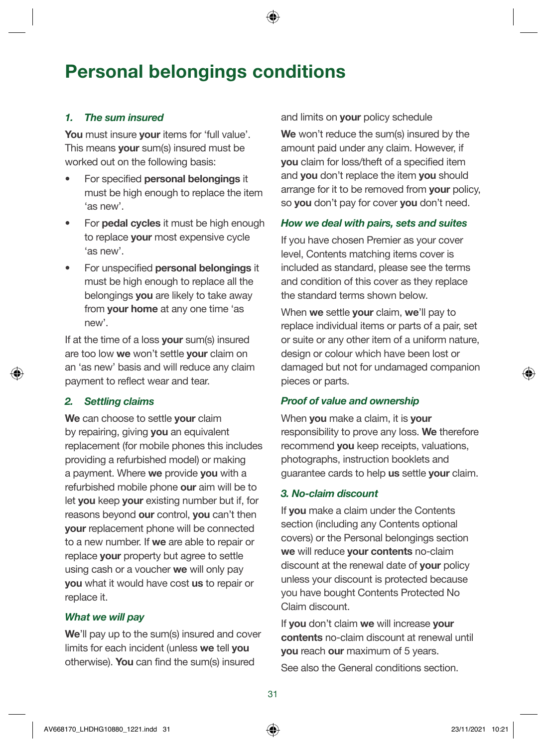# Personal belongings conditions

### *1. The sum insured*

**You** must insure **your** items for 'full value'. This means **your** sum(s) insured must be worked out on the following basis:

- For specified **personal belongings** it must be high enough to replace the item 'as new'.
- For **pedal cycles** it must be high enough to replace **your** most expensive cycle 'as new'.
- For unspecified **personal belongings** it must be high enough to replace all the belongings **you** are likely to take away from **your home** at any one time 'as new'.

If at the time of a loss **your** sum(s) insured are too low **we** won't settle **your** claim on an 'as new' basis and will reduce any claim payment to reflect wear and tear.

### *2. Settling claims*

**We** can choose to settle **your** claim by repairing, giving **you** an equivalent replacement (for mobile phones this includes providing a refurbished model) or making a payment. Where **we** provide **you** with a refurbished mobile phone **our** aim will be to let **you** keep **your** existing number but if, for reasons beyond **our** control, **you** can't then **your** replacement phone will be connected to a new number. If **we** are able to repair or replace **your** property but agree to settle using cash or a voucher **we** will only pay **you** what it would have cost **us** to repair or replace it.

### *What we will pay*

**We**'ll pay up to the sum(s) insured and cover limits for each incident (unless **we** tell **you** otherwise). **You** can find the sum(s) insured and limits on **your** policy schedule

**We** won't reduce the sum(s) insured by the amount paid under any claim. However, if **you** claim for loss/theft of a specified item and **you** don't replace the item **you** should arrange for it to be removed from **your** policy, so **you** don't pay for cover **you** don't need.

### *How we deal with pairs, sets and suites*

If you have chosen Premier as your cover level, Contents matching items cover is included as standard, please see the terms and condition of this cover as they replace the standard terms shown below.

When **we** settle **your** claim, **we**'ll pay to replace individual items or parts of a pair, set or suite or any other item of a uniform nature, design or colour which have been lost or damaged but not for undamaged companion pieces or parts.

### *Proof of value and ownership*

When **you** make a claim, it is **your** responsibility to prove any loss. **We** therefore recommend **you** keep receipts, valuations, photographs, instruction booklets and guarantee cards to help **us** settle **your** claim.

### *3. No-claim discount*

If **you** make a claim under the Contents section (including any Contents optional covers) or the Personal belongings section **we** will reduce **your contents** no-claim discount at the renewal date of **your** policy unless your discount is protected because you have bought Contents Protected No Claim discount.

If **you** don't claim **we** will increase **your contents** no-claim discount at renewal until **you** reach **our** maximum of 5 years.

See also the General conditions section.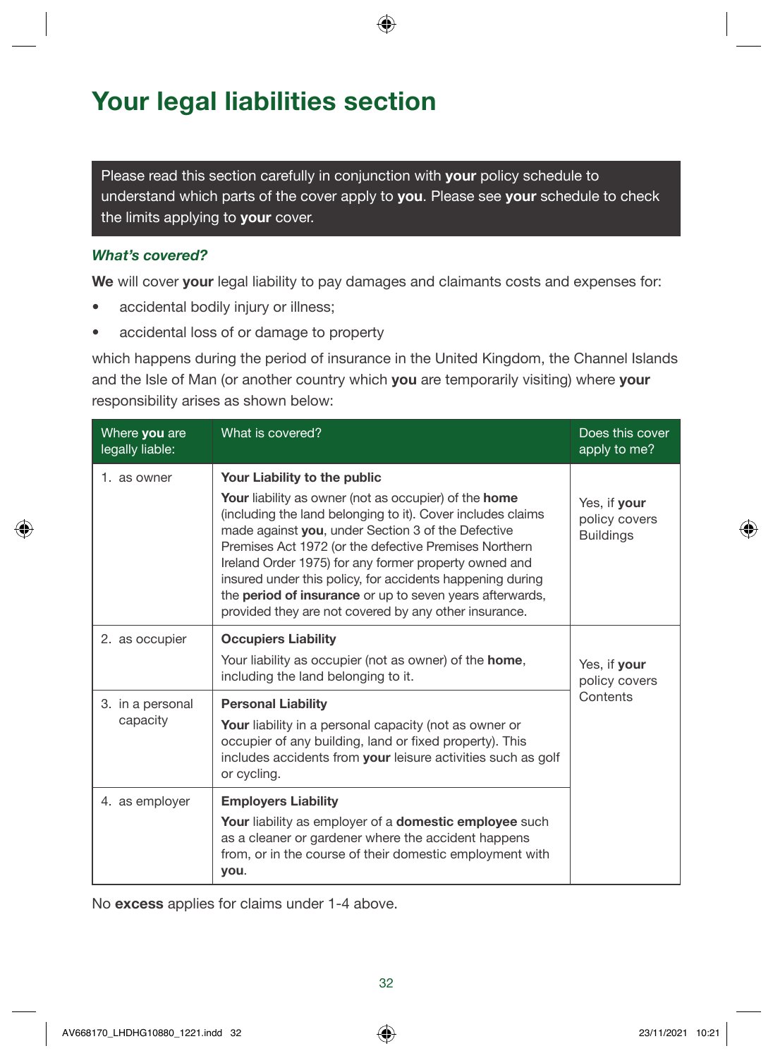# Your legal liabilities section

Please read this section carefully in conjunction with **your** policy schedule to understand which parts of the cover apply to **you**. Please see **your** schedule to check the limits applying to **your** cover.

### *What's covered?*

**We** will cover **your** legal liability to pay damages and claimants costs and expenses for:

- accidental bodily injury or illness;
- accidental loss of or damage to property

which happens during the period of insurance in the United Kingdom, the Channel Islands and the Isle of Man (or another country which **you** are temporarily visiting) where **your** responsibility arises as shown below:

| Where **you** are legally liable: | What is covered? | Does this cover apply to me? |
|---|---|---|
| 1. as owner | **Your Liability to the public**<br>**Your** liability as owner (not as occupier) of the **home** (including the land belonging to it). Cover includes claims made against **you**, under Section 3 of the Defective Premises Act 1972 (or the defective Premises Northern Ireland Order 1975) for any former property owned and insured under this policy, for accidents happening during the **period of insurance** or up to seven years afterwards, provided they are not covered by any other insurance. | Yes, if **your** policy covers Buildings |
| 2. as occupier | **Occupiers Liability**<br>Your liability as occupier (not as owner) of the **home**, including the land belonging to it. | Yes, if **your** policy covers Contents |
| 3. in a personal capacity | **Personal Liability**<br>**Your** liability in a personal capacity (not as owner or occupier of any building, land or fixed property). This includes accidents from **your** leisure activities such as golf or cycling. | |
| 4. as employer | **Employers Liability**<br>**Your** liability as employer of a **domestic employee** such as a cleaner or gardener where the accident happens from, or in the course of their domestic employment with **you**. | |

No **excess** applies for claims under 1-4 above.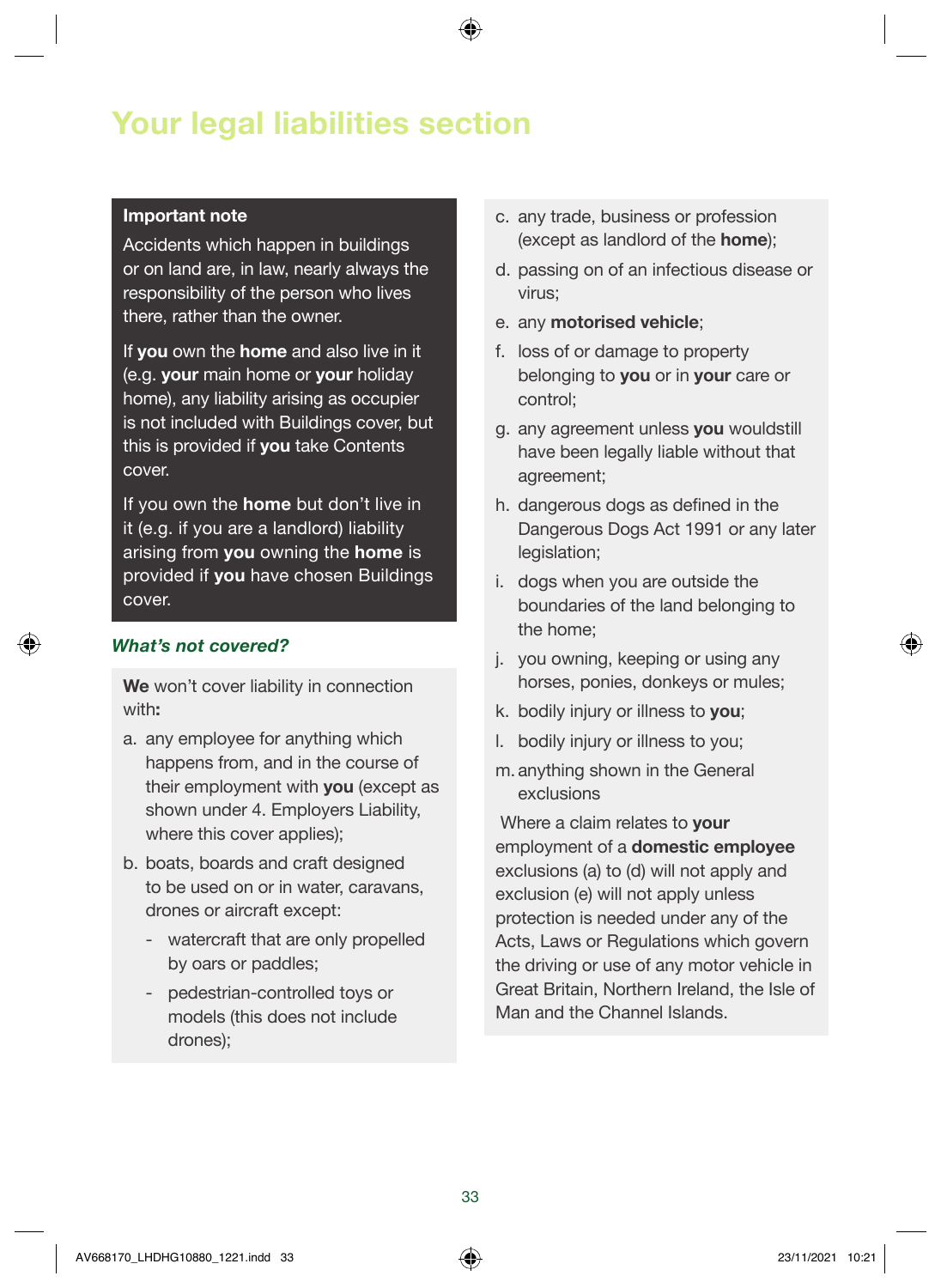# Your legal liabilities section

**Important note**

Accidents which happen in buildings or on land are, in law, nearly always the responsibility of the person who lives there, rather than the owner.

If **you** own the **home** and also live in it (e.g. **your** main home or **your** holiday home), any liability arising as occupier is not included with Buildings cover, but this is provided if **you** take Contents cover.

If you own the **home** but don't live in it (e.g. if you are a landlord) liability arising from **you** owning the **home** is provided if **you** have chosen Buildings cover.

### *What's not covered?*

**We** won't cover liability in connection with**:**

a. any employee for anything which happens from, and in the course of their employment with **you** (except as shown under 4. Employers Liability, where this cover applies);

b. boats, boards and craft designed to be used on or in water, caravans, drones or aircraft except:
   - watercraft that are only propelled by oars or paddles;
   - pedestrian-controlled toys or models (this does not include drones);

c. any trade, business or profession (except as landlord of the **home**);

d. passing on of an infectious disease or virus;

e. any **motorised vehicle**;

f. loss of or damage to property belonging to **you** or in **your** care or control;

g. any agreement unless **you** wouldstill have been legally liable without that agreement;

h. dangerous dogs as defined in the Dangerous Dogs Act 1991 or any later legislation;

i. dogs when you are outside the boundaries of the land belonging to the home;

j. you owning, keeping or using any horses, ponies, donkeys or mules;

k. bodily injury or illness to **you**;

l. bodily injury or illness to you;

m. anything shown in the General exclusions

Where a claim relates to **your** employment of a **domestic employee** exclusions (a) to (d) will not apply and exclusion (e) will not apply unless protection is needed under any of the Acts, Laws or Regulations which govern the driving or use of any motor vehicle in Great Britain, Northern Ireland, the Isle of Man and the Channel Islands.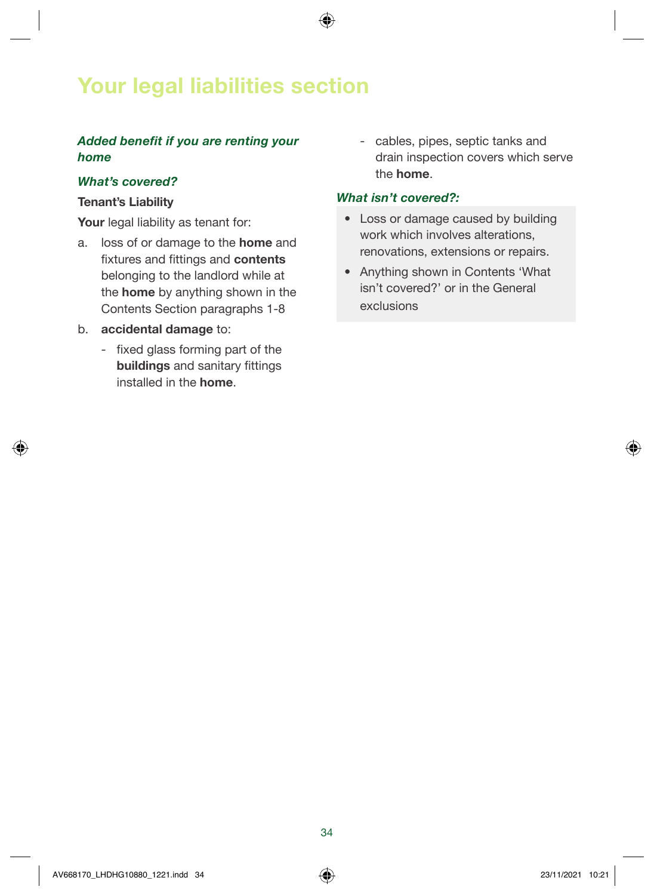# Your legal liabilities section

***Added benefit if you are renting your home***

***What's covered?***

**Tenant's Liability**

**Your** legal liability as tenant for:

a. loss of or damage to the **home** and fixtures and fittings and **contents** belonging to the landlord while at the **home** by anything shown in the Contents Section paragraphs 1-8

b. **accidental damage** to:

  - fixed glass forming part of the **buildings** and sanitary fittings installed in the **home**.
  - cables, pipes, septic tanks and drain inspection covers which serve the **home**.

***What isn't covered?:***

- Loss or damage caused by building work which involves alterations, renovations, extensions or repairs.
- Anything shown in Contents 'What isn't covered?' or in the General exclusions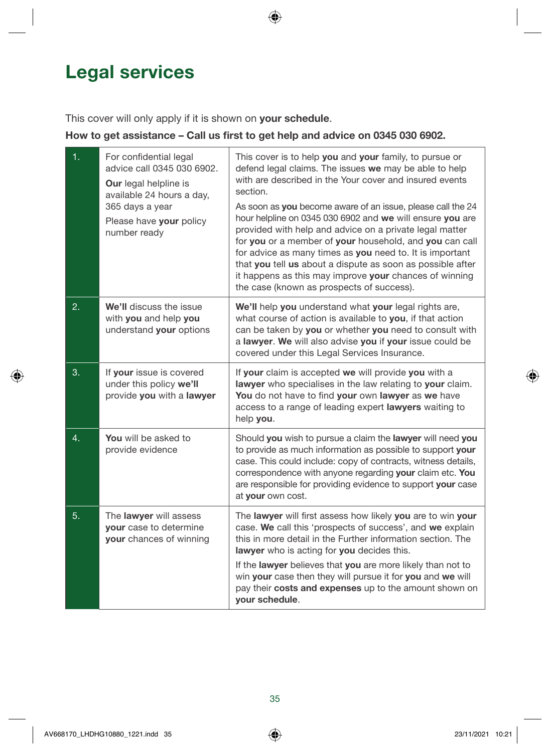# Legal services

This cover will only apply if it is shown on **your schedule**.

**How to get assistance – Call us first to get help and advice on 0345 030 6902.**

| | | |
|---|---|---|
| 1. | For confidential legal advice call 0345 030 6902.<br>**Our** legal helpline is available 24 hours a day, 365 days a year<br>Please have **your** policy number ready | This cover is to help **you** and **your** family, to pursue or defend legal claims. The issues **we** may be able to help with are described in the Your cover and insured events section.<br>As soon as **you** become aware of an issue, please call the 24 hour helpline on 0345 030 6902 and **we** will ensure **you** are provided with help and advice on a private legal matter for **you** or a member of **your** household, and **you** can call for advice as many times as **you** need to. It is important that **you** tell **us** about a dispute as soon as possible after it happens as this may improve **your** chances of winning the case (known as prospects of success). |
| 2. | **We'll** discuss the issue with **you** and help **you** understand **your** options | **We'll** help **you** understand what **your** legal rights are, what course of action is available to **you**, if that action can be taken by **you** or whether **you** need to consult with a **lawyer**. **We** will also advise **you** if **your** issue could be covered under this Legal Services Insurance. |
| 3. | If **your** issue is covered under this policy **we'll** provide **you** with a **lawyer** | If **your** claim is accepted **we** will provide **you** with a **lawyer** who specialises in the law relating to **your** claim. **You** do not have to find **your** own **lawyer** as **we** have access to a range of leading expert **lawyers** waiting to help **you**. |
| 4. | **You** will be asked to provide evidence | Should **you** wish to pursue a claim the **lawyer** will need **you** to provide as much information as possible to support **your** case. This could include: copy of contracts, witness details, correspondence with anyone regarding **your** claim etc. **You** are responsible for providing evidence to support **your** case at **your** own cost. |
| 5. | The **lawyer** will assess **your** case to determine **your** chances of winning | The **lawyer** will first assess how likely **you** are to win **your** case. **We** call this 'prospects of success', and **we** explain this in more detail in the Further information section. The **lawyer** who is acting for **you** decides this.<br>If the **lawyer** believes that **you** are more likely than not to win **your** case then they will pursue it for **you** and **we** will pay their **costs and expenses** up to the amount shown on **your schedule**. |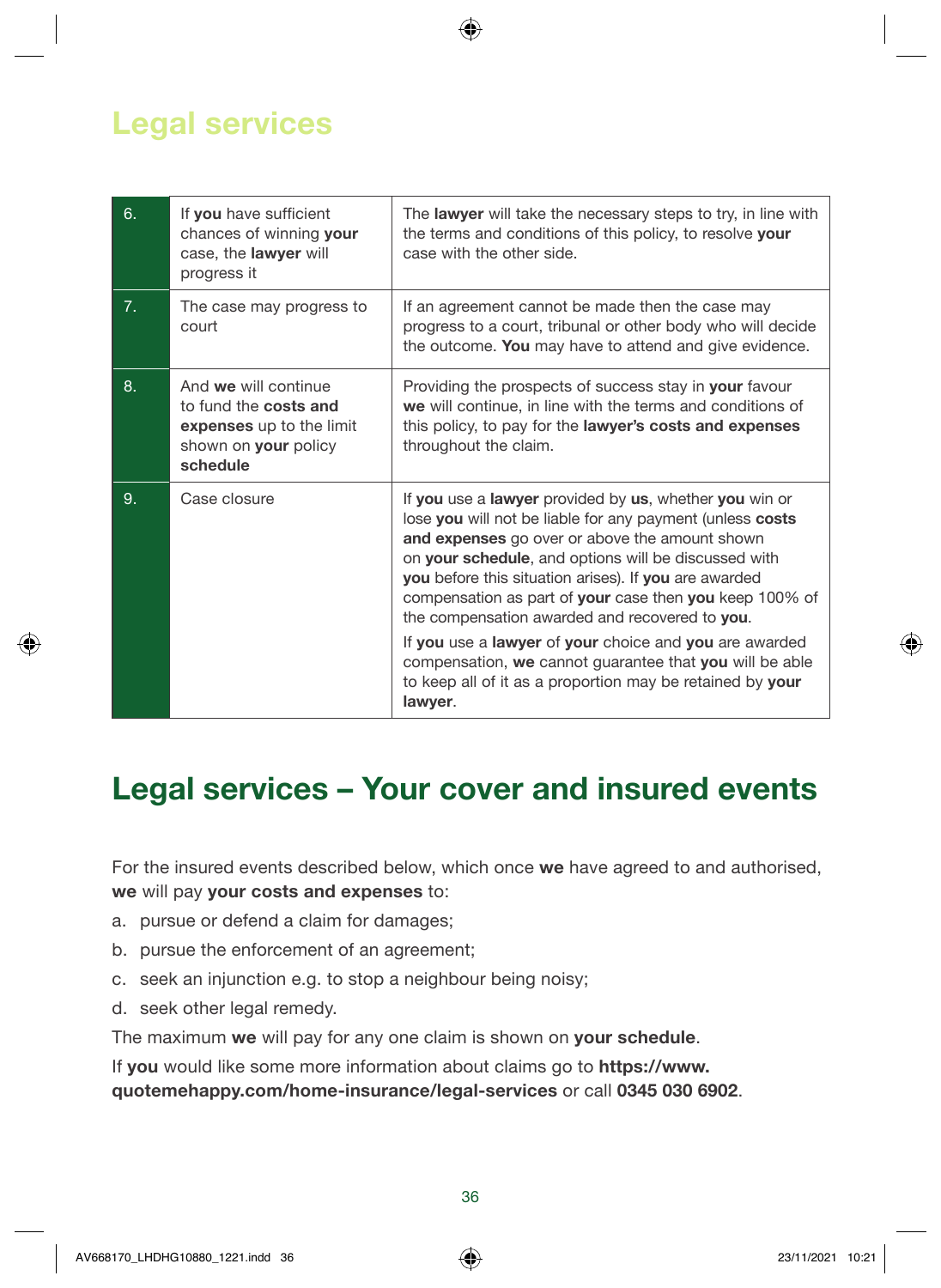# Legal services

| | | |
|---|---|---|
| 6. | If **you** have sufficient chances of winning **your** case, the **lawyer** will progress it | The **lawyer** will take the necessary steps to try, in line with the terms and conditions of this policy, to resolve **your** case with the other side. |
| 7. | The case may progress to court | If an agreement cannot be made then the case may progress to a court, tribunal or other body who will decide the outcome. **You** may have to attend and give evidence. |
| 8. | And **we** will continue to fund the **costs and expenses** up to the limit shown on **your** policy **schedule** | Providing the prospects of success stay in **your** favour **we** will continue, in line with the terms and conditions of this policy, to pay for the **lawyer's costs and expenses** throughout the claim. |
| 9. | Case closure | If **you** use a **lawyer** provided by **us**, whether **you** win or lose **you** will not be liable for any payment (unless **costs and expenses** go over or above the amount shown on **your schedule**, and options will be discussed with **you** before this situation arises). If **you** are awarded compensation as part of **your** case then **you** keep 100% of the compensation awarded and recovered to **you**.<br><br>If **you** use a **lawyer** of **your** choice and **you** are awarded compensation, **we** cannot guarantee that **you** will be able to keep all of it as a proportion may be retained by **your lawyer**. |

# Legal services – Your cover and insured events

For the insured events described below, which once **we** have agreed to and authorised, **we** will pay **your costs and expenses** to:

a. pursue or defend a claim for damages;

b. pursue the enforcement of an agreement;

c. seek an injunction e.g. to stop a neighbour being noisy;

d. seek other legal remedy.

The maximum **we** will pay for any one claim is shown on **your schedule**.

If **you** would like some more information about claims go to **https://www.quotemehappy.com/home-insurance/legal-services** or call **0345 030 6902**.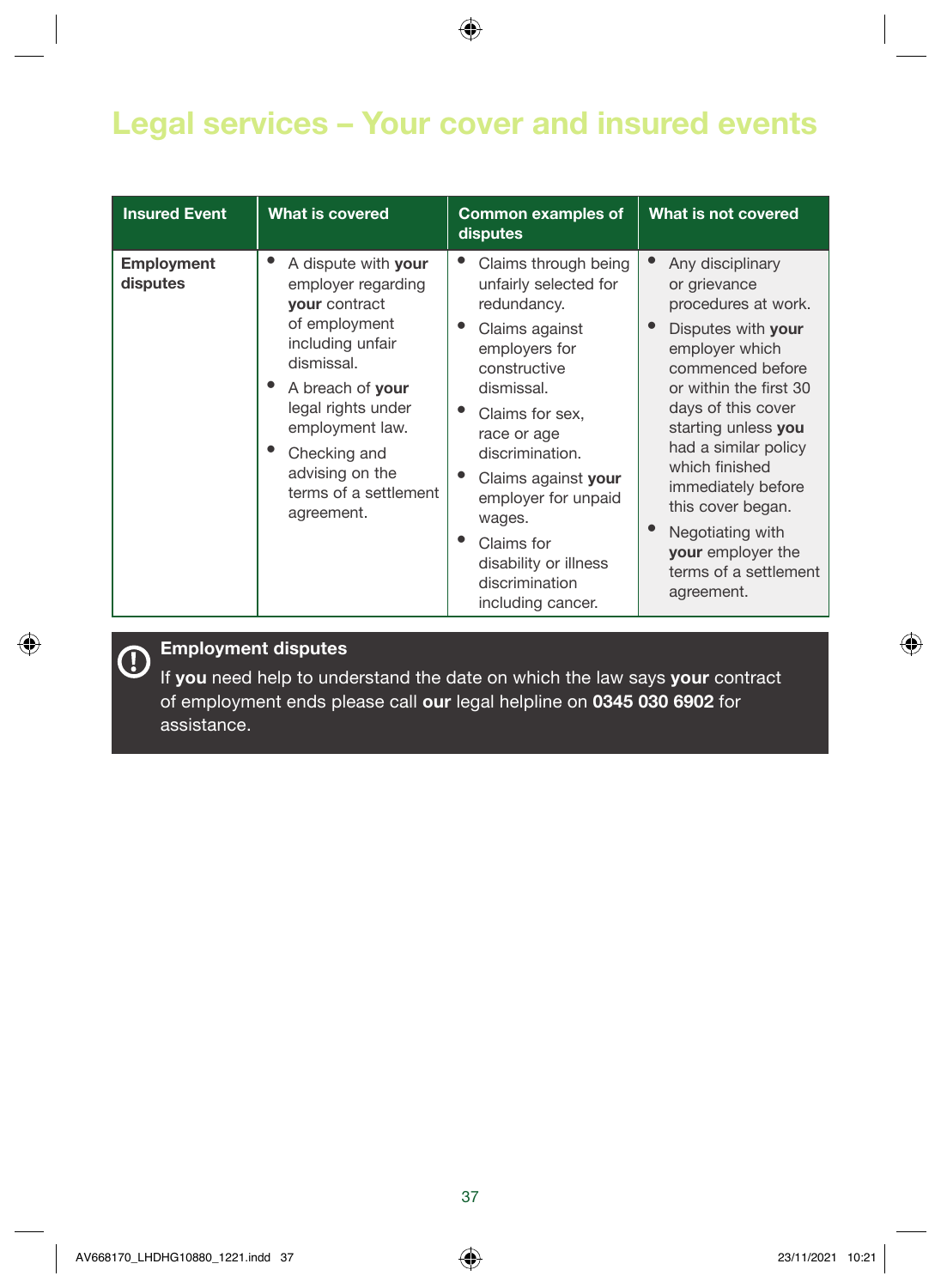# Legal services – Your cover and insured events

| Insured Event | What is covered | Common examples of disputes | What is not covered |
|---|---|---|---|
| **Employment disputes** | • A dispute with **your** employer regarding **your** contract of employment including unfair dismissal.<br>• A breach of **your** legal rights under employment law.<br>• Checking and advising on the terms of a settlement agreement. | • Claims through being unfairly selected for redundancy.<br>• Claims against employers for constructive dismissal.<br>• Claims for sex, race or age discrimination.<br>• Claims against **your** employer for unpaid wages.<br>• Claims for disability or illness discrimination including cancer. | • Any disciplinary or grievance procedures at work.<br>• Disputes with **your** employer which commenced before or within the first 30 days of this cover starting unless **you** had a similar policy which finished immediately before this cover began.<br>• Negotiating with **your** employer the terms of a settlement agreement. |

**Employment disputes**

If **you** need help to understand the date on which the law says **your** contract of employment ends please call **our** legal helpline on **0345 030 6902** for assistance.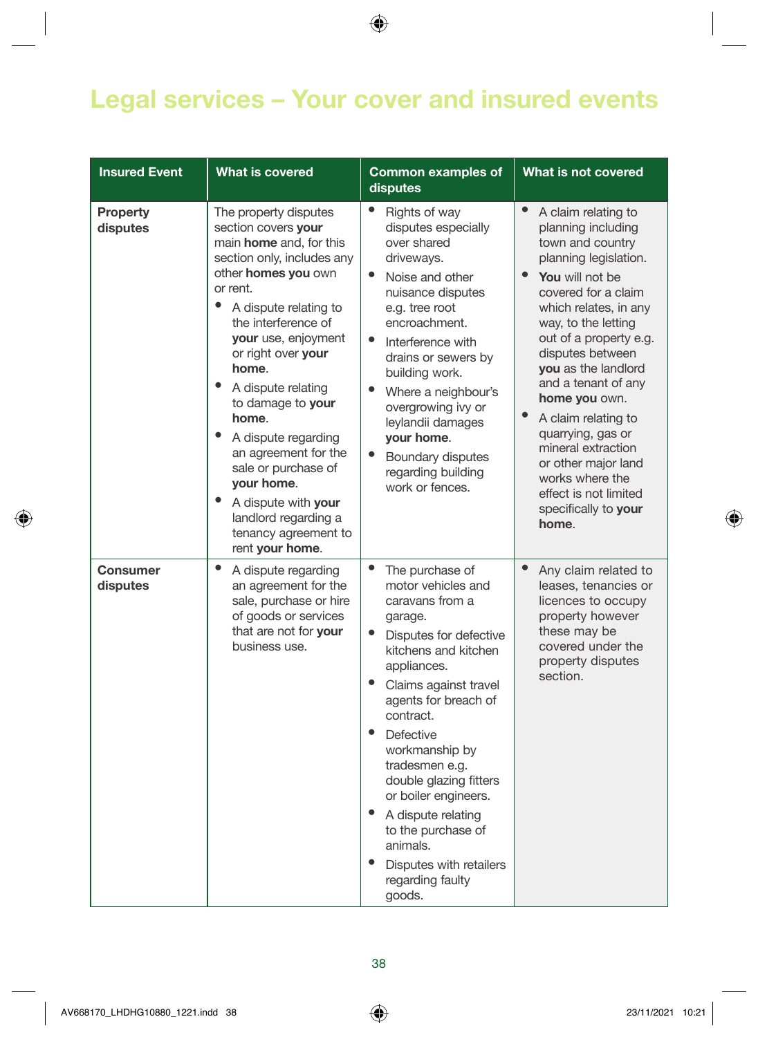# Legal services – Your cover and insured events

| Insured Event | What is covered | Common examples of disputes | What is not covered |
|---|---|---|---|
| **Property disputes** | The property disputes section covers **your** main **home** and, for this section only, includes any other **homes you** own or rent.<br>• A dispute relating to the interference of **your** use, enjoyment or right over **your home**.<br>• A dispute relating to damage to **your home**.<br>• A dispute regarding an agreement for the sale or purchase of **your home**.<br>• A dispute with **your** landlord regarding a tenancy agreement to rent **your home**. | • Rights of way disputes especially over shared driveways.<br>• Noise and other nuisance disputes e.g. tree root encroachment.<br>• Interference with drains or sewers by building work.<br>• Where a neighbour's overgrowing ivy or leylandii damages **your home**.<br>• Boundary disputes regarding building work or fences. | • A claim relating to planning including town and country planning legislation.<br>• **You** will not be covered for a claim which relates, in any way, to the letting out of a property e.g. disputes between **you** as the landlord and a tenant of any **home you** own.<br>• A claim relating to quarrying, gas or mineral extraction or other major land works where the effect is not limited specifically to **your home**. |
| **Consumer disputes** | • A dispute regarding an agreement for the sale, purchase or hire of goods or services that are not for **your** business use. | • The purchase of motor vehicles and caravans from a garage.<br>• Disputes for defective kitchens and kitchen appliances.<br>• Claims against travel agents for breach of contract.<br>• Defective workmanship by tradesmen e.g. double glazing fitters or boiler engineers.<br>• A dispute relating to the purchase of animals.<br>• Disputes with retailers regarding faulty goods. | • Any claim related to leases, tenancies or licences to occupy property however these may be covered under the property disputes section. |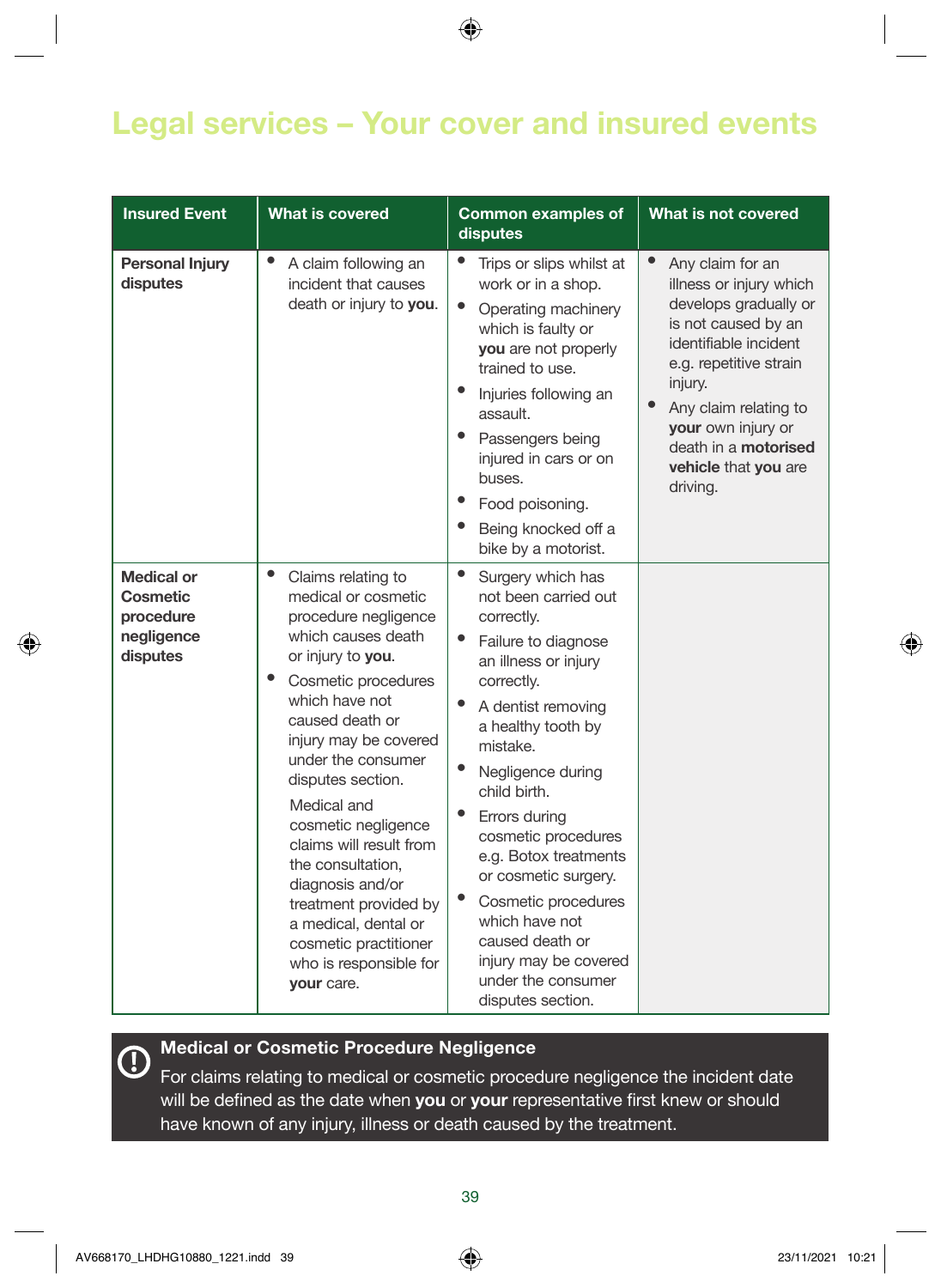# Legal services – Your cover and insured events

| Insured Event | What is covered | Common examples of disputes | What is not covered |
|---|---|---|---|
| **Personal Injury disputes** | • A claim following an incident that causes death or injury to **you**. | • Trips or slips whilst at work or in a shop.<br>• Operating machinery which is faulty or **you** are not properly trained to use.<br>• Injuries following an assault.<br>• Passengers being injured in cars or on buses.<br>• Food poisoning.<br>• Being knocked off a bike by a motorist. | • Any claim for an illness or injury which develops gradually or is not caused by an identifiable incident e.g. repetitive strain injury.<br>• Any claim relating to **your** own injury or death in a **motorised vehicle** that **you** are driving. |
| **Medical or Cosmetic procedure negligence disputes** | • Claims relating to medical or cosmetic procedure negligence which causes death or injury to **you**.<br>• Cosmetic procedures which have not caused death or injury may be covered under the consumer disputes section.<br>Medical and cosmetic negligence claims will result from the consultation, diagnosis and/or treatment provided by a medical, dental or cosmetic practitioner who is responsible for **your** care. | • Surgery which has not been carried out correctly.<br>• Failure to diagnose an illness or injury correctly.<br>• A dentist removing a healthy tooth by mistake.<br>• Negligence during child birth.<br>• Errors during cosmetic procedures e.g. Botox treatments or cosmetic surgery.<br>• Cosmetic procedures which have not caused death or injury may be covered under the consumer disputes section. | |

**Medical or Cosmetic Procedure Negligence**

For claims relating to medical or cosmetic procedure negligence the incident date will be defined as the date when **you** or **your** representative first knew or should have known of any injury, illness or death caused by the treatment.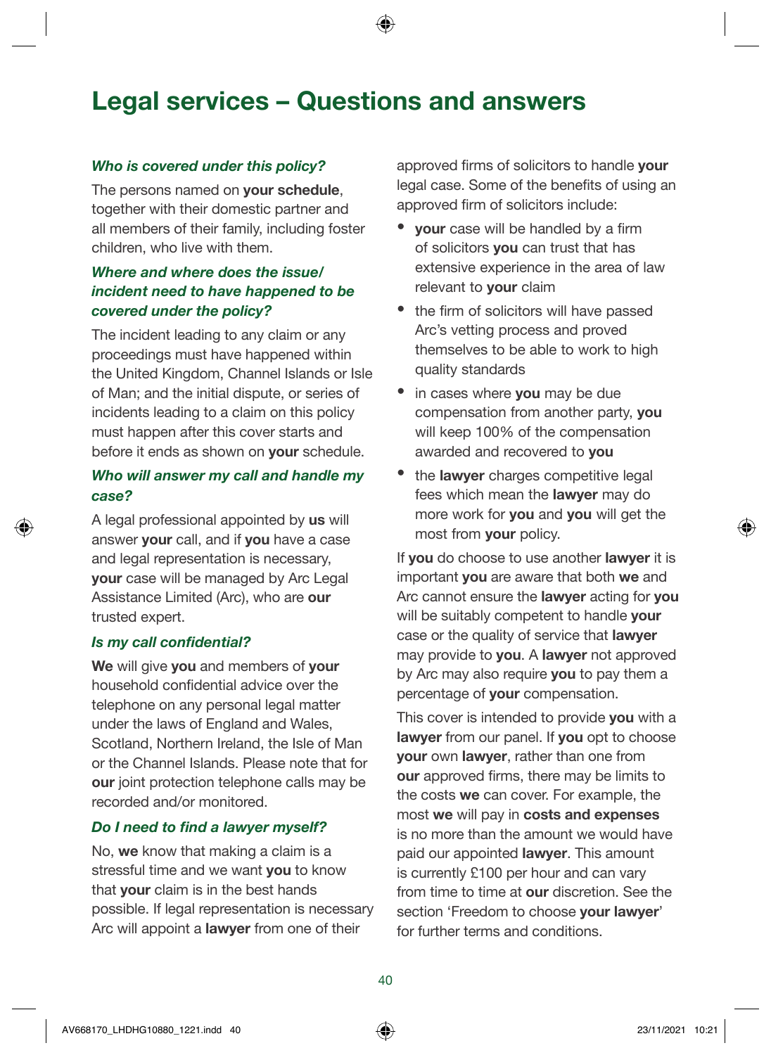# Legal services – Questions and answers

### *Who is covered under this policy?*

The persons named on **your schedule**, together with their domestic partner and all members of their family, including foster children, who live with them.

### *Where and where does the issue/ incident need to have happened to be covered under the policy?*

The incident leading to any claim or any proceedings must have happened within the United Kingdom, Channel Islands or Isle of Man; and the initial dispute, or series of incidents leading to a claim on this policy must happen after this cover starts and before it ends as shown on **your** schedule.

### *Who will answer my call and handle my case?*

A legal professional appointed by **us** will answer **your** call, and if **you** have a case and legal representation is necessary, **your** case will be managed by Arc Legal Assistance Limited (Arc), who are **our** trusted expert.

### *Is my call confidential?*

**We** will give **you** and members of **your** household confidential advice over the telephone on any personal legal matter under the laws of England and Wales, Scotland, Northern Ireland, the Isle of Man or the Channel Islands. Please note that for **our** joint protection telephone calls may be recorded and/or monitored.

### *Do I need to find a lawyer myself?*

No, **we** know that making a claim is a stressful time and we want **you** to know that **your** claim is in the best hands possible. If legal representation is necessary Arc will appoint a **lawyer** from one of their approved firms of solicitors to handle **your** legal case. Some of the benefits of using an approved firm of solicitors include:

- **your** case will be handled by a firm of solicitors **you** can trust that has extensive experience in the area of law relevant to **your** claim
- the firm of solicitors will have passed Arc's vetting process and proved themselves to be able to work to high quality standards
- in cases where **you** may be due compensation from another party, **you** will keep 100% of the compensation awarded and recovered to **you**
- the **lawyer** charges competitive legal fees which mean the **lawyer** may do more work for **you** and **you** will get the most from **your** policy.

If **you** do choose to use another **lawyer** it is important **you** are aware that both **we** and Arc cannot ensure the **lawyer** acting for **you** will be suitably competent to handle **your** case or the quality of service that **lawyer** may provide to **you**. A **lawyer** not approved by Arc may also require **you** to pay them a percentage of **your** compensation.

This cover is intended to provide **you** with a **lawyer** from our panel. If **you** opt to choose **your** own **lawyer**, rather than one from **our** approved firms, there may be limits to the costs **we** can cover. For example, the most **we** will pay in **costs and expenses** is no more than the amount we would have paid our appointed **lawyer**. This amount is currently £100 per hour and can vary from time to time at **our** discretion. See the section 'Freedom to choose **your lawyer**' for further terms and conditions.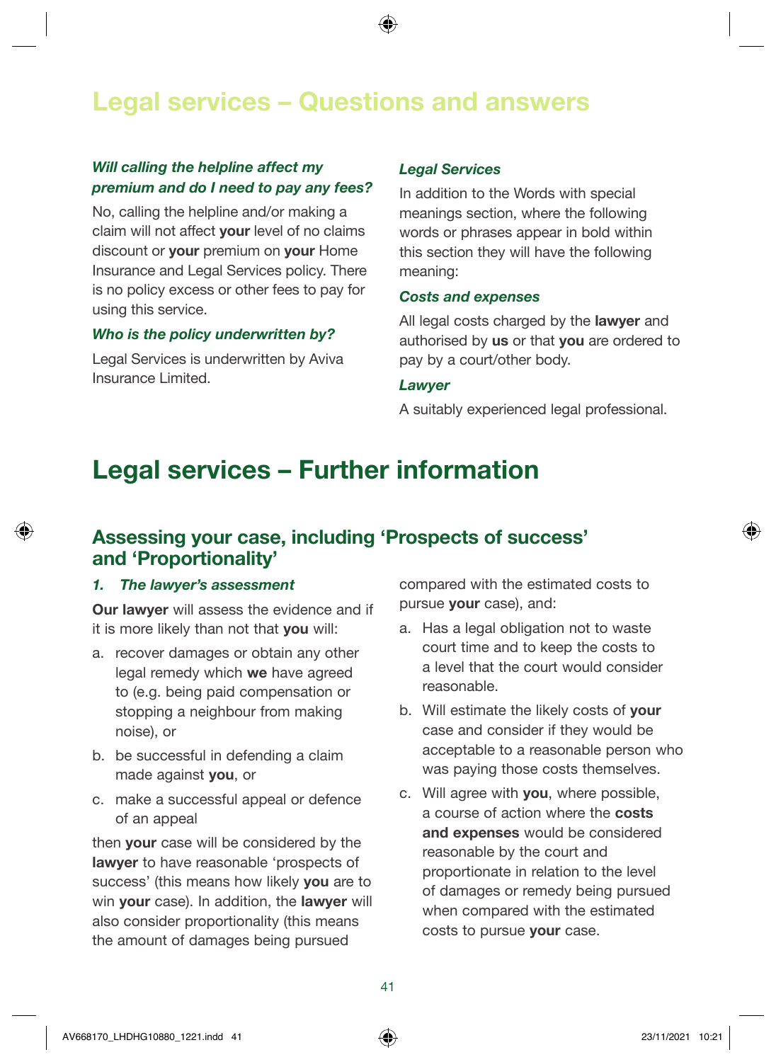# Legal services – Questions and answers

***Will calling the helpline affect my premium and do I need to pay any fees?***

No, calling the helpline and/or making a claim will not affect **your** level of no claims discount or **your** premium on **your** Home Insurance and Legal Services policy. There is no policy excess or other fees to pay for using this service.

***Who is the policy underwritten by?***

Legal Services is underwritten by Aviva Insurance Limited.

***Legal Services***

In addition to the Words with special meanings section, where the following words or phrases appear in bold within this section they will have the following meaning:

***Costs and expenses***

All legal costs charged by the **lawyer** and authorised by **us** or that **you** are ordered to pay by a court/other body.

***Lawyer***

A suitably experienced legal professional.

# Legal services – Further information

## Assessing your case, including 'Prospects of success' and 'Proportionality'

***1. The lawyer's assessment***

**Our lawyer** will assess the evidence and if it is more likely than not that **you** will:

a. recover damages or obtain any other legal remedy which **we** have agreed to (e.g. being paid compensation or stopping a neighbour from making noise), or

b. be successful in defending a claim made against **you**, or

c. make a successful appeal or defence of an appeal

then **your** case will be considered by the **lawyer** to have reasonable 'prospects of success' (this means how likely **you** are to win **your** case). In addition, the **lawyer** will also consider proportionality (this means the amount of damages being pursued compared with the estimated costs to pursue **your** case), and:

a. Has a legal obligation not to waste court time and to keep the costs to a level that the court would consider reasonable.

b. Will estimate the likely costs of **your** case and consider if they would be acceptable to a reasonable person who was paying those costs themselves.

c. Will agree with **you**, where possible, a course of action where the **costs and expenses** would be considered reasonable by the court and proportionate in relation to the level of damages or remedy being pursued when compared with the estimated costs to pursue **your** case.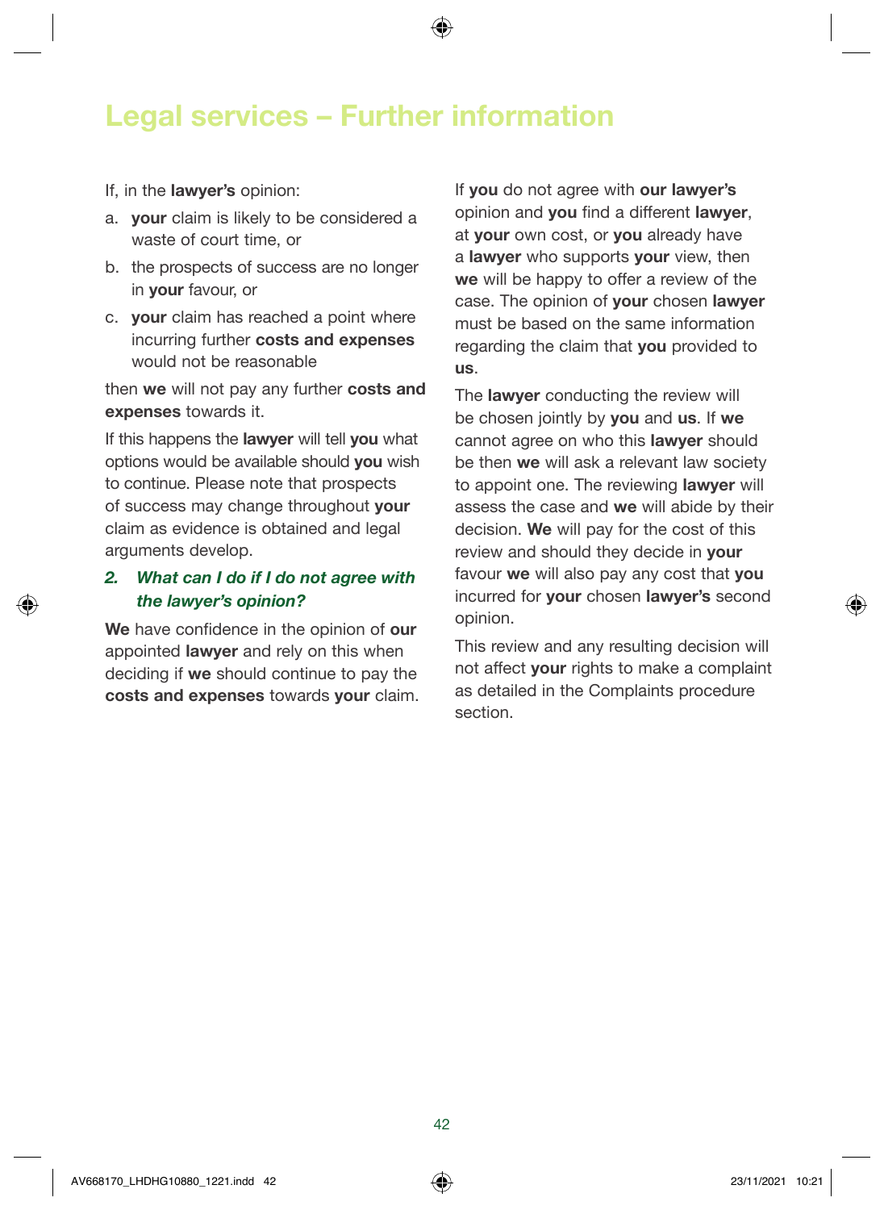# Legal services – Further information

If, in the **lawyer's** opinion:

a. **your** claim is likely to be considered a waste of court time, or

b. the prospects of success are no longer in **your** favour, or

c. **your** claim has reached a point where incurring further **costs and expenses** would not be reasonable

then **we** will not pay any further **costs and expenses** towards it.

If this happens the **lawyer** will tell **you** what options would be available should **you** wish to continue. Please note that prospects of success may change throughout **your** claim as evidence is obtained and legal arguments develop.

### *2. What can I do if I do not agree with the lawyer's opinion?*

**We** have confidence in the opinion of **our** appointed **lawyer** and rely on this when deciding if **we** should continue to pay the **costs and expenses** towards **your** claim.

If **you** do not agree with **our lawyer's** opinion and **you** find a different **lawyer**, at **your** own cost, or **you** already have a **lawyer** who supports **your** view, then **we** will be happy to offer a review of the case. The opinion of **your** chosen **lawyer** must be based on the same information regarding the claim that **you** provided to **us**.

The **lawyer** conducting the review will be chosen jointly by **you** and **us**. If **we** cannot agree on who this **lawyer** should be then **we** will ask a relevant law society to appoint one. The reviewing **lawyer** will assess the case and **we** will abide by their decision. **We** will pay for the cost of this review and should they decide in **your** favour **we** will also pay any cost that **you** incurred for **your** chosen **lawyer's** second opinion.

This review and any resulting decision will not affect **your** rights to make a complaint as detailed in the Complaints procedure section.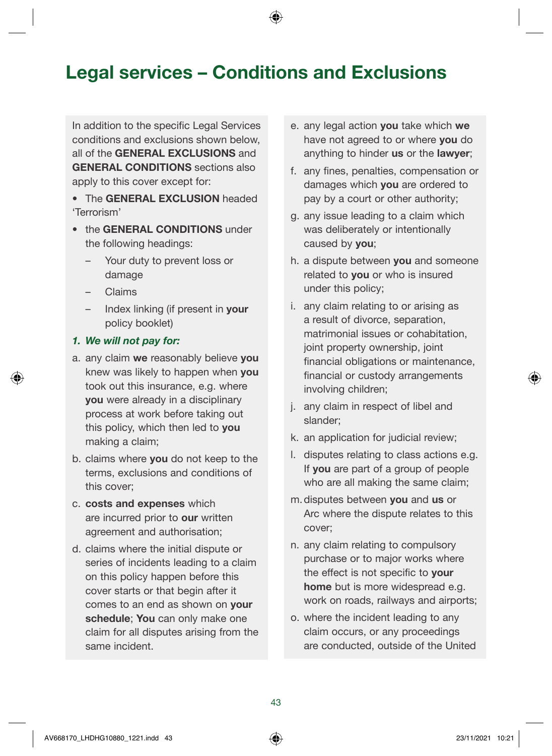# Legal services – Conditions and Exclusions

In addition to the specific Legal Services conditions and exclusions shown below, all of the **GENERAL EXCLUSIONS** and **GENERAL CONDITIONS** sections also apply to this cover except for:

- The **GENERAL EXCLUSION** headed 'Terrorism'
- the **GENERAL CONDITIONS** under the following headings:
  - Your duty to prevent loss or damage
  - Claims
  - Index linking (if present in **your** policy booklet)

***1. We will not pay for:***

a. any claim **we** reasonably believe **you** knew was likely to happen when **you** took out this insurance, e.g. where **you** were already in a disciplinary process at work before taking out this policy, which then led to **you** making a claim;

b. claims where **you** do not keep to the terms, exclusions and conditions of this cover;

c. **costs and expenses** which are incurred prior to **our** written agreement and authorisation;

d. claims where the initial dispute or series of incidents leading to a claim on this policy happen before this cover starts or that begin after it comes to an end as shown on **your schedule**; **You** can only make one claim for all disputes arising from the same incident.

e. any legal action **you** take which **we** have not agreed to or where **you** do anything to hinder **us** or the **lawyer**;

f. any fines, penalties, compensation or damages which **you** are ordered to pay by a court or other authority;

g. any issue leading to a claim which was deliberately or intentionally caused by **you**;

h. a dispute between **you** and someone related to **you** or who is insured under this policy;

i. any claim relating to or arising as a result of divorce, separation, matrimonial issues or cohabitation, joint property ownership, joint financial obligations or maintenance, financial or custody arrangements involving children;

j. any claim in respect of libel and slander;

k. an application for judicial review;

l. disputes relating to class actions e.g. If **you** are part of a group of people who are all making the same claim;

m. disputes between **you** and **us** or Arc where the dispute relates to this cover;

n. any claim relating to compulsory purchase or to major works where the effect is not specific to **your home** but is more widespread e.g. work on roads, railways and airports;

o. where the incident leading to any claim occurs, or any proceedings are conducted, outside of the United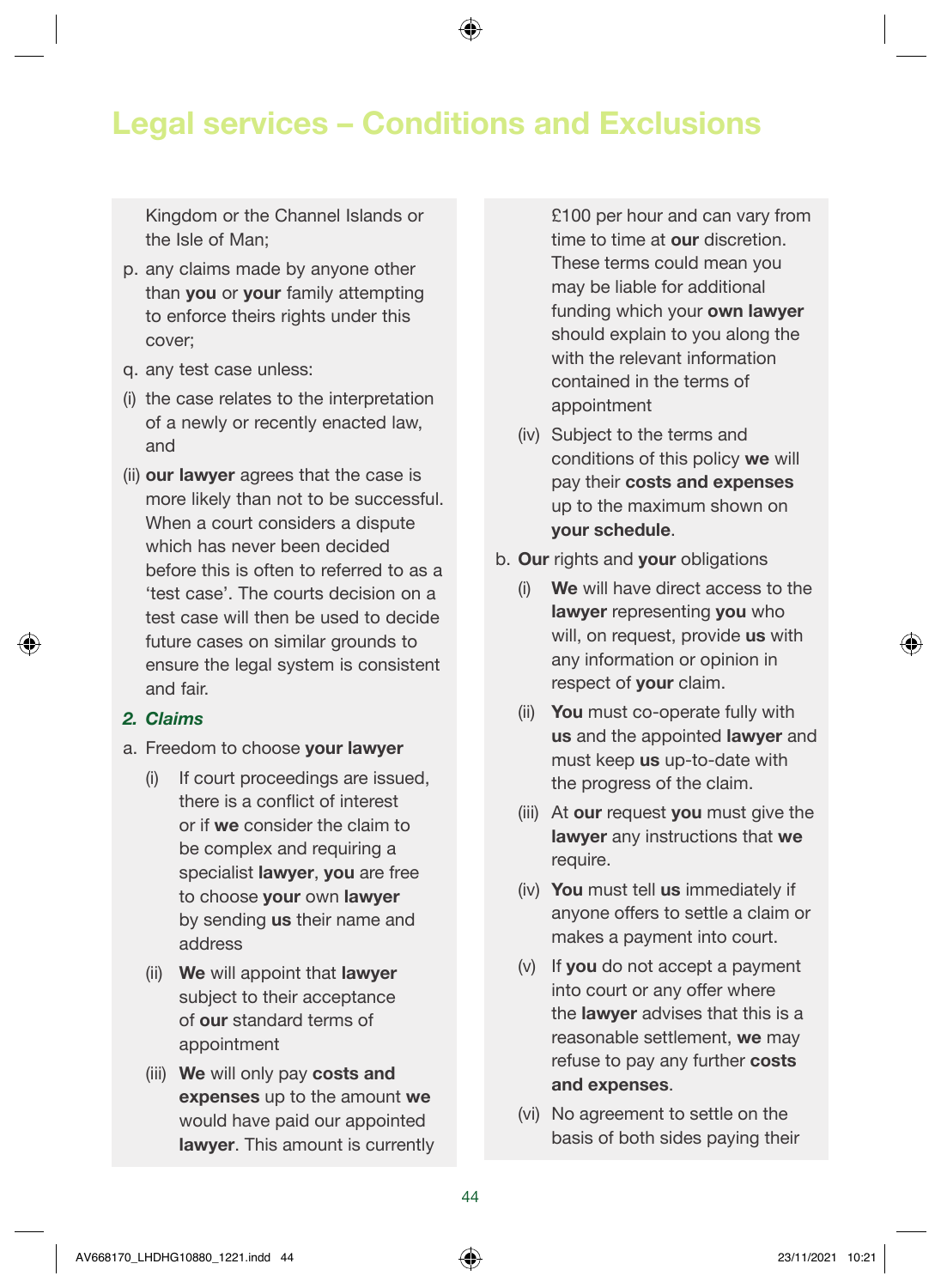# Legal services – Conditions and Exclusions

Kingdom or the Channel Islands or the Isle of Man;

p. any claims made by anyone other than **you** or **your** family attempting to enforce theirs rights under this cover;

q. any test case unless:

(i) the case relates to the interpretation of a newly or recently enacted law, and

(ii) **our lawyer** agrees that the case is more likely than not to be successful. When a court considers a dispute which has never been decided before this is often to referred to as a 'test case'. The courts decision on a test case will then be used to decide future cases on similar grounds to ensure the legal system is consistent and fair.

### *2. Claims*

a. Freedom to choose **your lawyer**

- (i) If court proceedings are issued, there is a conflict of interest or if **we** consider the claim to be complex and requiring a specialist **lawyer**, **you** are free to choose **your** own **lawyer** by sending **us** their name and address
- (ii) **We** will appoint that **lawyer** subject to their acceptance of **our** standard terms of appointment
- (iii) **We** will only pay **costs and expenses** up to the amount **we** would have paid our appointed **lawyer**. This amount is currently £100 per hour and can vary from time to time at **our** discretion. These terms could mean you may be liable for additional funding which your **own lawyer** should explain to you along the with the relevant information contained in the terms of appointment
- (iv) Subject to the terms and conditions of this policy **we** will pay their **costs and expenses** up to the maximum shown on **your schedule**.

b. **Our** rights and **your** obligations

- (i) **We** will have direct access to the **lawyer** representing **you** who will, on request, provide **us** with any information or opinion in respect of **your** claim.
- (ii) **You** must co-operate fully with **us** and the appointed **lawyer** and must keep **us** up-to-date with the progress of the claim.
- (iii) At **our** request **you** must give the **lawyer** any instructions that **we** require.
- (iv) **You** must tell **us** immediately if anyone offers to settle a claim or makes a payment into court.
- (v) If **you** do not accept a payment into court or any offer where the **lawyer** advises that this is a reasonable settlement, **we** may refuse to pay any further **costs and expenses**.
- (vi) No agreement to settle on the basis of both sides paying their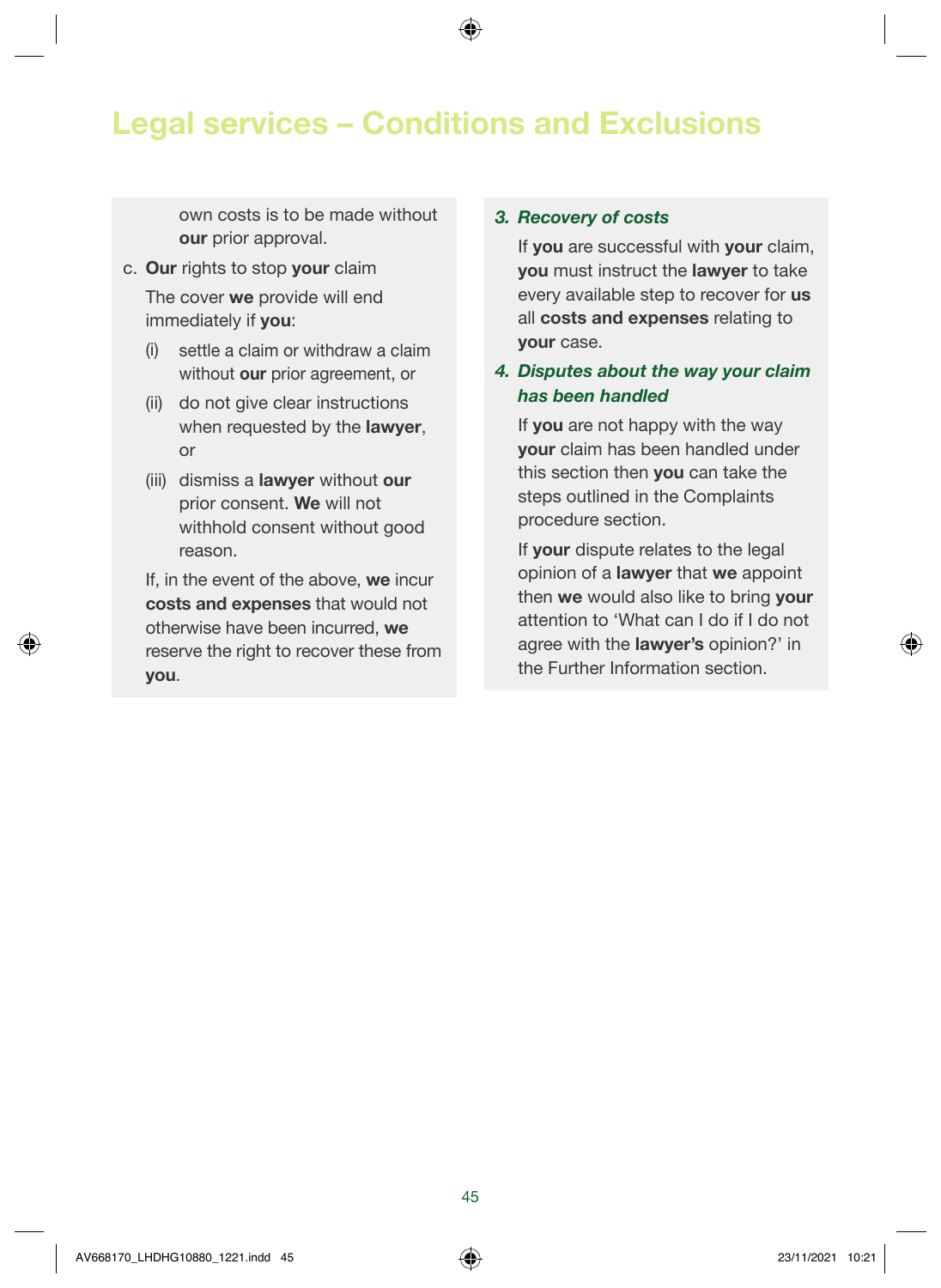# Legal services – Conditions and Exclusions

own costs is to be made without **our** prior approval.

c. **Our** rights to stop **your** claim

The cover **we** provide will end immediately if **you**:

(i) settle a claim or withdraw a claim without **our** prior agreement, or

(ii) do not give clear instructions when requested by the **lawyer**, or

(iii) dismiss a **lawyer** without **our** prior consent. **We** will not withhold consent without good reason.

If, in the event of the above, **we** incur **costs and expenses** that would not otherwise have been incurred, **we** reserve the right to recover these from **you**.

### *3. Recovery of costs*

If **you** are successful with **your** claim, **you** must instruct the **lawyer** to take every available step to recover for **us** all **costs and expenses** relating to **your** case.

### *4. Disputes about the way your claim has been handled*

If **you** are not happy with the way **your** claim has been handled under this section then **you** can take the steps outlined in the Complaints procedure section.

If **your** dispute relates to the legal opinion of a **lawyer** that **we** appoint then **we** would also like to bring **your** attention to 'What can I do if I do not agree with the **lawyer's** opinion?' in the Further Information section.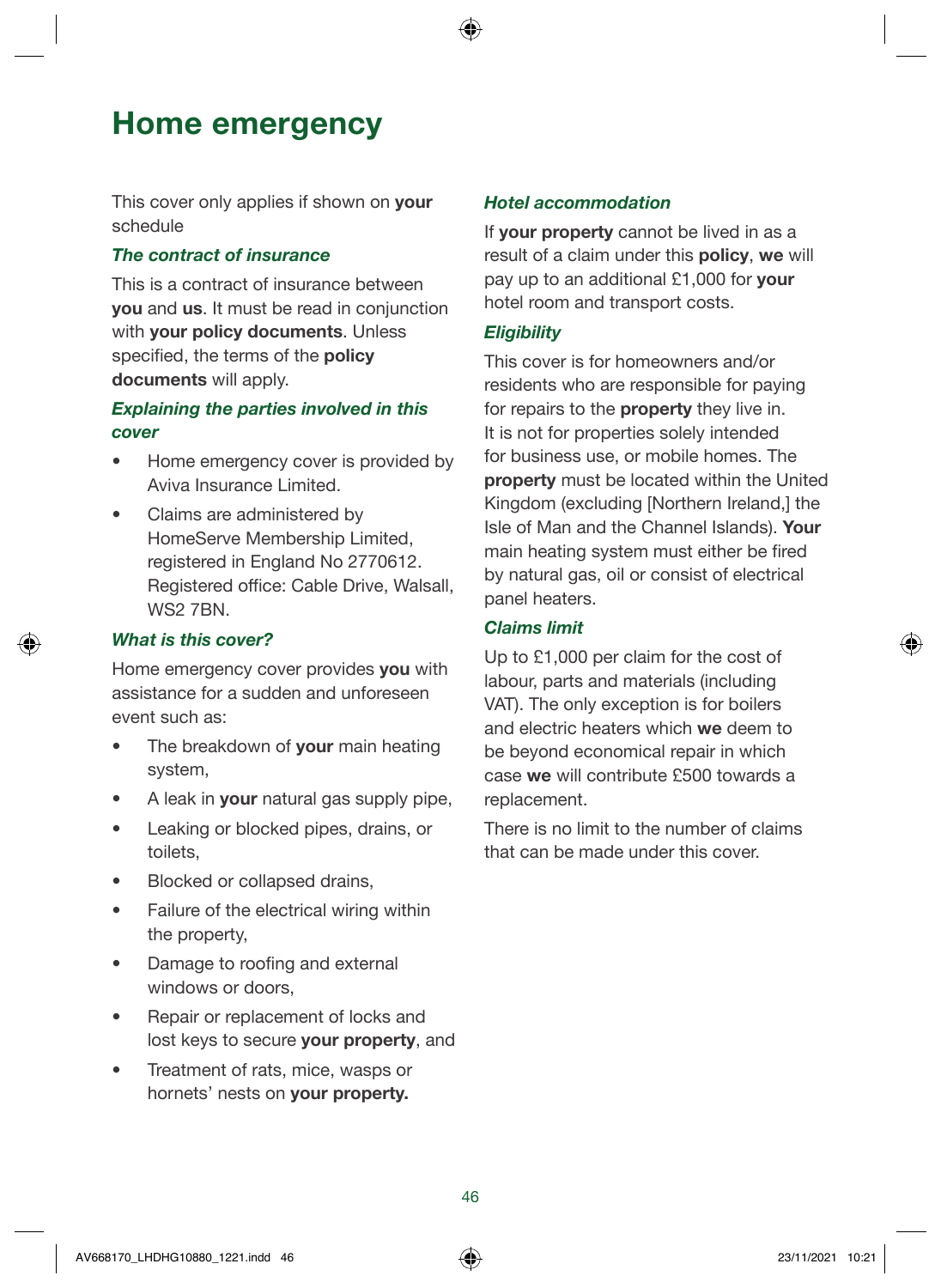# Home emergency

This cover only applies if shown on **your** schedule

### *The contract of insurance*

This is a contract of insurance between **you** and **us**. It must be read in conjunction with **your policy documents**. Unless specified, the terms of the **policy documents** will apply.

### *Explaining the parties involved in this cover*

- Home emergency cover is provided by Aviva Insurance Limited.
- Claims are administered by HomeServe Membership Limited, registered in England No 2770612. Registered office: Cable Drive, Walsall, WS2 7BN.

### *What is this cover?*

Home emergency cover provides **you** with assistance for a sudden and unforeseen event such as:

- The breakdown of **your** main heating system,
- A leak in **your** natural gas supply pipe,
- Leaking or blocked pipes, drains, or toilets,
- Blocked or collapsed drains,
- Failure of the electrical wiring within the property,
- Damage to roofing and external windows or doors,
- Repair or replacement of locks and lost keys to secure **your property**, and
- Treatment of rats, mice, wasps or hornets' nests on **your property.**

### *Hotel accommodation*

If **your property** cannot be lived in as a result of a claim under this **policy**, **we** will pay up to an additional £1,000 for **your** hotel room and transport costs.

### *Eligibility*

This cover is for homeowners and/or residents who are responsible for paying for repairs to the **property** they live in. It is not for properties solely intended for business use, or mobile homes. The **property** must be located within the United Kingdom (excluding [Northern Ireland,] the Isle of Man and the Channel Islands). **Your** main heating system must either be fired by natural gas, oil or consist of electrical panel heaters.

### *Claims limit*

Up to £1,000 per claim for the cost of labour, parts and materials (including VAT). The only exception is for boilers and electric heaters which **we** deem to be beyond economical repair in which case **we** will contribute £500 towards a replacement.

There is no limit to the number of claims that can be made under this cover.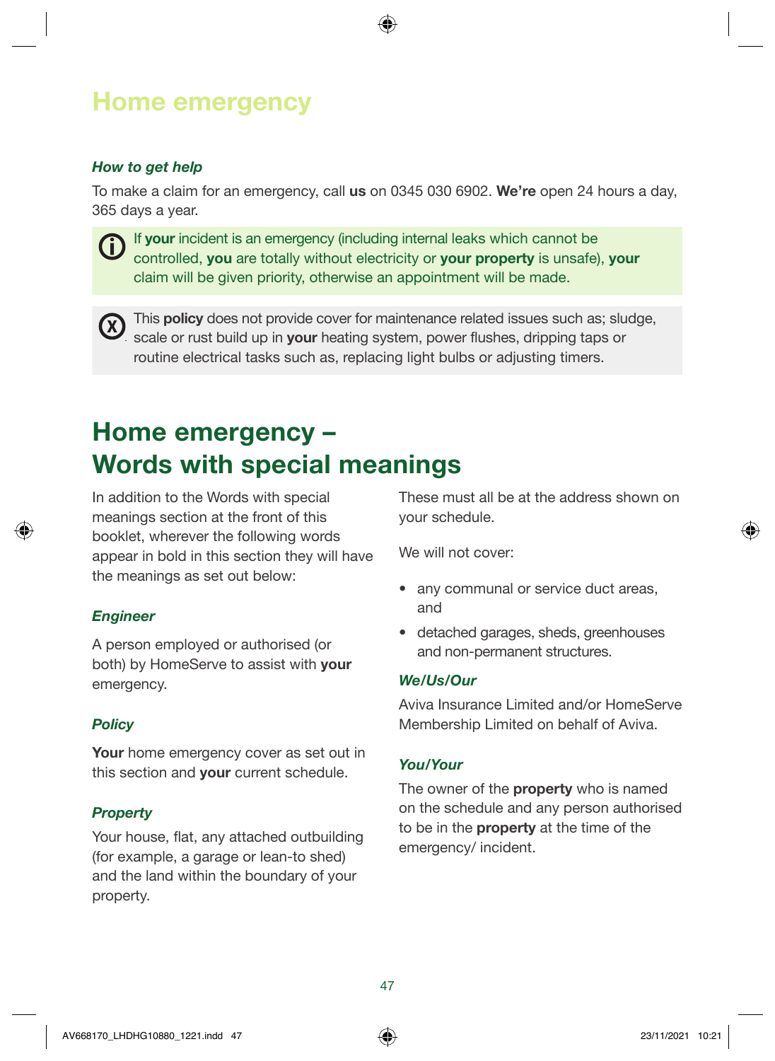# Home emergency

***How to get help***

To make a claim for an emergency, call **us** on 0345 030 6902. **We're** open 24 hours a day, 365 days a year.

If **your** incident is an emergency (including internal leaks which cannot be controlled, **you** are totally without electricity or **your property** is unsafe), **your** claim will be given priority, otherwise an appointment will be made.

This **policy** does not provide cover for maintenance related issues such as; sludge, scale or rust build up in **your** heating system, power flushes, dripping taps or routine electrical tasks such as, replacing light bulbs or adjusting timers.

# Home emergency – Words with special meanings

In addition to the Words with special meanings section at the front of this booklet, wherever the following words appear in bold in this section they will have the meanings as set out below:

***Engineer***

A person employed or authorised (or both) by HomeServe to assist with **your** emergency.

***Policy***

**Your** home emergency cover as set out in this section and **your** current schedule.

***Property***

Your house, flat, any attached outbuilding (for example, a garage or lean-to shed) and the land within the boundary of your property.

These must all be at the address shown on your schedule.

We will not cover:

- any communal or service duct areas, and
- detached garages, sheds, greenhouses and non-permanent structures.

***We/Us/Our***

Aviva Insurance Limited and/or HomeServe Membership Limited on behalf of Aviva.

***You/Your***

The owner of the **property** who is named on the schedule and any person authorised to be in the **property** at the time of the emergency/ incident.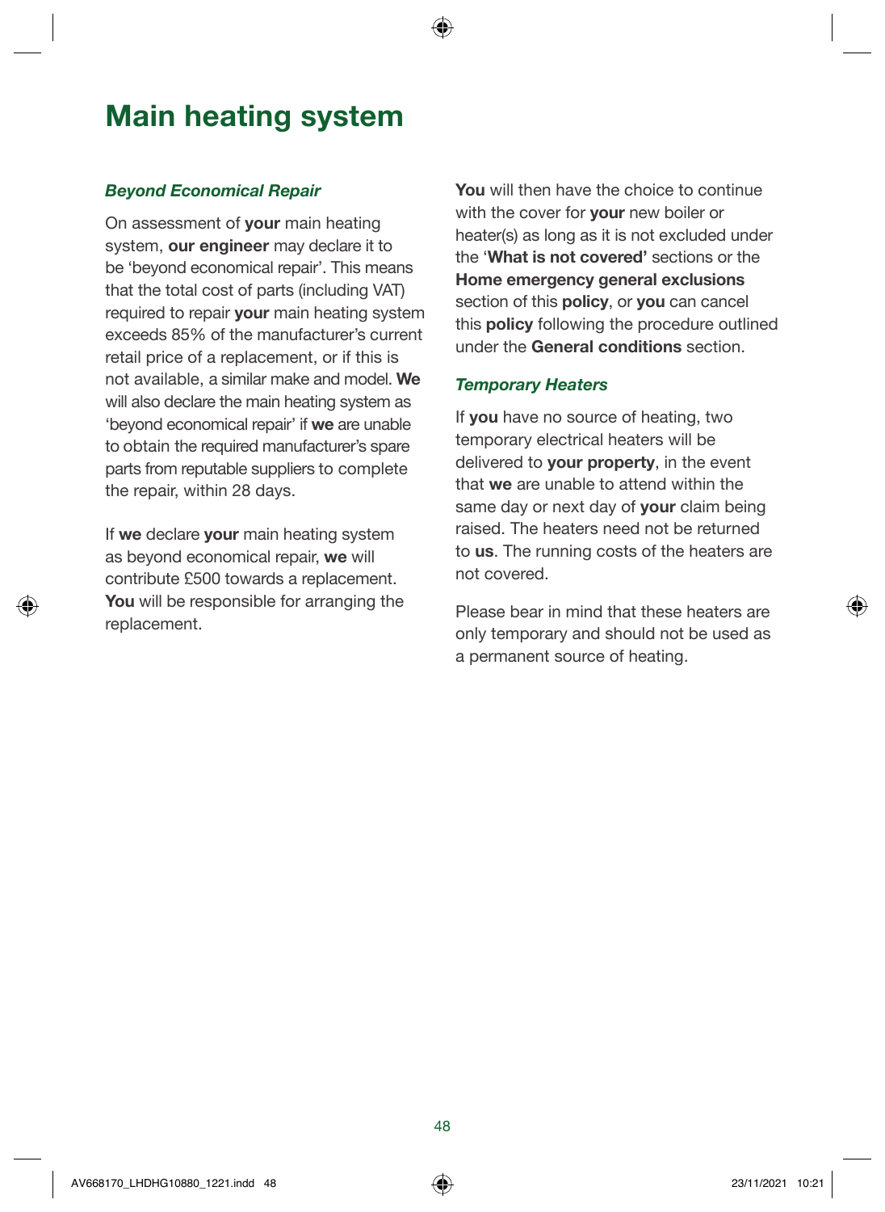# Main heating system

### *Beyond Economical Repair*

On assessment of **your** main heating system, **our engineer** may declare it to be 'beyond economical repair'. This means that the total cost of parts (including VAT) required to repair **your** main heating system exceeds 85% of the manufacturer's current retail price of a replacement, or if this is not available, a similar make and model. **We** will also declare the main heating system as 'beyond economical repair' if **we** are unable to obtain the required manufacturer's spare parts from reputable suppliers to complete the repair, within 28 days.

If **we** declare **your** main heating system as beyond economical repair, **we** will contribute £500 towards a replacement. **You** will be responsible for arranging the replacement.

**You** will then have the choice to continue with the cover for **your** new boiler or heater(s) as long as it is not excluded under the '**What is not covered'** sections or the **Home emergency general exclusions** section of this **policy**, or **you** can cancel this **policy** following the procedure outlined under the **General conditions** section.

### *Temporary Heaters*

If **you** have no source of heating, two temporary electrical heaters will be delivered to **your property**, in the event that **we** are unable to attend within the same day or next day of **your** claim being raised. The heaters need not be returned to **us**. The running costs of the heaters are not covered.

Please bear in mind that these heaters are only temporary and should not be used as a permanent source of heating.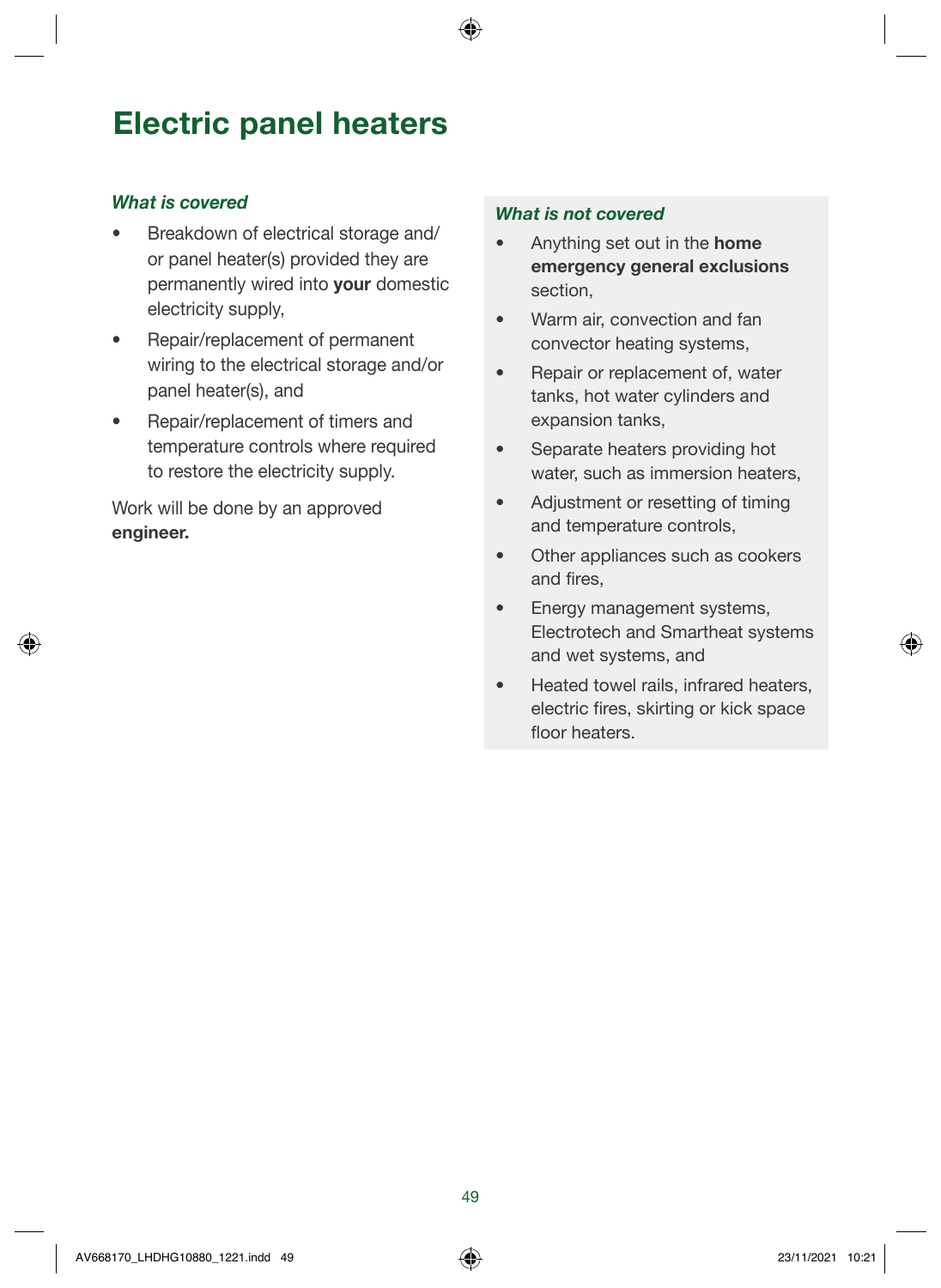# Electric panel heaters

### *What is covered*

- Breakdown of electrical storage and/ or panel heater(s) provided they are permanently wired into **your** domestic electricity supply,
- Repair/replacement of permanent wiring to the electrical storage and/or panel heater(s), and
- Repair/replacement of timers and temperature controls where required to restore the electricity supply.

Work will be done by an approved **engineer.**

### *What is not covered*

- Anything set out in the **home emergency general exclusions** section,
- Warm air, convection and fan convector heating systems,
- Repair or replacement of, water tanks, hot water cylinders and expansion tanks,
- Separate heaters providing hot water, such as immersion heaters,
- Adjustment or resetting of timing and temperature controls,
- Other appliances such as cookers and fires,
- Energy management systems, Electrotech and Smartheat systems and wet systems, and
- Heated towel rails, infrared heaters, electric fires, skirting or kick space floor heaters.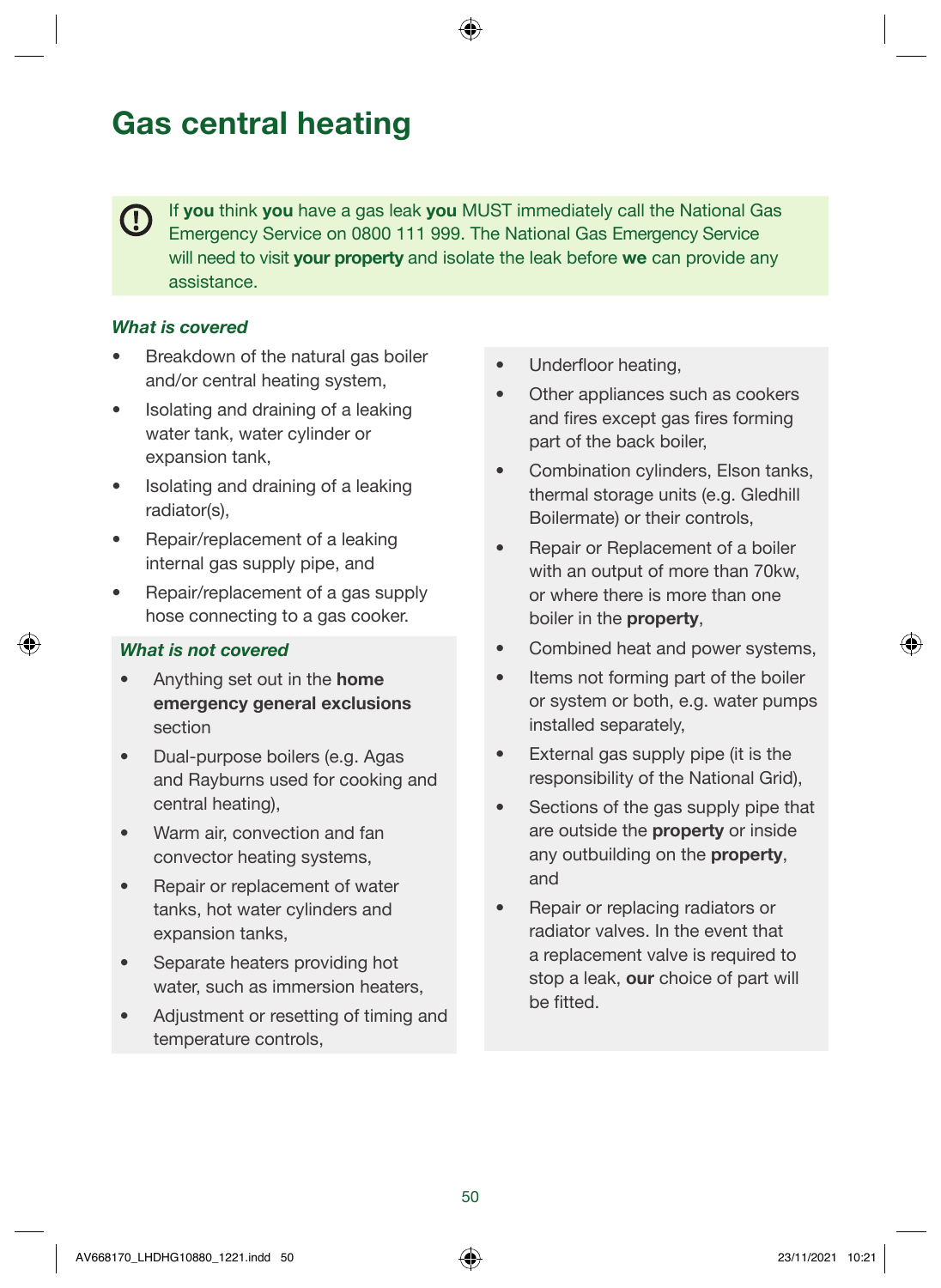# Gas central heating

If **you** think **you** have a gas leak **you** MUST immediately call the National Gas Emergency Service on 0800 111 999. The National Gas Emergency Service will need to visit **your property** and isolate the leak before **we** can provide any assistance.

***What is covered***

- Breakdown of the natural gas boiler and/or central heating system,
- Isolating and draining of a leaking water tank, water cylinder or expansion tank,
- Isolating and draining of a leaking radiator(s),
- Repair/replacement of a leaking internal gas supply pipe, and
- Repair/replacement of a gas supply hose connecting to a gas cooker.

***What is not covered***

- Anything set out in the **home emergency general exclusions** section
- Dual-purpose boilers (e.g. Agas and Rayburns used for cooking and central heating),
- Warm air, convection and fan convector heating systems,
- Repair or replacement of water tanks, hot water cylinders and expansion tanks,
- Separate heaters providing hot water, such as immersion heaters,
- Adjustment or resetting of timing and temperature controls,
- Underfloor heating,
- Other appliances such as cookers and fires except gas fires forming part of the back boiler,
- Combination cylinders, Elson tanks, thermal storage units (e.g. Gledhill Boilermate) or their controls,
- Repair or Replacement of a boiler with an output of more than 70kw, or where there is more than one boiler in the **property**,
- Combined heat and power systems,
- Items not forming part of the boiler or system or both, e.g. water pumps installed separately,
- External gas supply pipe (it is the responsibility of the National Grid),
- Sections of the gas supply pipe that are outside the **property** or inside any outbuilding on the **property**, and
- Repair or replacing radiators or radiator valves. In the event that a replacement valve is required to stop a leak, **our** choice of part will be fitted.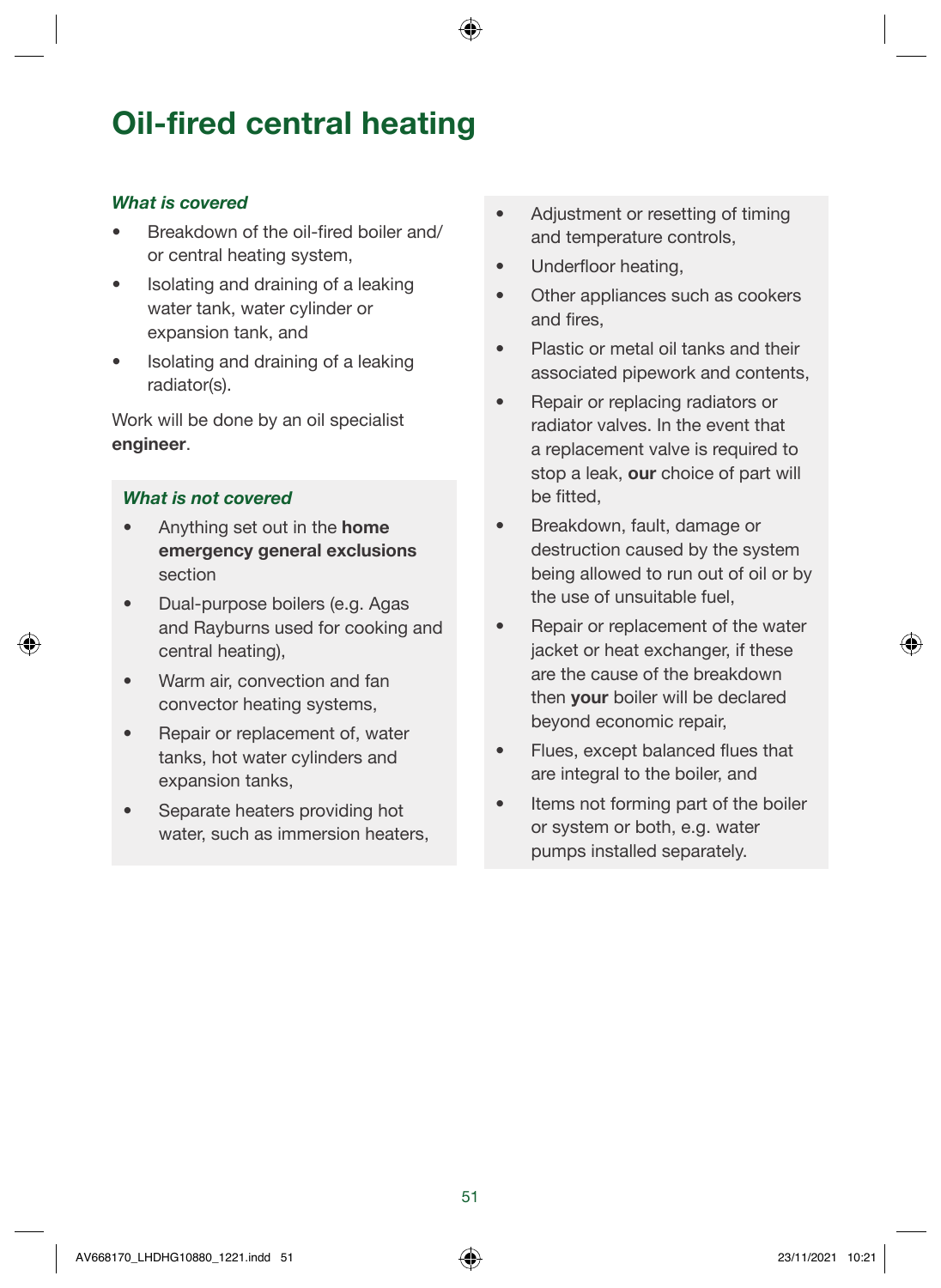# Oil-fired central heating

***What is covered***

- Breakdown of the oil-fired boiler and/ or central heating system,
- Isolating and draining of a leaking water tank, water cylinder or expansion tank, and
- Isolating and draining of a leaking radiator(s).

Work will be done by an oil specialist **engineer**.

***What is not covered***

- Anything set out in the **home emergency general exclusions** section
- Dual-purpose boilers (e.g. Agas and Rayburns used for cooking and central heating),
- Warm air, convection and fan convector heating systems,
- Repair or replacement of, water tanks, hot water cylinders and expansion tanks,
- Separate heaters providing hot water, such as immersion heaters,
- Adjustment or resetting of timing and temperature controls,
- Underfloor heating,
- Other appliances such as cookers and fires,
- Plastic or metal oil tanks and their associated pipework and contents,
- Repair or replacing radiators or radiator valves. In the event that a replacement valve is required to stop a leak, **our** choice of part will be fitted,
- Breakdown, fault, damage or destruction caused by the system being allowed to run out of oil or by the use of unsuitable fuel,
- Repair or replacement of the water jacket or heat exchanger, if these are the cause of the breakdown then **your** boiler will be declared beyond economic repair,
- Flues, except balanced flues that are integral to the boiler, and
- Items not forming part of the boiler or system or both, e.g. water pumps installed separately.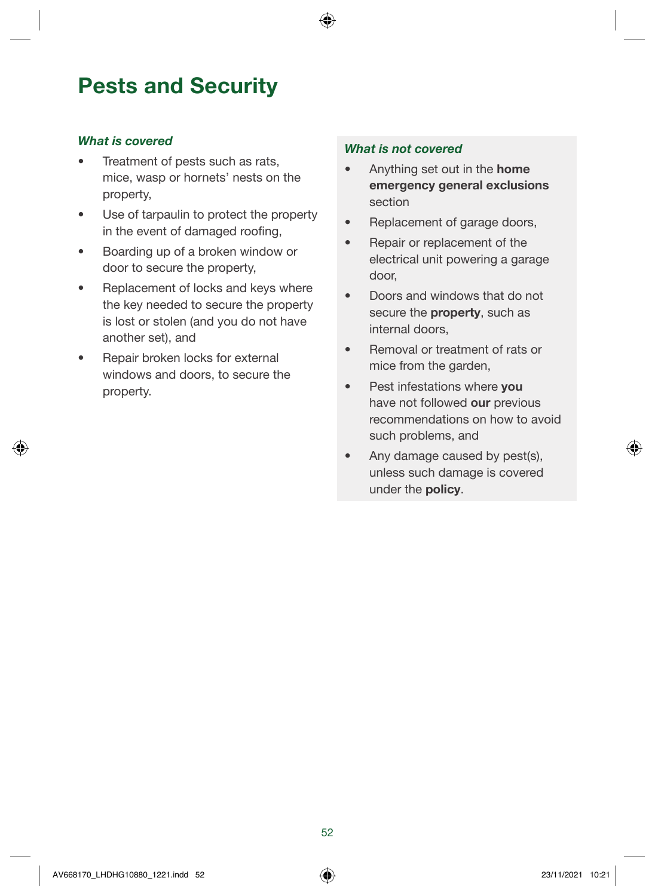# Pests and Security

***What is covered***

- Treatment of pests such as rats, mice, wasp or hornets' nests on the property,
- Use of tarpaulin to protect the property in the event of damaged roofing,
- Boarding up of a broken window or door to secure the property,
- Replacement of locks and keys where the key needed to secure the property is lost or stolen (and you do not have another set), and
- Repair broken locks for external windows and doors, to secure the property.

***What is not covered***

- Anything set out in the **home emergency general exclusions** section
- Replacement of garage doors,
- Repair or replacement of the electrical unit powering a garage door,
- Doors and windows that do not secure the **property**, such as internal doors,
- Removal or treatment of rats or mice from the garden,
- Pest infestations where **you** have not followed **our** previous recommendations on how to avoid such problems, and
- Any damage caused by pest(s), unless such damage is covered under the **policy**.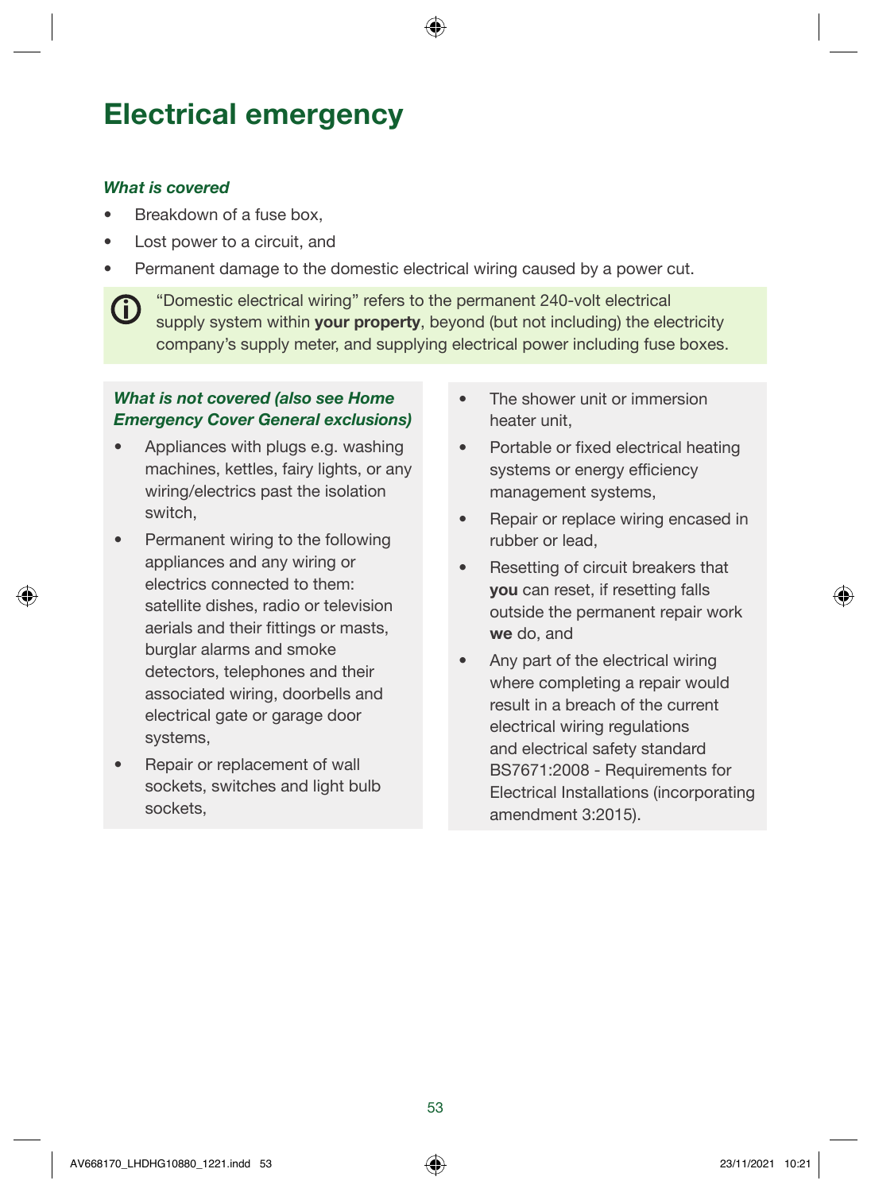# Electrical emergency

***What is covered***

- Breakdown of a fuse box,
- Lost power to a circuit, and
- Permanent damage to the domestic electrical wiring caused by a power cut.

"Domestic electrical wiring" refers to the permanent 240-volt electrical supply system within **your property**, beyond (but not including) the electricity company's supply meter, and supplying electrical power including fuse boxes.

***What is not covered (also see Home Emergency Cover General exclusions)***

- Appliances with plugs e.g. washing machines, kettles, fairy lights, or any wiring/electrics past the isolation switch,
- Permanent wiring to the following appliances and any wiring or electrics connected to them: satellite dishes, radio or television aerials and their fittings or masts, burglar alarms and smoke detectors, telephones and their associated wiring, doorbells and electrical gate or garage door systems,
- Repair or replacement of wall sockets, switches and light bulb sockets,
- The shower unit or immersion heater unit,
- Portable or fixed electrical heating systems or energy efficiency management systems,
- Repair or replace wiring encased in rubber or lead,
- Resetting of circuit breakers that **you** can reset, if resetting falls outside the permanent repair work **we** do, and
- Any part of the electrical wiring where completing a repair would result in a breach of the current electrical wiring regulations and electrical safety standard BS7671:2008 - Requirements for Electrical Installations (incorporating amendment 3:2015).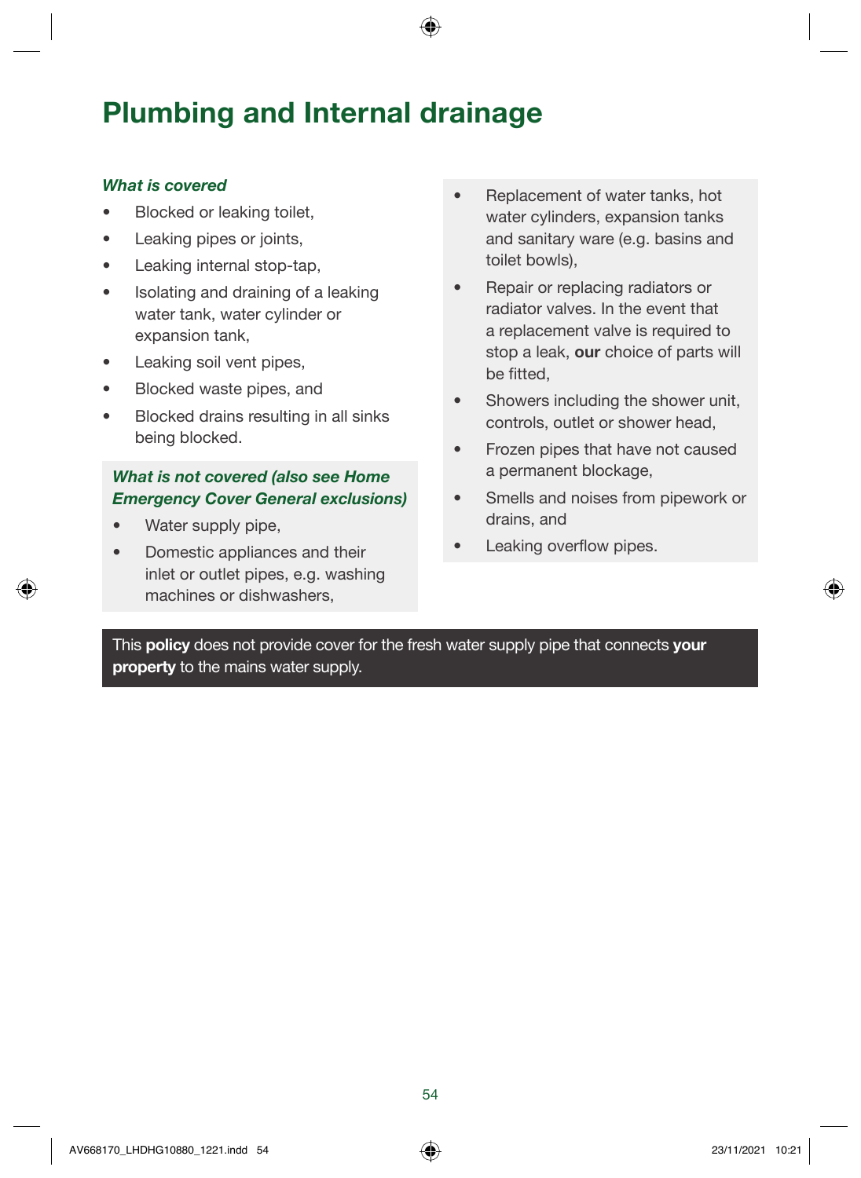# Plumbing and Internal drainage

***What is covered***

- Blocked or leaking toilet,
- Leaking pipes or joints,
- Leaking internal stop-tap,
- Isolating and draining of a leaking water tank, water cylinder or expansion tank,
- Leaking soil vent pipes,
- Blocked waste pipes, and
- Blocked drains resulting in all sinks being blocked.

***What is not covered (also see Home Emergency Cover General exclusions)***

- Water supply pipe,
- Domestic appliances and their inlet or outlet pipes, e.g. washing machines or dishwashers,
- Replacement of water tanks, hot water cylinders, expansion tanks and sanitary ware (e.g. basins and toilet bowls),
- Repair or replacing radiators or radiator valves. In the event that a replacement valve is required to stop a leak, **our** choice of parts will be fitted,
- Showers including the shower unit, controls, outlet or shower head,
- Frozen pipes that have not caused a permanent blockage,
- Smells and noises from pipework or drains, and
- Leaking overflow pipes.

This **policy** does not provide cover for the fresh water supply pipe that connects **your property** to the mains water supply.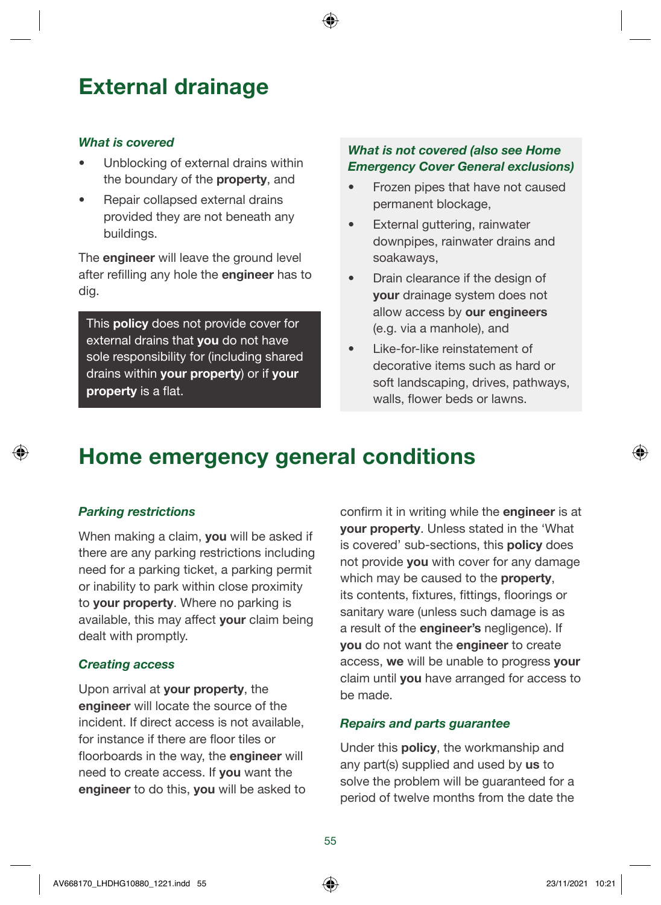# External drainage

### *What is covered*

- Unblocking of external drains within the boundary of the **property**, and
- Repair collapsed external drains provided they are not beneath any buildings.

The **engineer** will leave the ground level after refilling any hole the **engineer** has to dig.

This **policy** does not provide cover for external drains that **you** do not have sole responsibility for (including shared drains within **your property**) or if **your property** is a flat.

### *What is not covered (also see Home Emergency Cover General exclusions)*

- Frozen pipes that have not caused permanent blockage,
- External guttering, rainwater downpipes, rainwater drains and soakaways,
- Drain clearance if the design of **your** drainage system does not allow access by **our engineers** (e.g. via a manhole), and
- Like-for-like reinstatement of decorative items such as hard or soft landscaping, drives, pathways, walls, flower beds or lawns.

# Home emergency general conditions

### *Parking restrictions*

When making a claim, **you** will be asked if there are any parking restrictions including need for a parking ticket, a parking permit or inability to park within close proximity to **your property**. Where no parking is available, this may affect **your** claim being dealt with promptly.

### *Creating access*

Upon arrival at **your property**, the **engineer** will locate the source of the incident. If direct access is not available, for instance if there are floor tiles or floorboards in the way, the **engineer** will need to create access. If **you** want the **engineer** to do this, **you** will be asked to confirm it in writing while the **engineer** is at **your property**. Unless stated in the 'What is covered' sub-sections, this **policy** does not provide **you** with cover for any damage which may be caused to the **property**, its contents, fixtures, fittings, floorings or sanitary ware (unless such damage is as a result of the **engineer's** negligence). If **you** do not want the **engineer** to create access, **we** will be unable to progress **your** claim until **you** have arranged for access to be made.

### *Repairs and parts guarantee*

Under this **policy**, the workmanship and any part(s) supplied and used by **us** to solve the problem will be guaranteed for a period of twelve months from the date the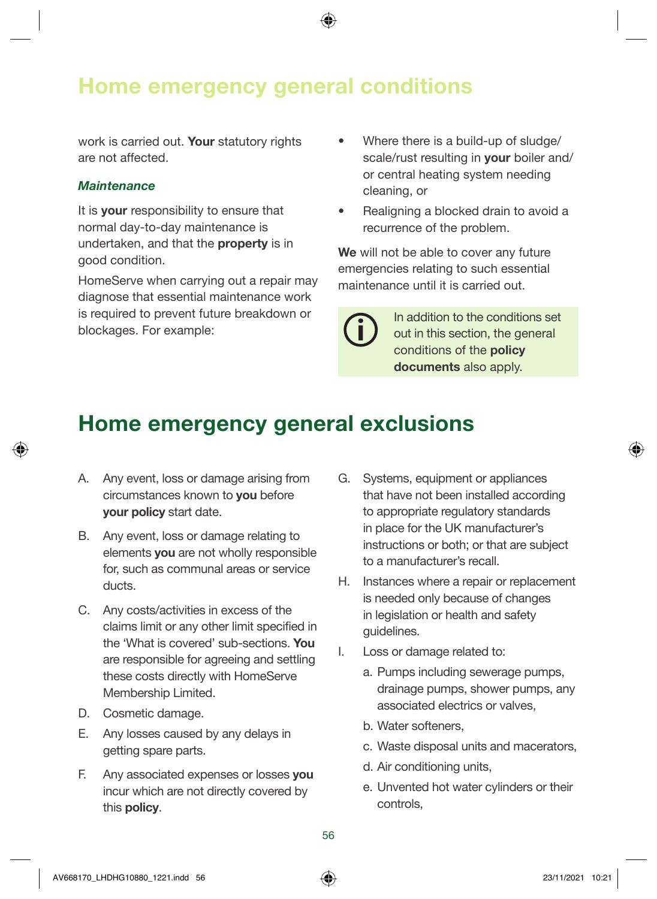# Home emergency general conditions

work is carried out. **Your** statutory rights are not affected.

***Maintenance***

It is **your** responsibility to ensure that normal day-to-day maintenance is undertaken, and that the **property** is in good condition.

HomeServe when carrying out a repair may diagnose that essential maintenance work is required to prevent future breakdown or blockages. For example:

- Where there is a build-up of sludge/scale/rust resulting in **your** boiler and/or central heating system needing cleaning, or
- Realigning a blocked drain to avoid a recurrence of the problem.

**We** will not be able to cover any future emergencies relating to such essential maintenance until it is carried out.

In addition to the conditions set out in this section, the general conditions of the **policy documents** also apply.

# Home emergency general exclusions

A. Any event, loss or damage arising from circumstances known to **you** before **your policy** start date.

B. Any event, loss or damage relating to elements **you** are not wholly responsible for, such as communal areas or service ducts.

C. Any costs/activities in excess of the claims limit or any other limit specified in the 'What is covered' sub-sections. **You** are responsible for agreeing and settling these costs directly with HomeServe Membership Limited.

D. Cosmetic damage.

E. Any losses caused by any delays in getting spare parts.

F. Any associated expenses or losses **you** incur which are not directly covered by this **policy**.

G. Systems, equipment or appliances that have not been installed according to appropriate regulatory standards in place for the UK manufacturer's instructions or both; or that are subject to a manufacturer's recall.

H. Instances where a repair or replacement is needed only because of changes in legislation or health and safety guidelines.

I. Loss or damage related to:

   a. Pumps including sewerage pumps, drainage pumps, shower pumps, any associated electrics or valves,

   b. Water softeners,

   c. Waste disposal units and macerators,

   d. Air conditioning units,

   e. Unvented hot water cylinders or their controls,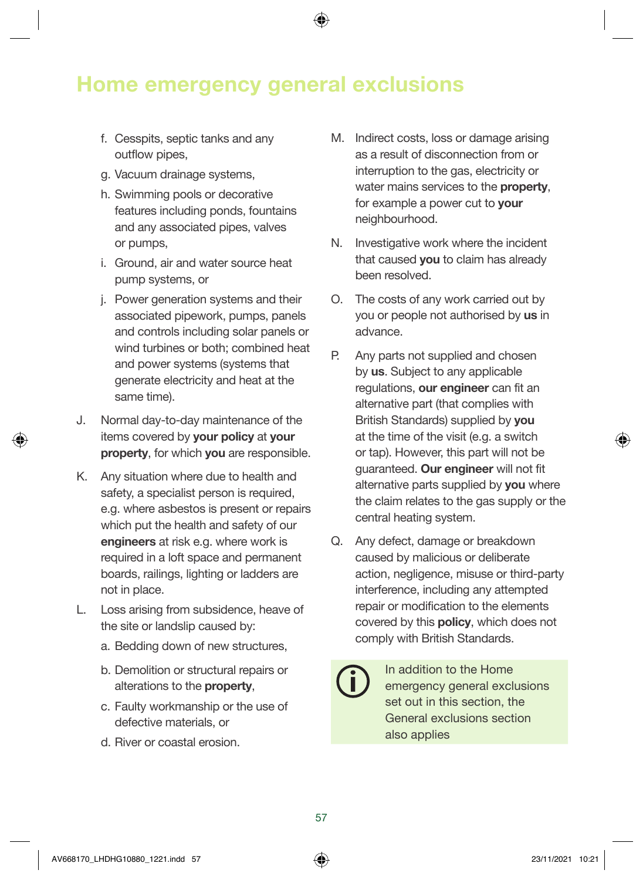# Home emergency general exclusions

   f. Cesspits, septic tanks and any outflow pipes,
   g. Vacuum drainage systems,
   h. Swimming pools or decorative features including ponds, fountains and any associated pipes, valves or pumps,
   i. Ground, air and water source heat pump systems, or
   j. Power generation systems and their associated pipework, pumps, panels and controls including solar panels or wind turbines or both; combined heat and power systems (systems that generate electricity and heat at the same time).

J. Normal day-to-day maintenance of the items covered by **your policy** at **your property**, for which **you** are responsible.

K. Any situation where due to health and safety, a specialist person is required, e.g. where asbestos is present or repairs which put the health and safety of our **engineers** at risk e.g. where work is required in a loft space and permanent boards, railings, lighting or ladders are not in place.

L. Loss arising from subsidence, heave of the site or landslip caused by:
   a. Bedding down of new structures,
   b. Demolition or structural repairs or alterations to the **property**,
   c. Faulty workmanship or the use of defective materials, or
   d. River or coastal erosion.

M. Indirect costs, loss or damage arising as a result of disconnection from or interruption to the gas, electricity or water mains services to the **property**, for example a power cut to **your** neighbourhood.

N. Investigative work where the incident that caused **you** to claim has already been resolved.

O. The costs of any work carried out by you or people not authorised by **us** in advance.

P. Any parts not supplied and chosen by **us**. Subject to any applicable regulations, **our engineer** can fit an alternative part (that complies with British Standards) supplied by **you** at the time of the visit (e.g. a switch or tap). However, this part will not be guaranteed. **Our engineer** will not fit alternative parts supplied by **you** where the claim relates to the gas supply or the central heating system.

Q. Any defect, damage or breakdown caused by malicious or deliberate action, negligence, misuse or third-party interference, including any attempted repair or modification to the elements covered by this **policy**, which does not comply with British Standards.

In addition to the Home emergency general exclusions set out in this section, the General exclusions section also applies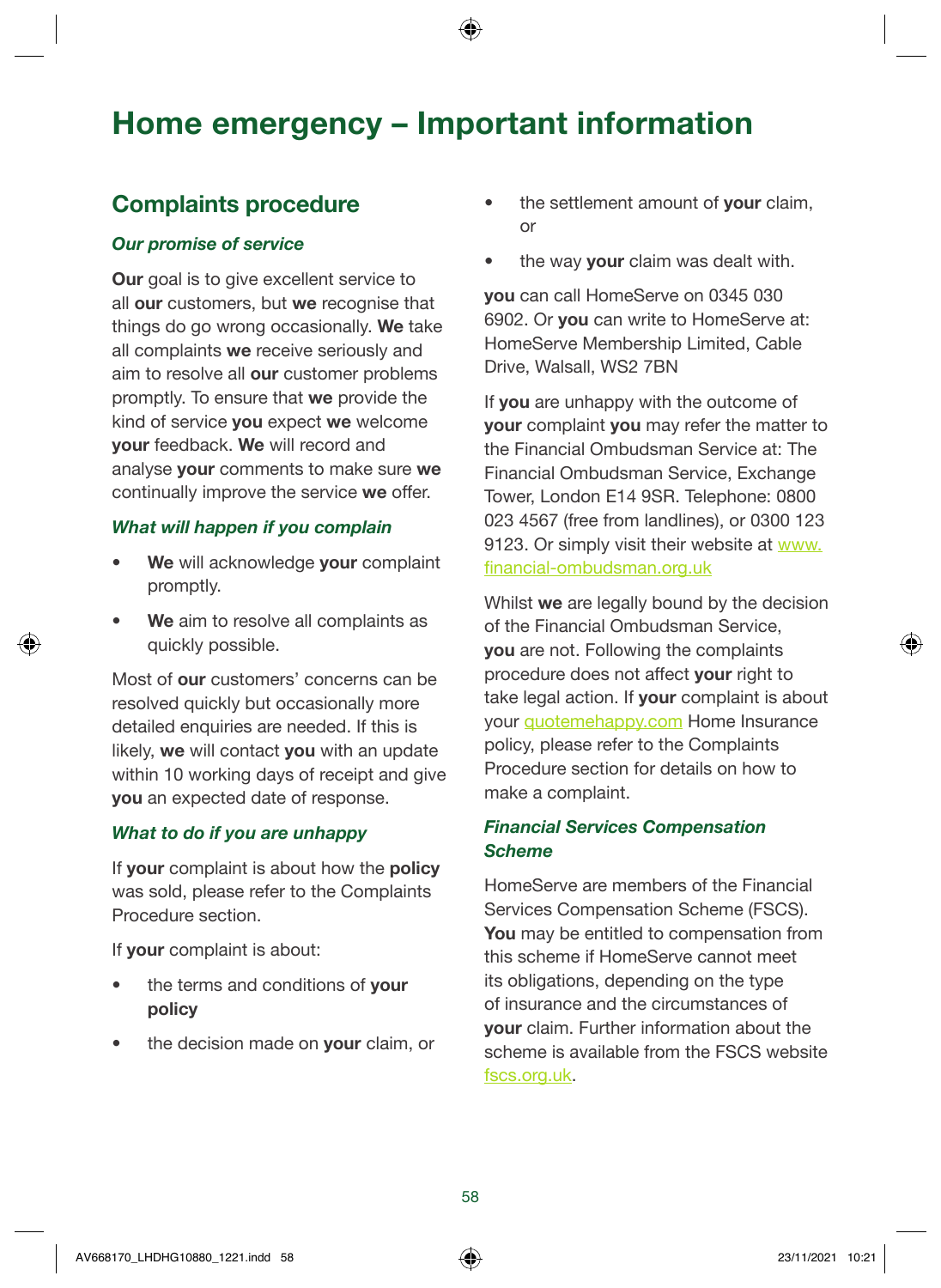# Home emergency – Important information

## Complaints procedure

### *Our promise of service*

**Our** goal is to give excellent service to all **our** customers, but **we** recognise that things do go wrong occasionally. **We** take all complaints **we** receive seriously and aim to resolve all **our** customer problems promptly. To ensure that **we** provide the kind of service **you** expect **we** welcome **your** feedback. **We** will record and analyse **your** comments to make sure **we** continually improve the service **we** offer.

### *What will happen if you complain*

- **We** will acknowledge **your** complaint promptly.
- **We** aim to resolve all complaints as quickly possible.

Most of **our** customers' concerns can be resolved quickly but occasionally more detailed enquiries are needed. If this is likely, **we** will contact **you** with an update within 10 working days of receipt and give **you** an expected date of response.

### *What to do if you are unhappy*

If **your** complaint is about how the **policy** was sold, please refer to the Complaints Procedure section.

If **your** complaint is about:

- the terms and conditions of **your policy**
- the decision made on **your** claim, or
- the settlement amount of **your** claim, or
- the way **your** claim was dealt with.

**you** can call HomeServe on 0345 030 6902. Or **you** can write to HomeServe at: HomeServe Membership Limited, Cable Drive, Walsall, WS2 7BN

If **you** are unhappy with the outcome of **your** complaint **you** may refer the matter to the Financial Ombudsman Service at: The Financial Ombudsman Service, Exchange Tower, London E14 9SR. Telephone: 0800 023 4567 (free from landlines), or 0300 123 9123. Or simply visit their website at www.financial-ombudsman.org.uk

Whilst **we** are legally bound by the decision of the Financial Ombudsman Service, **you** are not. Following the complaints procedure does not affect **your** right to take legal action. If **your** complaint is about your quotemehappy.com Home Insurance policy, please refer to the Complaints Procedure section for details on how to make a complaint.

### *Financial Services Compensation Scheme*

HomeServe are members of the Financial Services Compensation Scheme (FSCS). **You** may be entitled to compensation from this scheme if HomeServe cannot meet its obligations, depending on the type of insurance and the circumstances of **your** claim. Further information about the scheme is available from the FSCS website fscs.org.uk.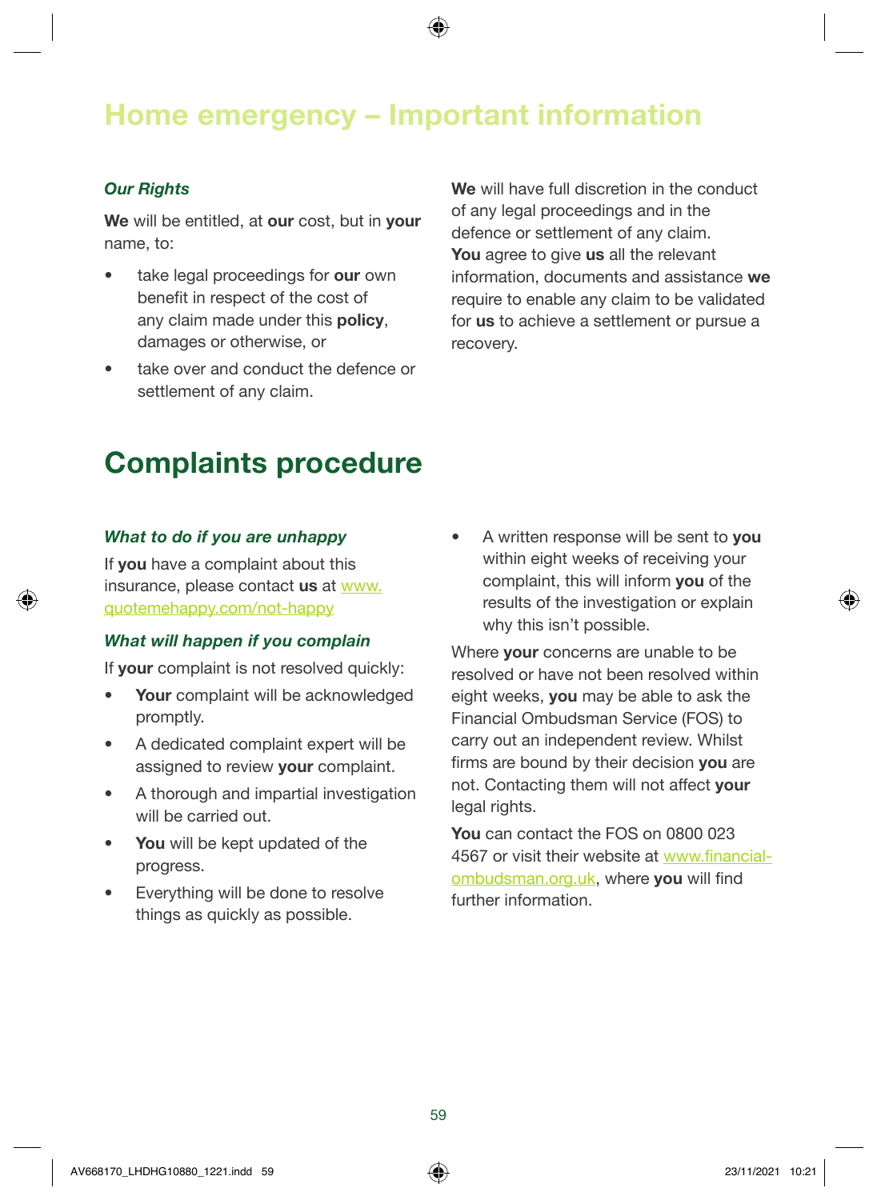# Home emergency – Important information

### *Our Rights*

**We** will be entitled, at **our** cost, but in **your** name, to:

- take legal proceedings for **our** own benefit in respect of the cost of any claim made under this **policy**, damages or otherwise, or
- take over and conduct the defence or settlement of any claim.

**We** will have full discretion in the conduct of any legal proceedings and in the defence or settlement of any claim. **You** agree to give **us** all the relevant information, documents and assistance **we** require to enable any claim to be validated for **us** to achieve a settlement or pursue a recovery.

# Complaints procedure

### *What to do if you are unhappy*

If **you** have a complaint about this insurance, please contact **us** at www.quotemehappy.com/not-happy

### *What will happen if you complain*

If **your** complaint is not resolved quickly:

- **Your** complaint will be acknowledged promptly.
- A dedicated complaint expert will be assigned to review **your** complaint.
- A thorough and impartial investigation will be carried out.
- **You** will be kept updated of the progress.
- Everything will be done to resolve things as quickly as possible.
- A written response will be sent to **you** within eight weeks of receiving your complaint, this will inform **you** of the results of the investigation or explain why this isn't possible.

Where **your** concerns are unable to be resolved or have not been resolved within eight weeks, **you** may be able to ask the Financial Ombudsman Service (FOS) to carry out an independent review. Whilst firms are bound by their decision **you** are not. Contacting them will not affect **your** legal rights.

**You** can contact the FOS on 0800 023 4567 or visit their website at www.financial-ombudsman.org.uk, where **you** will find further information.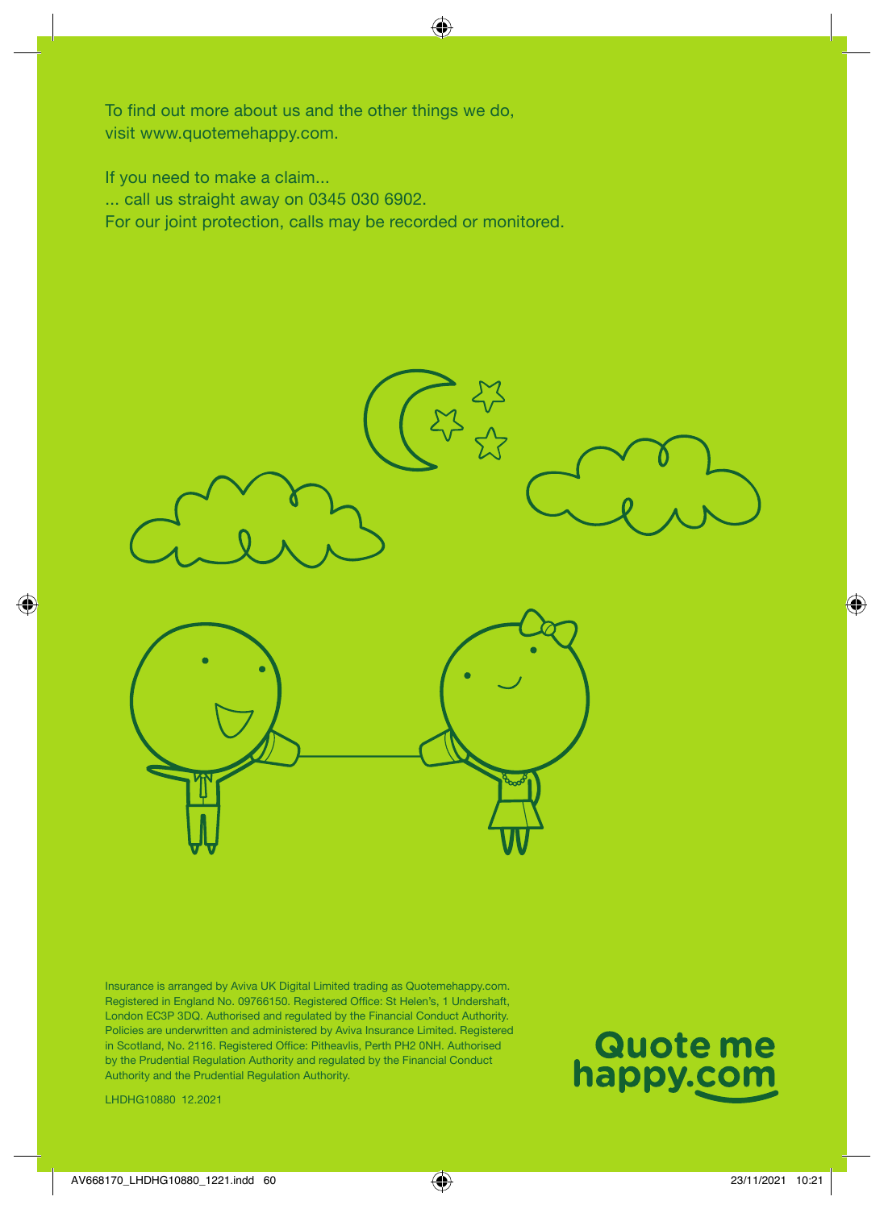To find out more about us and the other things we do, visit www.quotemehappy.com.

If you need to make a claim...
... call us straight away on 0345 030 6902.
For our joint protection, calls may be recorded or monitored.

Insurance is arranged by Aviva UK Digital Limited trading as Quotemehappy.com. Registered in England No. 09766150. Registered Office: St Helen's, 1 Undershaft, London EC3P 3DQ. Authorised and regulated by the Financial Conduct Authority. Policies are underwritten and administered by Aviva Insurance Limited. Registered in Scotland, No. 2116. Registered Office: Pitheavlis, Perth PH2 0NH. Authorised by the Prudential Regulation Authority and regulated by the Financial Conduct Authority and the Prudential Regulation Authority.

LHDHG10880 12.2021

Quote me happy.com